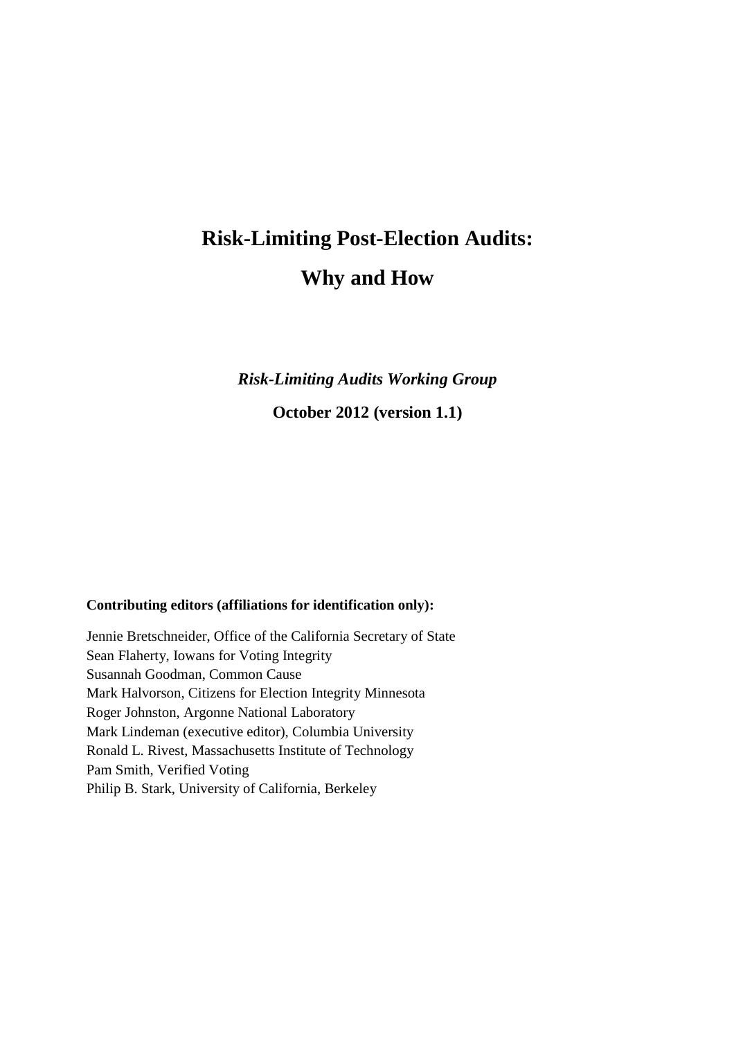# Risk-Limiting Post-Election Audits:

# Why and How

***Risk-Limiting Audits Working Group***

**October 2012 (version 1.1)**

**Contributing editors (affiliations for identification only):**

Jennie Bretschneider, Office of the California Secretary of State
Sean Flaherty, Iowans for Voting Integrity
Susannah Goodman, Common Cause
Mark Halvorson, Citizens for Election Integrity Minnesota
Roger Johnston, Argonne National Laboratory
Mark Lindeman (executive editor), Columbia University
Ronald L. Rivest, Massachusetts Institute of Technology
Pam Smith, Verified Voting
Philip B. Stark, University of California, Berkeley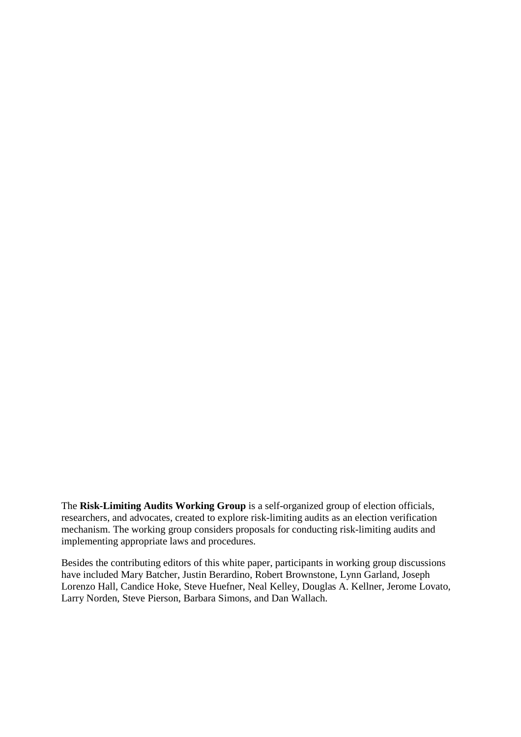The **Risk-Limiting Audits Working Group** is a self-organized group of election officials, researchers, and advocates, created to explore risk-limiting audits as an election verification mechanism. The working group considers proposals for conducting risk-limiting audits and implementing appropriate laws and procedures.

Besides the contributing editors of this white paper, participants in working group discussions have included Mary Batcher, Justin Berardino, Robert Brownstone, Lynn Garland, Joseph Lorenzo Hall, Candice Hoke, Steve Huefner, Neal Kelley, Douglas A. Kellner, Jerome Lovato, Larry Norden, Steve Pierson, Barbara Simons, and Dan Wallach.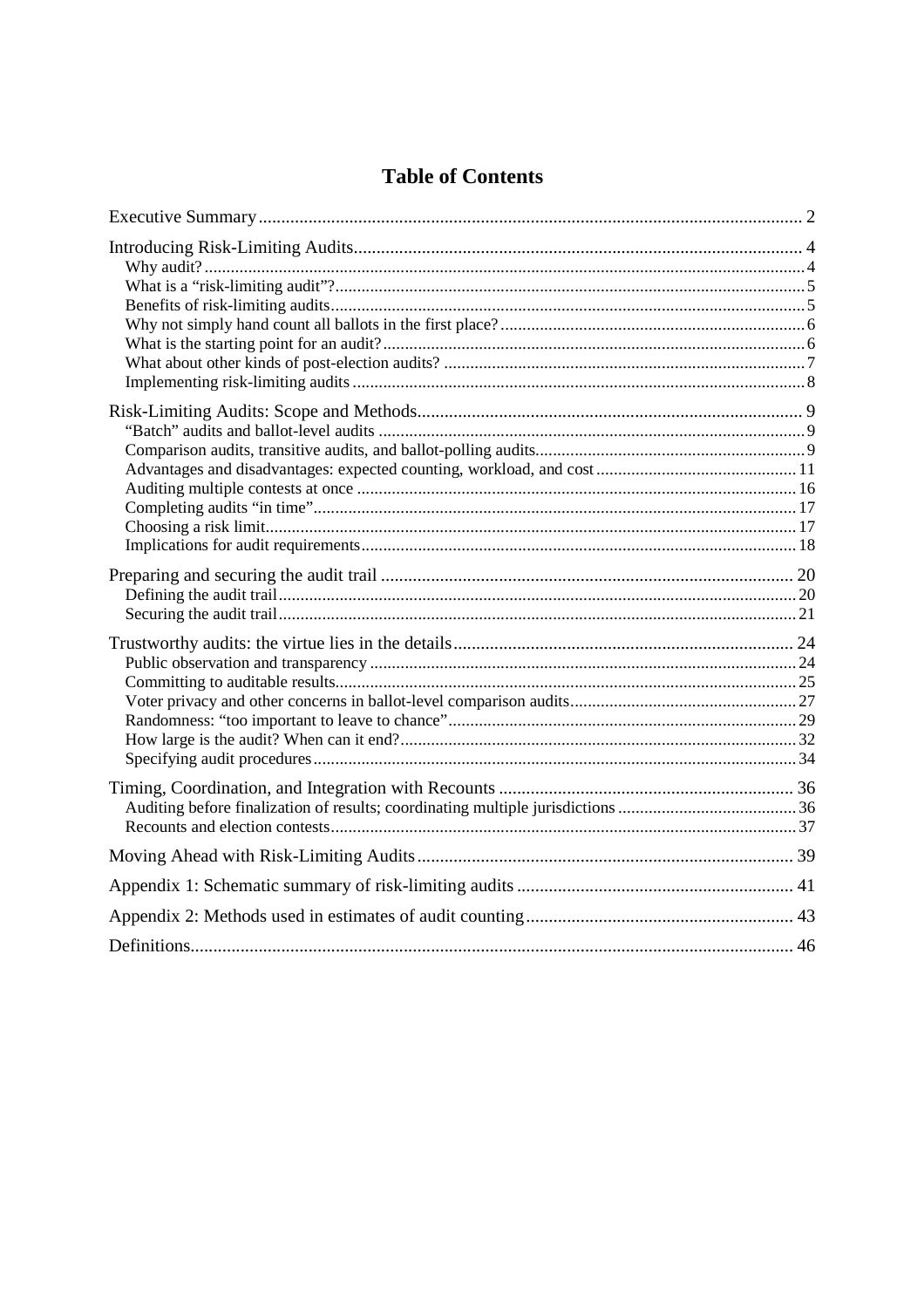# Table of Contents

Executive Summary ..... 2

Introducing Risk-Limiting Audits ..... 4
- Why audit? ..... 4
- What is a "risk-limiting audit"? ..... 5
- Benefits of risk-limiting audits ..... 5
- Why not simply hand count all ballots in the first place? ..... 6
- What is the starting point for an audit? ..... 6
- What about other kinds of post-election audits? ..... 7
- Implementing risk-limiting audits ..... 8

Risk-Limiting Audits: Scope and Methods ..... 9
- "Batch" audits and ballot-level audits ..... 9
- Comparison audits, transitive audits, and ballot-polling audits ..... 9
- Advantages and disadvantages: expected counting, workload, and cost ..... 11
- Auditing multiple contests at once ..... 16
- Completing audits "in time" ..... 17
- Choosing a risk limit ..... 17
- Implications for audit requirements ..... 18

Preparing and securing the audit trail ..... 20
- Defining the audit trail ..... 20
- Securing the audit trail ..... 21

Trustworthy audits: the virtue lies in the details ..... 24
- Public observation and transparency ..... 24
- Committing to auditable results ..... 25
- Voter privacy and other concerns in ballot-level comparison audits ..... 27
- Randomness: "too important to leave to chance" ..... 29
- How large is the audit? When can it end? ..... 32
- Specifying audit procedures ..... 34

Timing, Coordination, and Integration with Recounts ..... 36
- Auditing before finalization of results; coordinating multiple jurisdictions ..... 36
- Recounts and election contests ..... 37

Moving Ahead with Risk-Limiting Audits ..... 39

Appendix 1: Schematic summary of risk-limiting audits ..... 41

Appendix 2: Methods used in estimates of audit counting ..... 43

Definitions ..... 46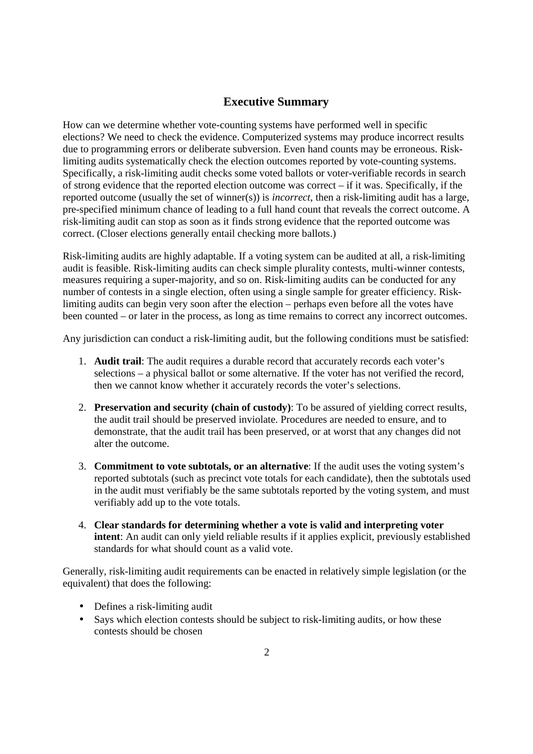## Executive Summary

How can we determine whether vote-counting systems have performed well in specific elections? We need to check the evidence. Computerized systems may produce incorrect results due to programming errors or deliberate subversion. Even hand counts may be erroneous. Risk-limiting audits systematically check the election outcomes reported by vote-counting systems. Specifically, a risk-limiting audit checks some voted ballots or voter-verifiable records in search of strong evidence that the reported election outcome was correct – if it was. Specifically, if the reported outcome (usually the set of winner(s)) is *incorrect*, then a risk-limiting audit has a large, pre-specified minimum chance of leading to a full hand count that reveals the correct outcome. A risk-limiting audit can stop as soon as it finds strong evidence that the reported outcome was correct. (Closer elections generally entail checking more ballots.)

Risk-limiting audits are highly adaptable. If a voting system can be audited at all, a risk-limiting audit is feasible. Risk-limiting audits can check simple plurality contests, multi-winner contests, measures requiring a super-majority, and so on. Risk-limiting audits can be conducted for any number of contests in a single election, often using a single sample for greater efficiency. Risk-limiting audits can begin very soon after the election – perhaps even before all the votes have been counted – or later in the process, as long as time remains to correct any incorrect outcomes.

Any jurisdiction can conduct a risk-limiting audit, but the following conditions must be satisfied:

1. **Audit trail**: The audit requires a durable record that accurately records each voter's selections – a physical ballot or some alternative. If the voter has not verified the record, then we cannot know whether it accurately records the voter's selections.
2. **Preservation and security (chain of custody)**: To be assured of yielding correct results, the audit trail should be preserved inviolate. Procedures are needed to ensure, and to demonstrate, that the audit trail has been preserved, or at worst that any changes did not alter the outcome.
3. **Commitment to vote subtotals, or an alternative**: If the audit uses the voting system's reported subtotals (such as precinct vote totals for each candidate), then the subtotals used in the audit must verifiably be the same subtotals reported by the voting system, and must verifiably add up to the vote totals.
4. **Clear standards for determining whether a vote is valid and interpreting voter intent**: An audit can only yield reliable results if it applies explicit, previously established standards for what should count as a valid vote.

Generally, risk-limiting audit requirements can be enacted in relatively simple legislation (or the equivalent) that does the following:

- Defines a risk-limiting audit
- Says which election contests should be subject to risk-limiting audits, or how these contests should be chosen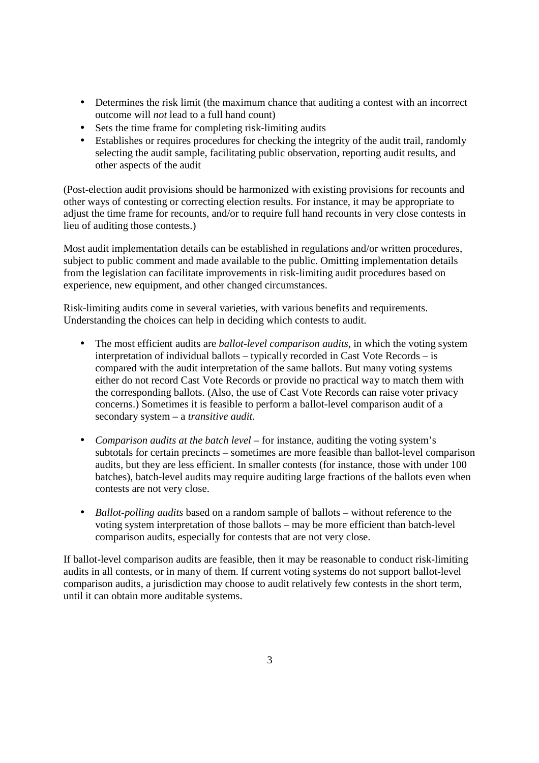- Determines the risk limit (the maximum chance that auditing a contest with an incorrect outcome will *not* lead to a full hand count)
- Sets the time frame for completing risk-limiting audits
- Establishes or requires procedures for checking the integrity of the audit trail, randomly selecting the audit sample, facilitating public observation, reporting audit results, and other aspects of the audit

(Post-election audit provisions should be harmonized with existing provisions for recounts and other ways of contesting or correcting election results. For instance, it may be appropriate to adjust the time frame for recounts, and/or to require full hand recounts in very close contests in lieu of auditing those contests.)

Most audit implementation details can be established in regulations and/or written procedures, subject to public comment and made available to the public. Omitting implementation details from the legislation can facilitate improvements in risk-limiting audit procedures based on experience, new equipment, and other changed circumstances.

Risk-limiting audits come in several varieties, with various benefits and requirements. Understanding the choices can help in deciding which contests to audit.

- The most efficient audits are *ballot-level comparison audits*, in which the voting system interpretation of individual ballots – typically recorded in Cast Vote Records – is compared with the audit interpretation of the same ballots. But many voting systems either do not record Cast Vote Records or provide no practical way to match them with the corresponding ballots. (Also, the use of Cast Vote Records can raise voter privacy concerns.) Sometimes it is feasible to perform a ballot-level comparison audit of a secondary system – a *transitive audit*.

- *Comparison audits at the batch level* – for instance, auditing the voting system's subtotals for certain precincts – sometimes are more feasible than ballot-level comparison audits, but they are less efficient. In smaller contests (for instance, those with under 100 batches), batch-level audits may require auditing large fractions of the ballots even when contests are not very close.

- *Ballot-polling audits* based on a random sample of ballots – without reference to the voting system interpretation of those ballots – may be more efficient than batch-level comparison audits, especially for contests that are not very close.

If ballot-level comparison audits are feasible, then it may be reasonable to conduct risk-limiting audits in all contests, or in many of them. If current voting systems do not support ballot-level comparison audits, a jurisdiction may choose to audit relatively few contests in the short term, until it can obtain more auditable systems.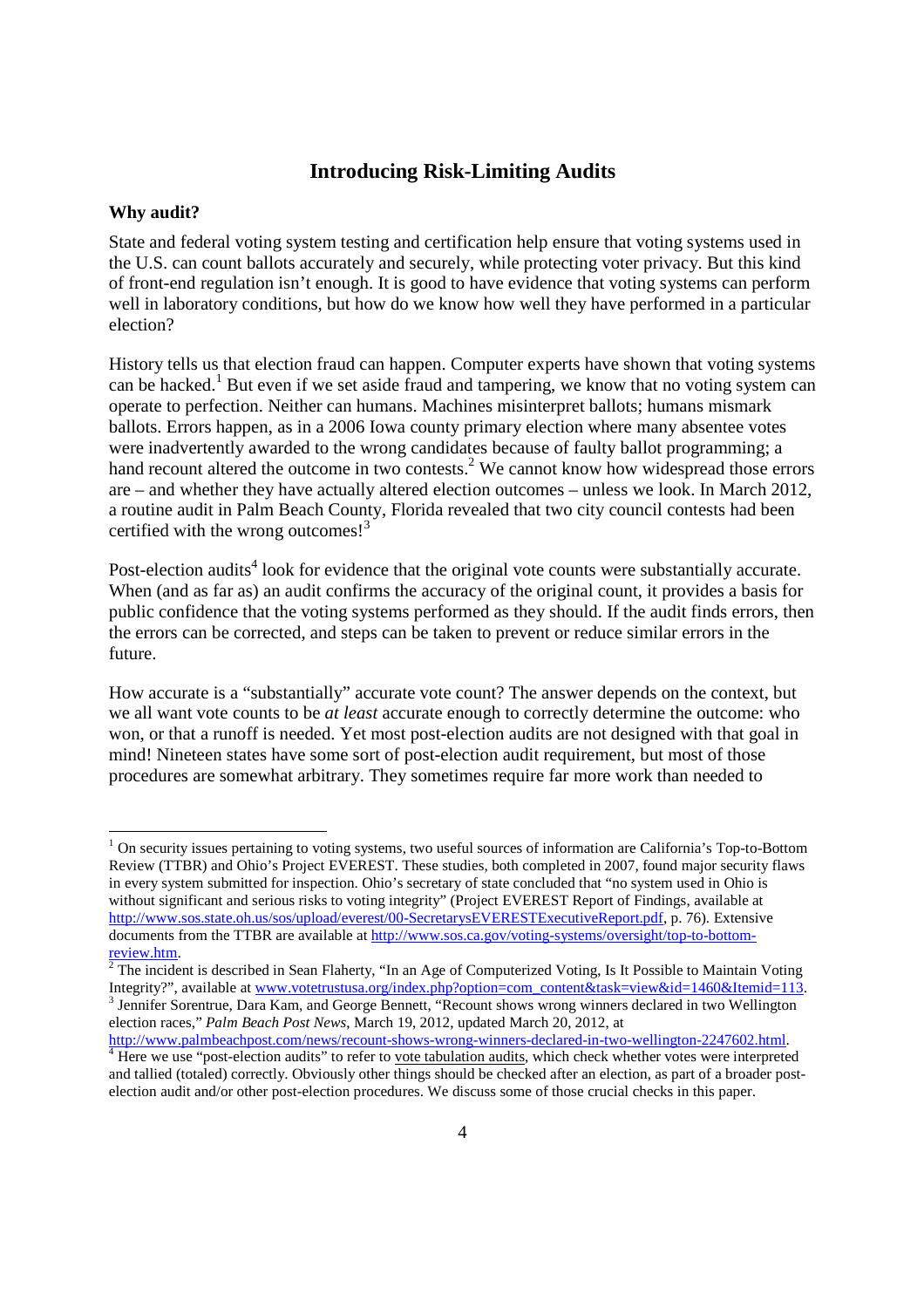## Introducing Risk-Limiting Audits

### Why audit?

State and federal voting system testing and certification help ensure that voting systems used in the U.S. can count ballots accurately and securely, while protecting voter privacy. But this kind of front-end regulation isn't enough. It is good to have evidence that voting systems can perform well in laboratory conditions, but how do we know how well they have performed in a particular election?

History tells us that election fraud can happen. Computer experts have shown that voting systems can be hacked.[1] But even if we set aside fraud and tampering, we know that no voting system can operate to perfection. Neither can humans. Machines misinterpret ballots; humans mismark ballots. Errors happen, as in a 2006 Iowa county primary election where many absentee votes were inadvertently awarded to the wrong candidates because of faulty ballot programming; a hand recount altered the outcome in two contests.[2] We cannot know how widespread those errors are – and whether they have actually altered election outcomes – unless we look. In March 2012, a routine audit in Palm Beach County, Florida revealed that two city council contests had been certified with the wrong outcomes![3]

Post-election audits[4] look for evidence that the original vote counts were substantially accurate. When (and as far as) an audit confirms the accuracy of the original count, it provides a basis for public confidence that the voting systems performed as they should. If the audit finds errors, then the errors can be corrected, and steps can be taken to prevent or reduce similar errors in the future.

How accurate is a "substantially" accurate vote count? The answer depends on the context, but we all want vote counts to be *at least* accurate enough to correctly determine the outcome: who won, or that a runoff is needed. Yet most post-election audits are not designed with that goal in mind! Nineteen states have some sort of post-election audit requirement, but most of those procedures are somewhat arbitrary. They sometimes require far more work than needed to

---

[1] On security issues pertaining to voting systems, two useful sources of information are California's Top-to-Bottom Review (TTBR) and Ohio's Project EVEREST. These studies, both completed in 2007, found major security flaws in every system submitted for inspection. Ohio's secretary of state concluded that "no system used in Ohio is without significant and serious risks to voting integrity" (Project EVEREST Report of Findings, available at http://www.sos.state.oh.us/sos/upload/everest/00-SecretarysEVERESTExecutiveReport.pdf, p. 76). Extensive documents from the TTBR are available at http://www.sos.ca.gov/voting-systems/oversight/top-to-bottom-review.htm.

[2] The incident is described in Sean Flaherty, "In an Age of Computerized Voting, Is It Possible to Maintain Voting Integrity?", available at www.votetrustusa.org/index.php?option=com_content&task=view&id=1460&Itemid=113.

[3] Jennifer Sorentrue, Dara Kam, and George Bennett, "Recount shows wrong winners declared in two Wellington election races," *Palm Beach Post News*, March 19, 2012, updated March 20, 2012, at http://www.palmbeachpost.com/news/recount-shows-wrong-winners-declared-in-two-wellington-2247602.html.

[4] Here we use "post-election audits" to refer to vote tabulation audits, which check whether votes were interpreted and tallied (totaled) correctly. Obviously other things should be checked after an election, as part of a broader post-election audit and/or other post-election procedures. We discuss some of those crucial checks in this paper.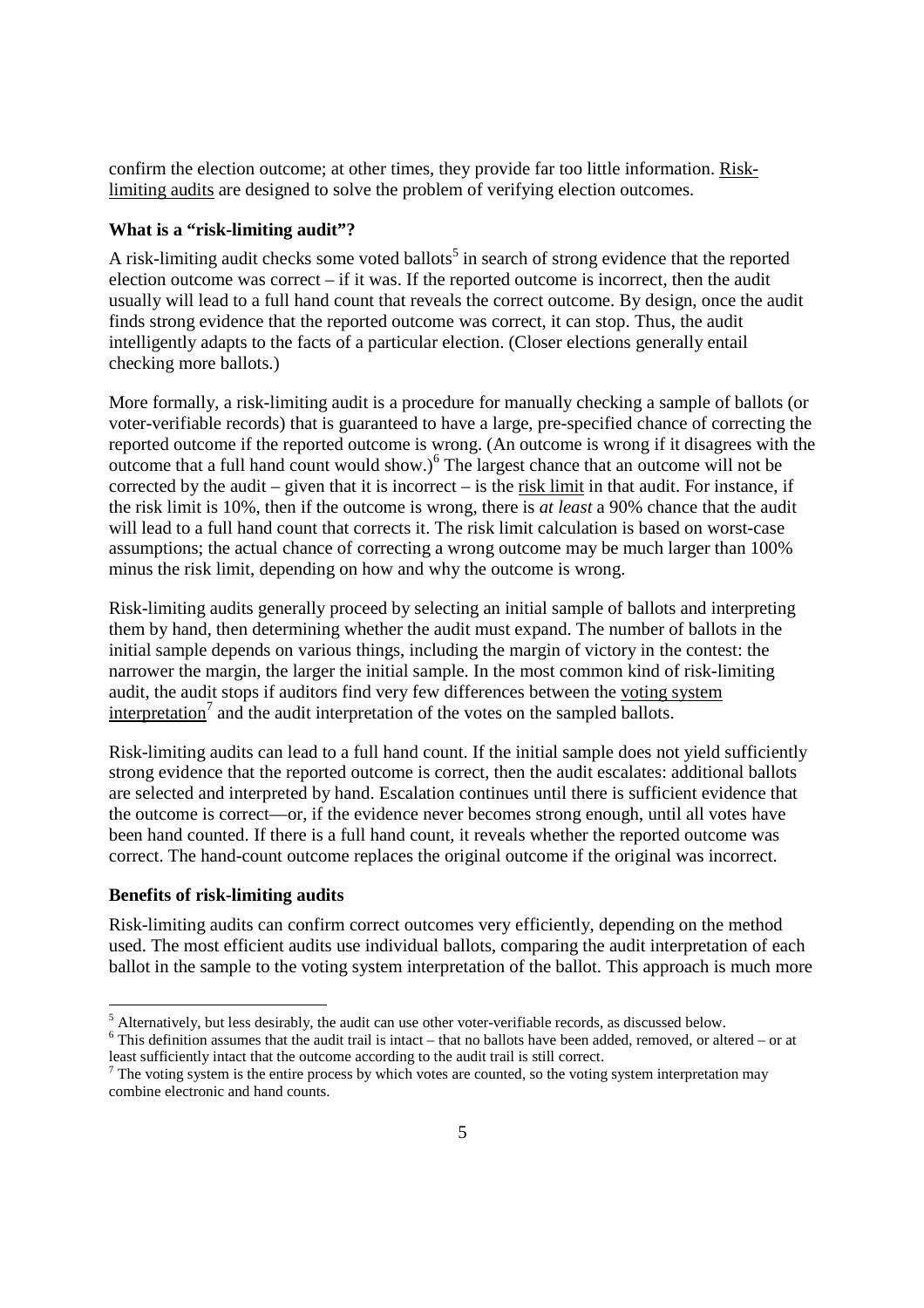confirm the election outcome; at other times, they provide far too little information. Risk-limiting audits are designed to solve the problem of verifying election outcomes.

**What is a "risk-limiting audit"?**

A risk-limiting audit checks some voted ballots[5] in search of strong evidence that the reported election outcome was correct – if it was. If the reported outcome is incorrect, then the audit usually will lead to a full hand count that reveals the correct outcome. By design, once the audit finds strong evidence that the reported outcome was correct, it can stop. Thus, the audit intelligently adapts to the facts of a particular election. (Closer elections generally entail checking more ballots.)

More formally, a risk-limiting audit is a procedure for manually checking a sample of ballots (or voter-verifiable records) that is guaranteed to have a large, pre-specified chance of correcting the reported outcome if the reported outcome is wrong. (An outcome is wrong if it disagrees with the outcome that a full hand count would show.)[6] The largest chance that an outcome will not be corrected by the audit – given that it is incorrect – is the risk limit in that audit. For instance, if the risk limit is 10%, then if the outcome is wrong, there is *at least* a 90% chance that the audit will lead to a full hand count that corrects it. The risk limit calculation is based on worst-case assumptions; the actual chance of correcting a wrong outcome may be much larger than 100% minus the risk limit, depending on how and why the outcome is wrong.

Risk-limiting audits generally proceed by selecting an initial sample of ballots and interpreting them by hand, then determining whether the audit must expand. The number of ballots in the initial sample depends on various things, including the margin of victory in the contest: the narrower the margin, the larger the initial sample. In the most common kind of risk-limiting audit, the audit stops if auditors find very few differences between the voting system interpretation[7] and the audit interpretation of the votes on the sampled ballots.

Risk-limiting audits can lead to a full hand count. If the initial sample does not yield sufficiently strong evidence that the reported outcome is correct, then the audit escalates: additional ballots are selected and interpreted by hand. Escalation continues until there is sufficient evidence that the outcome is correct—or, if the evidence never becomes strong enough, until all votes have been hand counted. If there is a full hand count, it reveals whether the reported outcome was correct. The hand-count outcome replaces the original outcome if the original was incorrect.

**Benefits of risk-limiting audits**

Risk-limiting audits can confirm correct outcomes very efficiently, depending on the method used. The most efficient audits use individual ballots, comparing the audit interpretation of each ballot in the sample to the voting system interpretation of the ballot. This approach is much more

---

[5] Alternatively, but less desirably, the audit can use other voter-verifiable records, as discussed below.

[6] This definition assumes that the audit trail is intact – that no ballots have been added, removed, or altered – or at least sufficiently intact that the outcome according to the audit trail is still correct.

[7] The voting system is the entire process by which votes are counted, so the voting system interpretation may combine electronic and hand counts.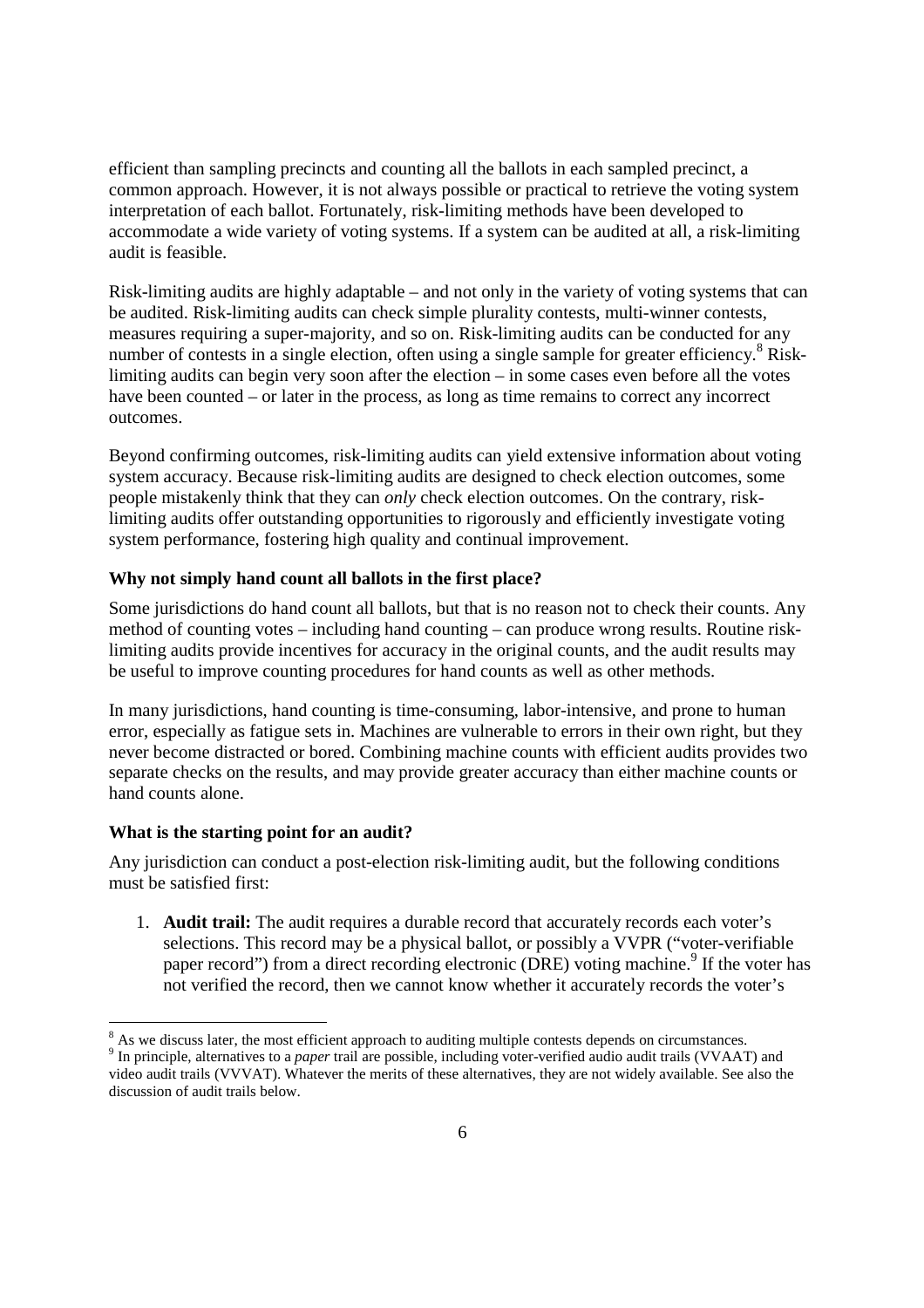efficient than sampling precincts and counting all the ballots in each sampled precinct, a common approach. However, it is not always possible or practical to retrieve the voting system interpretation of each ballot. Fortunately, risk-limiting methods have been developed to accommodate a wide variety of voting systems. If a system can be audited at all, a risk-limiting audit is feasible.

Risk-limiting audits are highly adaptable – and not only in the variety of voting systems that can be audited. Risk-limiting audits can check simple plurality contests, multi-winner contests, measures requiring a super-majority, and so on. Risk-limiting audits can be conducted for any number of contests in a single election, often using a single sample for greater efficiency.[8] Risk-limiting audits can begin very soon after the election – in some cases even before all the votes have been counted – or later in the process, as long as time remains to correct any incorrect outcomes.

Beyond confirming outcomes, risk-limiting audits can yield extensive information about voting system accuracy. Because risk-limiting audits are designed to check election outcomes, some people mistakenly think that they can *only* check election outcomes. On the contrary, risk-limiting audits offer outstanding opportunities to rigorously and efficiently investigate voting system performance, fostering high quality and continual improvement.

**Why not simply hand count all ballots in the first place?**

Some jurisdictions do hand count all ballots, but that is no reason not to check their counts. Any method of counting votes – including hand counting – can produce wrong results. Routine risk-limiting audits provide incentives for accuracy in the original counts, and the audit results may be useful to improve counting procedures for hand counts as well as other methods.

In many jurisdictions, hand counting is time-consuming, labor-intensive, and prone to human error, especially as fatigue sets in. Machines are vulnerable to errors in their own right, but they never become distracted or bored. Combining machine counts with efficient audits provides two separate checks on the results, and may provide greater accuracy than either machine counts or hand counts alone.

**What is the starting point for an audit?**

Any jurisdiction can conduct a post-election risk-limiting audit, but the following conditions must be satisfied first:

1. **Audit trail:** The audit requires a durable record that accurately records each voter's selections. This record may be a physical ballot, or possibly a VVPR ("voter-verifiable paper record") from a direct recording electronic (DRE) voting machine.[9] If the voter has not verified the record, then we cannot know whether it accurately records the voter's

---

[8] As we discuss later, the most efficient approach to auditing multiple contests depends on circumstances.

[9] In principle, alternatives to a *paper* trail are possible, including voter-verified audio audit trails (VVAAT) and video audit trails (VVVAT). Whatever the merits of these alternatives, they are not widely available. See also the discussion of audit trails below.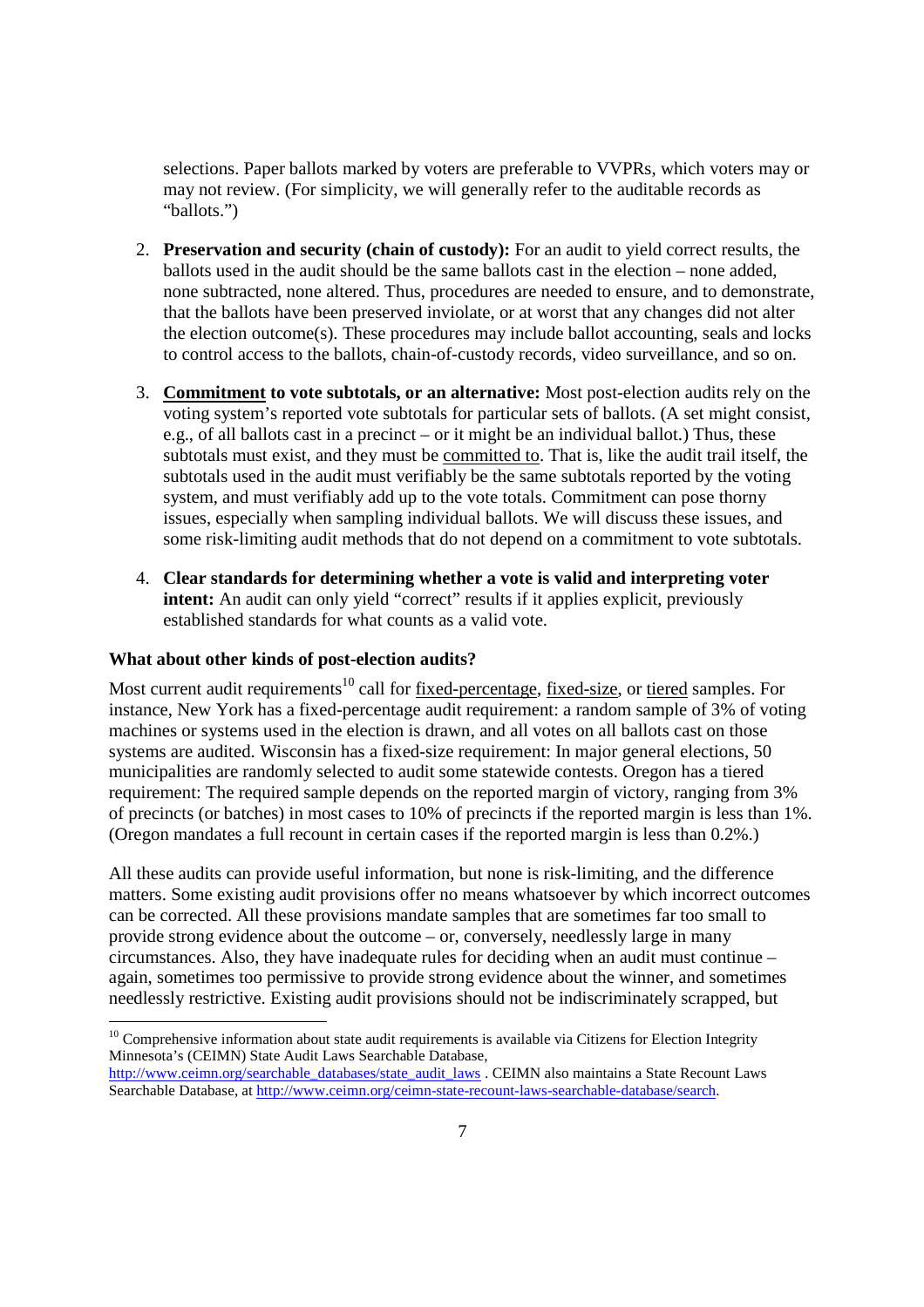selections. Paper ballots marked by voters are preferable to VVPRs, which voters may or may not review. (For simplicity, we will generally refer to the auditable records as "ballots.")

2. **Preservation and security (chain of custody):** For an audit to yield correct results, the ballots used in the audit should be the same ballots cast in the election – none added, none subtracted, none altered. Thus, procedures are needed to ensure, and to demonstrate, that the ballots have been preserved inviolate, or at worst that any changes did not alter the election outcome(s). These procedures may include ballot accounting, seals and locks to control access to the ballots, chain-of-custody records, video surveillance, and so on.

3. **Commitment to vote subtotals, or an alternative:** Most post-election audits rely on the voting system's reported vote subtotals for particular sets of ballots. (A set might consist, e.g., of all ballots cast in a precinct – or it might be an individual ballot.) Thus, these subtotals must exist, and they must be committed to. That is, like the audit trail itself, the subtotals used in the audit must verifiably be the same subtotals reported by the voting system, and must verifiably add up to the vote totals. Commitment can pose thorny issues, especially when sampling individual ballots. We will discuss these issues, and some risk-limiting audit methods that do not depend on a commitment to vote subtotals.

4. **Clear standards for determining whether a vote is valid and interpreting voter intent:** An audit can only yield "correct" results if it applies explicit, previously established standards for what counts as a valid vote.

**What about other kinds of post-election audits?**

Most current audit requirements[10] call for fixed-percentage, fixed-size, or tiered samples. For instance, New York has a fixed-percentage audit requirement: a random sample of 3% of voting machines or systems used in the election is drawn, and all votes on all ballots cast on those systems are audited. Wisconsin has a fixed-size requirement: In major general elections, 50 municipalities are randomly selected to audit some statewide contests. Oregon has a tiered requirement: The required sample depends on the reported margin of victory, ranging from 3% of precincts (or batches) in most cases to 10% of precincts if the reported margin is less than 1%. (Oregon mandates a full recount in certain cases if the reported margin is less than 0.2%.)

All these audits can provide useful information, but none is risk-limiting, and the difference matters. Some existing audit provisions offer no means whatsoever by which incorrect outcomes can be corrected. All these provisions mandate samples that are sometimes far too small to provide strong evidence about the outcome – or, conversely, needlessly large in many circumstances. Also, they have inadequate rules for deciding when an audit must continue – again, sometimes too permissive to provide strong evidence about the winner, and sometimes needlessly restrictive. Existing audit provisions should not be indiscriminately scrapped, but

[10] Comprehensive information about state audit requirements is available via Citizens for Election Integrity Minnesota's (CEIMN) State Audit Laws Searchable Database, http://www.ceimn.org/searchable_databases/state_audit_laws . CEIMN also maintains a State Recount Laws Searchable Database, at http://www.ceimn.org/ceimn-state-recount-laws-searchable-database/search.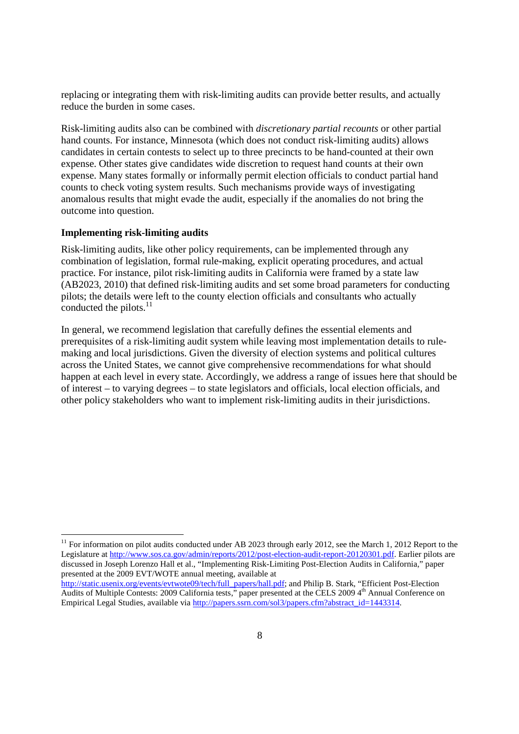replacing or integrating them with risk-limiting audits can provide better results, and actually reduce the burden in some cases.

Risk-limiting audits also can be combined with *discretionary partial recounts* or other partial hand counts. For instance, Minnesota (which does not conduct risk-limiting audits) allows candidates in certain contests to select up to three precincts to be hand-counted at their own expense. Other states give candidates wide discretion to request hand counts at their own expense. Many states formally or informally permit election officials to conduct partial hand counts to check voting system results. Such mechanisms provide ways of investigating anomalous results that might evade the audit, especially if the anomalies do not bring the outcome into question.

**Implementing risk-limiting audits**

Risk-limiting audits, like other policy requirements, can be implemented through any combination of legislation, formal rule-making, explicit operating procedures, and actual practice. For instance, pilot risk-limiting audits in California were framed by a state law (AB2023, 2010) that defined risk-limiting audits and set some broad parameters for conducting pilots; the details were left to the county election officials and consultants who actually conducted the pilots.[11]

In general, we recommend legislation that carefully defines the essential elements and prerequisites of a risk-limiting audit system while leaving most implementation details to rule-making and local jurisdictions. Given the diversity of election systems and political cultures across the United States, we cannot give comprehensive recommendations for what should happen at each level in every state. Accordingly, we address a range of issues here that should be of interest – to varying degrees – to state legislators and officials, local election officials, and other policy stakeholders who want to implement risk-limiting audits in their jurisdictions.

---

[11] For information on pilot audits conducted under AB 2023 through early 2012, see the March 1, 2012 Report to the Legislature at http://www.sos.ca.gov/admin/reports/2012/post-election-audit-report-20120301.pdf. Earlier pilots are discussed in Joseph Lorenzo Hall et al., "Implementing Risk-Limiting Post-Election Audits in California," paper presented at the 2009 EVT/WOTE annual meeting, available at http://static.usenix.org/events/evtwote09/tech/full_papers/hall.pdf; and Philip B. Stark, "Efficient Post-Election Audits of Multiple Contests: 2009 California tests," paper presented at the CELS 2009 4th Annual Conference on Empirical Legal Studies, available via http://papers.ssrn.com/sol3/papers.cfm?abstract_id=1443314.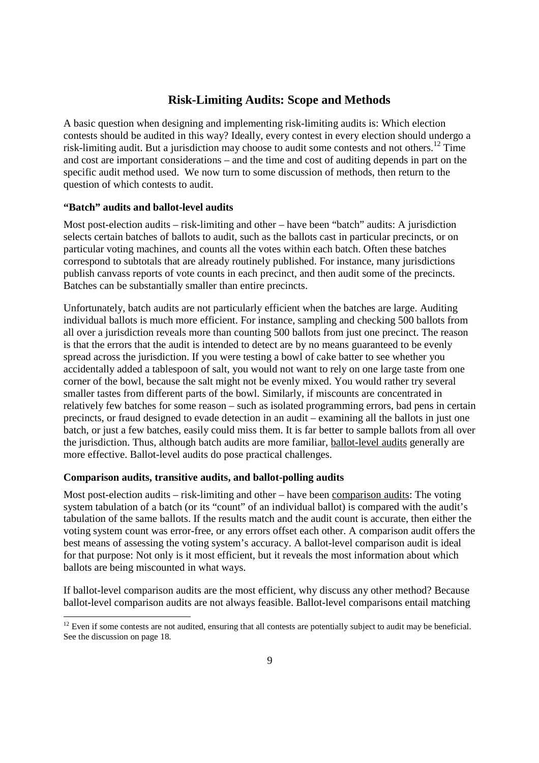## Risk-Limiting Audits: Scope and Methods

A basic question when designing and implementing risk-limiting audits is: Which election contests should be audited in this way? Ideally, every contest in every election should undergo a risk-limiting audit. But a jurisdiction may choose to audit some contests and not others.[12] Time and cost are important considerations – and the time and cost of auditing depends in part on the specific audit method used. We now turn to some discussion of methods, then return to the question of which contests to audit.

### "Batch" audits and ballot-level audits

Most post-election audits – risk-limiting and other – have been "batch" audits: A jurisdiction selects certain batches of ballots to audit, such as the ballots cast in particular precincts, or on particular voting machines, and counts all the votes within each batch. Often these batches correspond to subtotals that are already routinely published. For instance, many jurisdictions publish canvass reports of vote counts in each precinct, and then audit some of the precincts. Batches can be substantially smaller than entire precincts.

Unfortunately, batch audits are not particularly efficient when the batches are large. Auditing individual ballots is much more efficient. For instance, sampling and checking 500 ballots from all over a jurisdiction reveals more than counting 500 ballots from just one precinct. The reason is that the errors that the audit is intended to detect are by no means guaranteed to be evenly spread across the jurisdiction. If you were testing a bowl of cake batter to see whether you accidentally added a tablespoon of salt, you would not want to rely on one large taste from one corner of the bowl, because the salt might not be evenly mixed. You would rather try several smaller tastes from different parts of the bowl. Similarly, if miscounts are concentrated in relatively few batches for some reason – such as isolated programming errors, bad pens in certain precincts, or fraud designed to evade detection in an audit – examining all the ballots in just one batch, or just a few batches, easily could miss them. It is far better to sample ballots from all over the jurisdiction. Thus, although batch audits are more familiar, ballot-level audits generally are more effective. Ballot-level audits do pose practical challenges.

### Comparison audits, transitive audits, and ballot-polling audits

Most post-election audits – risk-limiting and other – have been comparison audits: The voting system tabulation of a batch (or its "count" of an individual ballot) is compared with the audit's tabulation of the same ballots. If the results match and the audit count is accurate, then either the voting system count was error-free, or any errors offset each other. A comparison audit offers the best means of assessing the voting system's accuracy. A ballot-level comparison audit is ideal for that purpose: Not only is it most efficient, but it reveals the most information about which ballots are being miscounted in what ways.

If ballot-level comparison audits are the most efficient, why discuss any other method? Because ballot-level comparison audits are not always feasible. Ballot-level comparisons entail matching

[12] Even if some contests are not audited, ensuring that all contests are potentially subject to audit may be beneficial. See the discussion on page 18.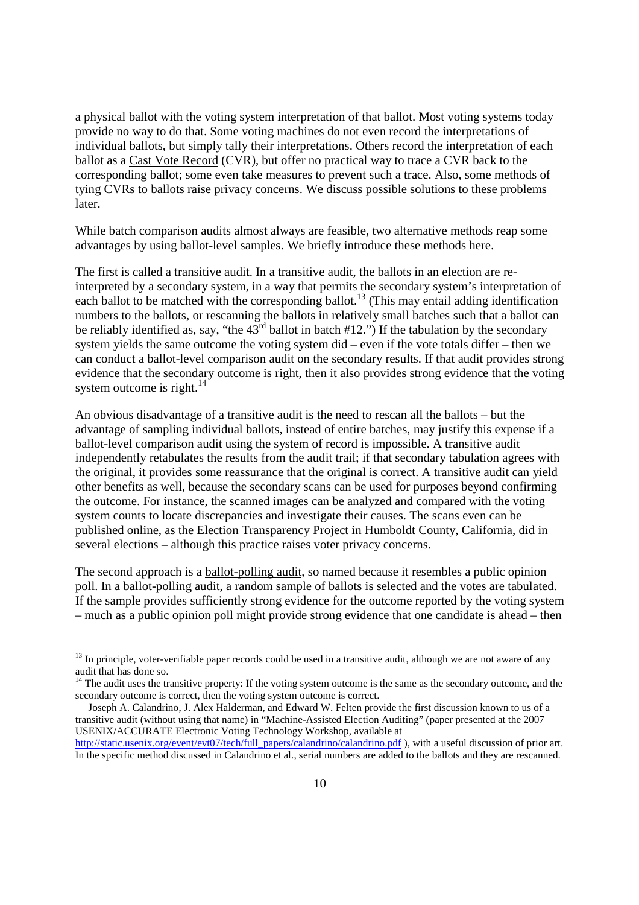a physical ballot with the voting system interpretation of that ballot. Most voting systems today provide no way to do that. Some voting machines do not even record the interpretations of individual ballots, but simply tally their interpretations. Others record the interpretation of each ballot as a Cast Vote Record (CVR), but offer no practical way to trace a CVR back to the corresponding ballot; some even take measures to prevent such a trace. Also, some methods of tying CVRs to ballots raise privacy concerns. We discuss possible solutions to these problems later.

While batch comparison audits almost always are feasible, two alternative methods reap some advantages by using ballot-level samples. We briefly introduce these methods here.

The first is called a transitive audit. In a transitive audit, the ballots in an election are re-interpreted by a secondary system, in a way that permits the secondary system's interpretation of each ballot to be matched with the corresponding ballot.[13] (This may entail adding identification numbers to the ballots, or rescanning the ballots in relatively small batches such that a ballot can be reliably identified as, say, "the 43rd ballot in batch #12.") If the tabulation by the secondary system yields the same outcome the voting system did – even if the vote totals differ – then we can conduct a ballot-level comparison audit on the secondary results. If that audit provides strong evidence that the secondary outcome is right, then it also provides strong evidence that the voting system outcome is right.[14]

An obvious disadvantage of a transitive audit is the need to rescan all the ballots – but the advantage of sampling individual ballots, instead of entire batches, may justify this expense if a ballot-level comparison audit using the system of record is impossible. A transitive audit independently retabulates the results from the audit trail; if that secondary tabulation agrees with the original, it provides some reassurance that the original is correct. A transitive audit can yield other benefits as well, because the secondary scans can be used for purposes beyond confirming the outcome. For instance, the scanned images can be analyzed and compared with the voting system counts to locate discrepancies and investigate their causes. The scans even can be published online, as the Election Transparency Project in Humboldt County, California, did in several elections – although this practice raises voter privacy concerns.

The second approach is a ballot-polling audit, so named because it resembles a public opinion poll. In a ballot-polling audit, a random sample of ballots is selected and the votes are tabulated. If the sample provides sufficiently strong evidence for the outcome reported by the voting system – much as a public opinion poll might provide strong evidence that one candidate is ahead – then

---

[13] In principle, voter-verifiable paper records could be used in a transitive audit, although we are not aware of any audit that has done so.

[14] The audit uses the transitive property: If the voting system outcome is the same as the secondary outcome, and the secondary outcome is correct, then the voting system outcome is correct.

Joseph A. Calandrino, J. Alex Halderman, and Edward W. Felten provide the first discussion known to us of a transitive audit (without using that name) in "Machine-Assisted Election Auditing" (paper presented at the 2007 USENIX/ACCURATE Electronic Voting Technology Workshop, available at http://static.usenix.org/event/evt07/tech/full_papers/calandrino/calandrino.pdf ), with a useful discussion of prior art. In the specific method discussed in Calandrino et al., serial numbers are added to the ballots and they are rescanned.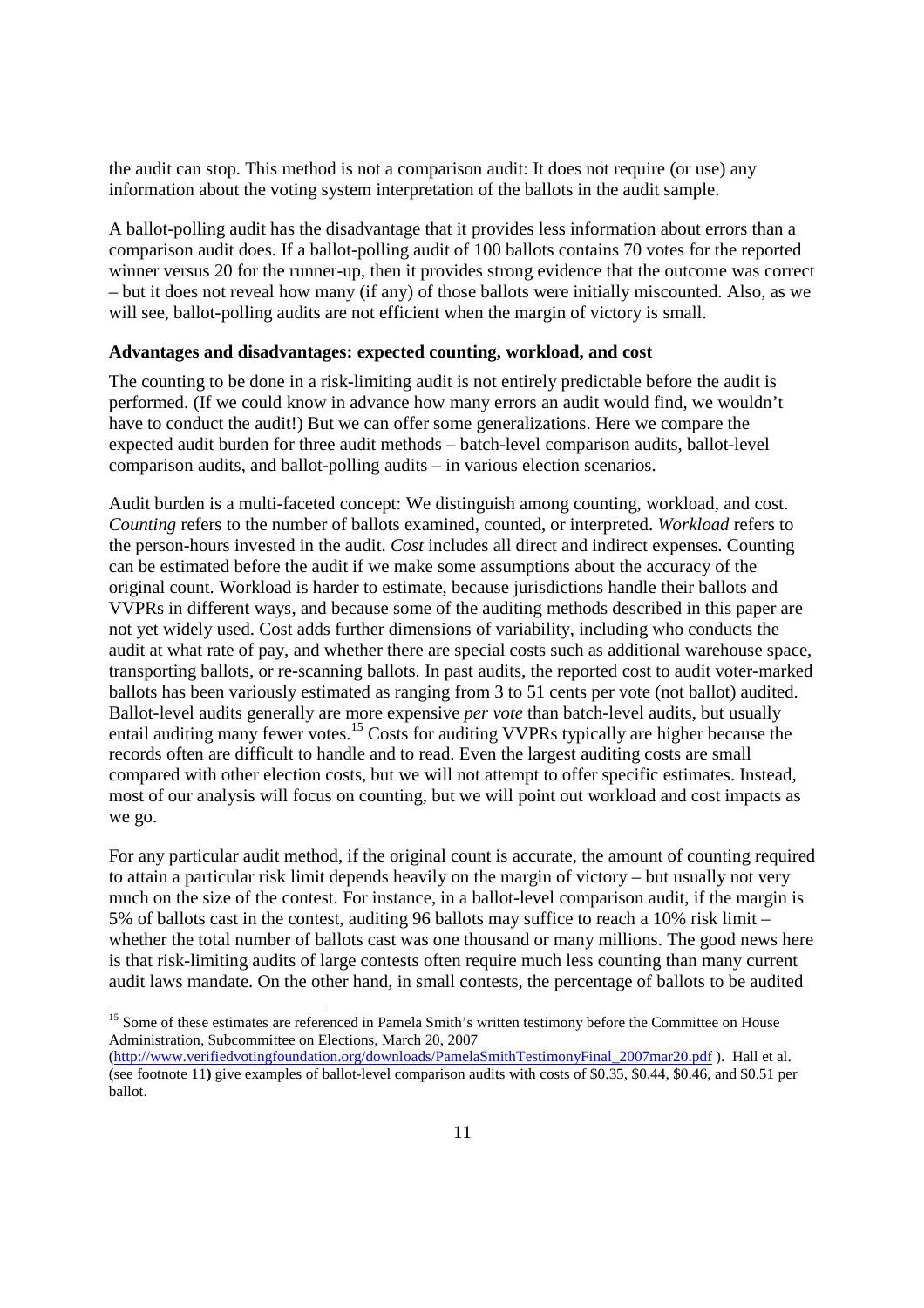the audit can stop. This method is not a comparison audit: It does not require (or use) any information about the voting system interpretation of the ballots in the audit sample.

A ballot-polling audit has the disadvantage that it provides less information about errors than a comparison audit does. If a ballot-polling audit of 100 ballots contains 70 votes for the reported winner versus 20 for the runner-up, then it provides strong evidence that the outcome was correct – but it does not reveal how many (if any) of those ballots were initially miscounted. Also, as we will see, ballot-polling audits are not efficient when the margin of victory is small.

**Advantages and disadvantages: expected counting, workload, and cost**

The counting to be done in a risk-limiting audit is not entirely predictable before the audit is performed. (If we could know in advance how many errors an audit would find, we wouldn't have to conduct the audit!) But we can offer some generalizations. Here we compare the expected audit burden for three audit methods – batch-level comparison audits, ballot-level comparison audits, and ballot-polling audits – in various election scenarios.

Audit burden is a multi-faceted concept: We distinguish among counting, workload, and cost. *Counting* refers to the number of ballots examined, counted, or interpreted. *Workload* refers to the person-hours invested in the audit. *Cost* includes all direct and indirect expenses. Counting can be estimated before the audit if we make some assumptions about the accuracy of the original count. Workload is harder to estimate, because jurisdictions handle their ballots and VVPRs in different ways, and because some of the auditing methods described in this paper are not yet widely used. Cost adds further dimensions of variability, including who conducts the audit at what rate of pay, and whether there are special costs such as additional warehouse space, transporting ballots, or re-scanning ballots. In past audits, the reported cost to audit voter-marked ballots has been variously estimated as ranging from 3 to 51 cents per vote (not ballot) audited. Ballot-level audits generally are more expensive *per vote* than batch-level audits, but usually entail auditing many fewer votes.[15] Costs for auditing VVPRs typically are higher because the records often are difficult to handle and to read. Even the largest auditing costs are small compared with other election costs, but we will not attempt to offer specific estimates. Instead, most of our analysis will focus on counting, but we will point out workload and cost impacts as we go.

For any particular audit method, if the original count is accurate, the amount of counting required to attain a particular risk limit depends heavily on the margin of victory – but usually not very much on the size of the contest. For instance, in a ballot-level comparison audit, if the margin is 5% of ballots cast in the contest, auditing 96 ballots may suffice to reach a 10% risk limit – whether the total number of ballots cast was one thousand or many millions. The good news here is that risk-limiting audits of large contests often require much less counting than many current audit laws mandate. On the other hand, in small contests, the percentage of ballots to be audited

---

[15] Some of these estimates are referenced in Pamela Smith's written testimony before the Committee on House Administration, Subcommittee on Elections, March 20, 2007 (http://www.verifiedvotingfoundation.org/downloads/PamelaSmithTestimonyFinal_2007mar20.pdf ). Hall et al. (see footnote 11) give examples of ballot-level comparison audits with costs of $0.35, $0.44, $0.46, and $0.51 per ballot.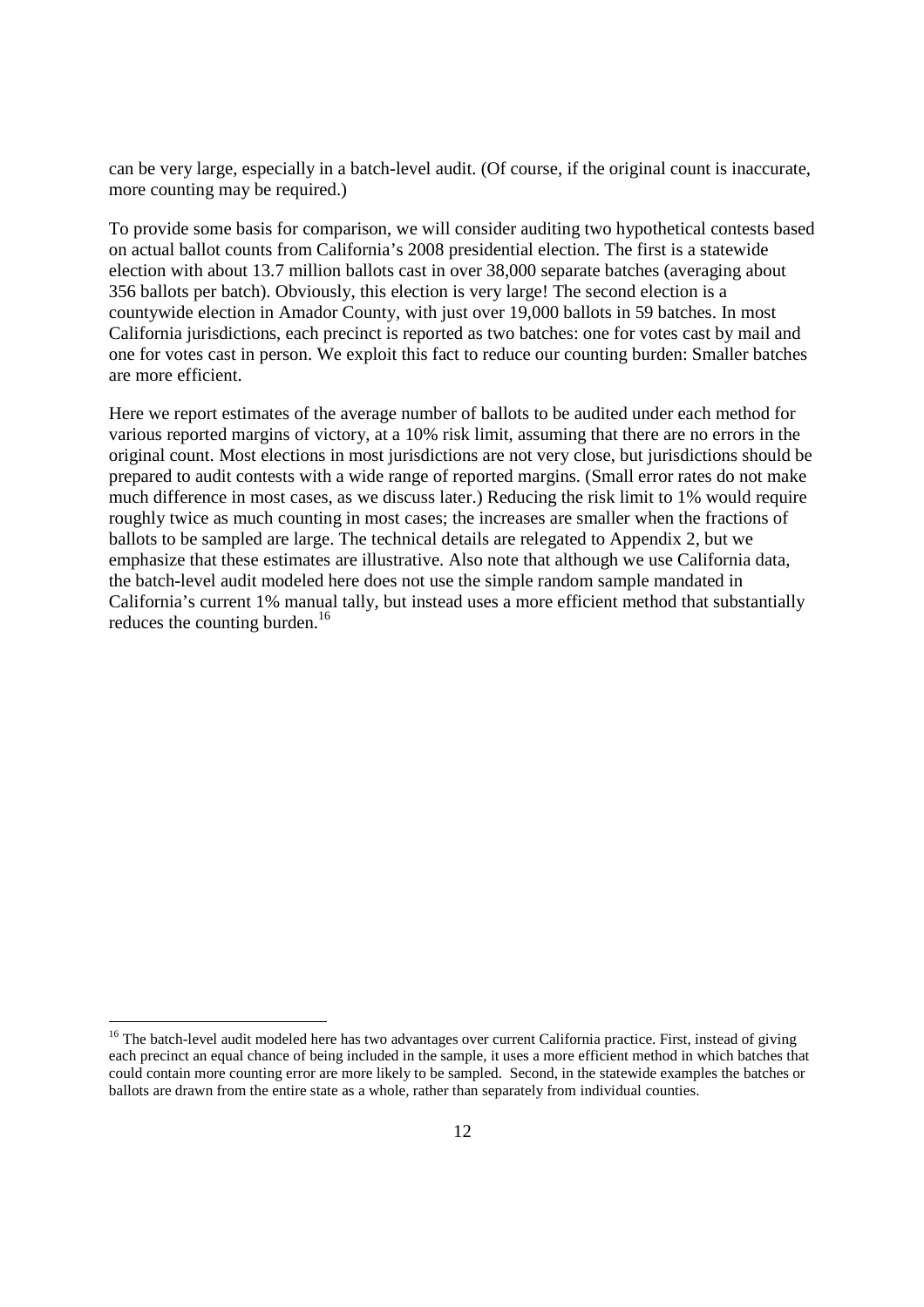can be very large, especially in a batch-level audit. (Of course, if the original count is inaccurate, more counting may be required.)

To provide some basis for comparison, we will consider auditing two hypothetical contests based on actual ballot counts from California's 2008 presidential election. The first is a statewide election with about 13.7 million ballots cast in over 38,000 separate batches (averaging about 356 ballots per batch). Obviously, this election is very large! The second election is a countywide election in Amador County, with just over 19,000 ballots in 59 batches. In most California jurisdictions, each precinct is reported as two batches: one for votes cast by mail and one for votes cast in person. We exploit this fact to reduce our counting burden: Smaller batches are more efficient.

Here we report estimates of the average number of ballots to be audited under each method for various reported margins of victory, at a 10% risk limit, assuming that there are no errors in the original count. Most elections in most jurisdictions are not very close, but jurisdictions should be prepared to audit contests with a wide range of reported margins. (Small error rates do not make much difference in most cases, as we discuss later.) Reducing the risk limit to 1% would require roughly twice as much counting in most cases; the increases are smaller when the fractions of ballots to be sampled are large. The technical details are relegated to Appendix 2, but we emphasize that these estimates are illustrative. Also note that although we use California data, the batch-level audit modeled here does not use the simple random sample mandated in California's current 1% manual tally, but instead uses a more efficient method that substantially reduces the counting burden.[16]

---

[16] The batch-level audit modeled here has two advantages over current California practice. First, instead of giving each precinct an equal chance of being included in the sample, it uses a more efficient method in which batches that could contain more counting error are more likely to be sampled. Second, in the statewide examples the batches or ballots are drawn from the entire state as a whole, rather than separately from individual counties.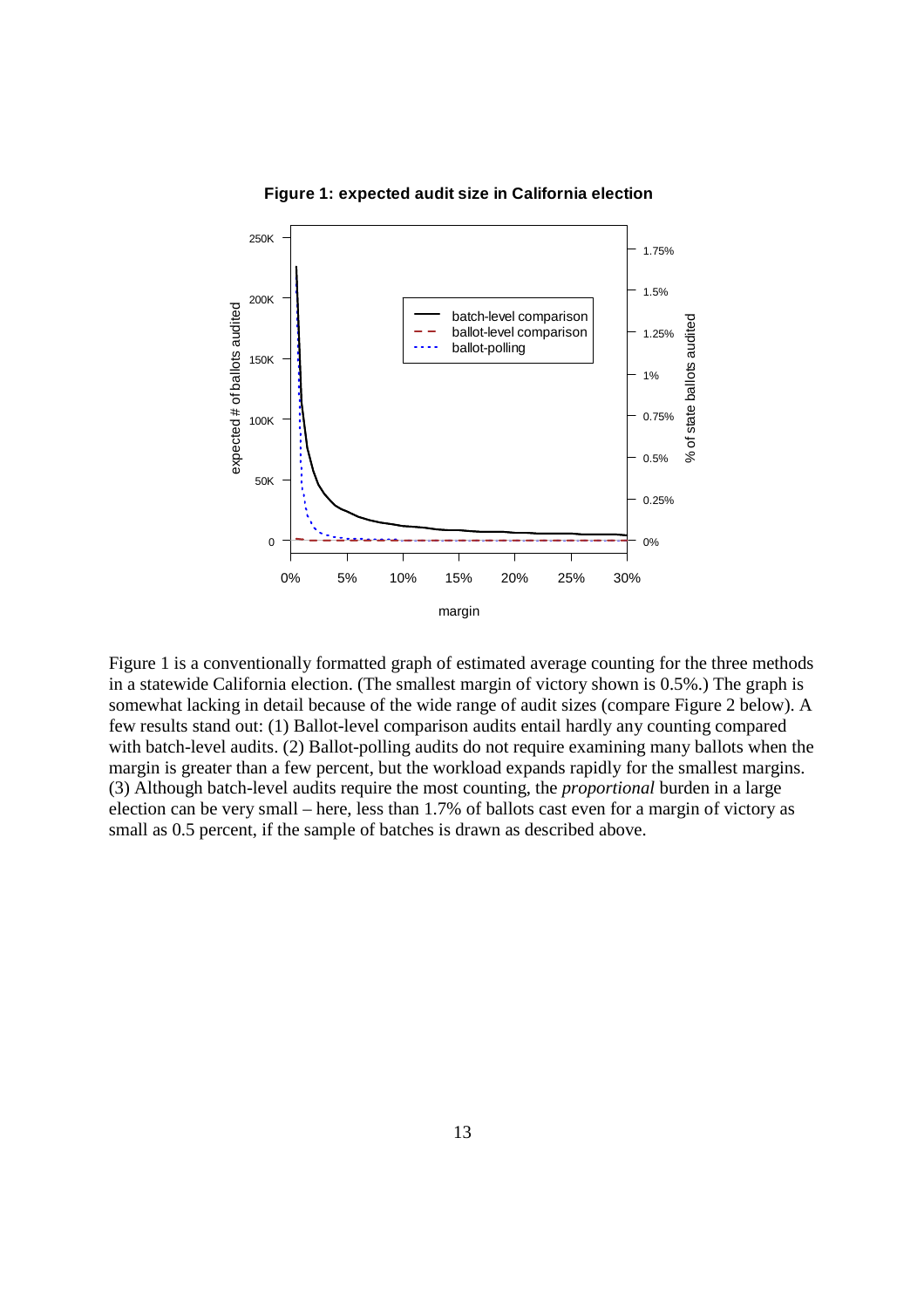**Figure 1: expected audit size in California election**

Figure 1 is a conventionally formatted graph of estimated average counting for the three methods in a statewide California election. (The smallest margin of victory shown is 0.5%.) The graph is somewhat lacking in detail because of the wide range of audit sizes (compare Figure 2 below). A few results stand out: (1) Ballot-level comparison audits entail hardly any counting compared with batch-level audits. (2) Ballot-polling audits do not require examining many ballots when the margin is greater than a few percent, but the workload expands rapidly for the smallest margins. (3) Although batch-level audits require the most counting, the *proportional* burden in a large election can be very small – here, less than 1.7% of ballots cast even for a margin of victory as small as 0.5 percent, if the sample of batches is drawn as described above.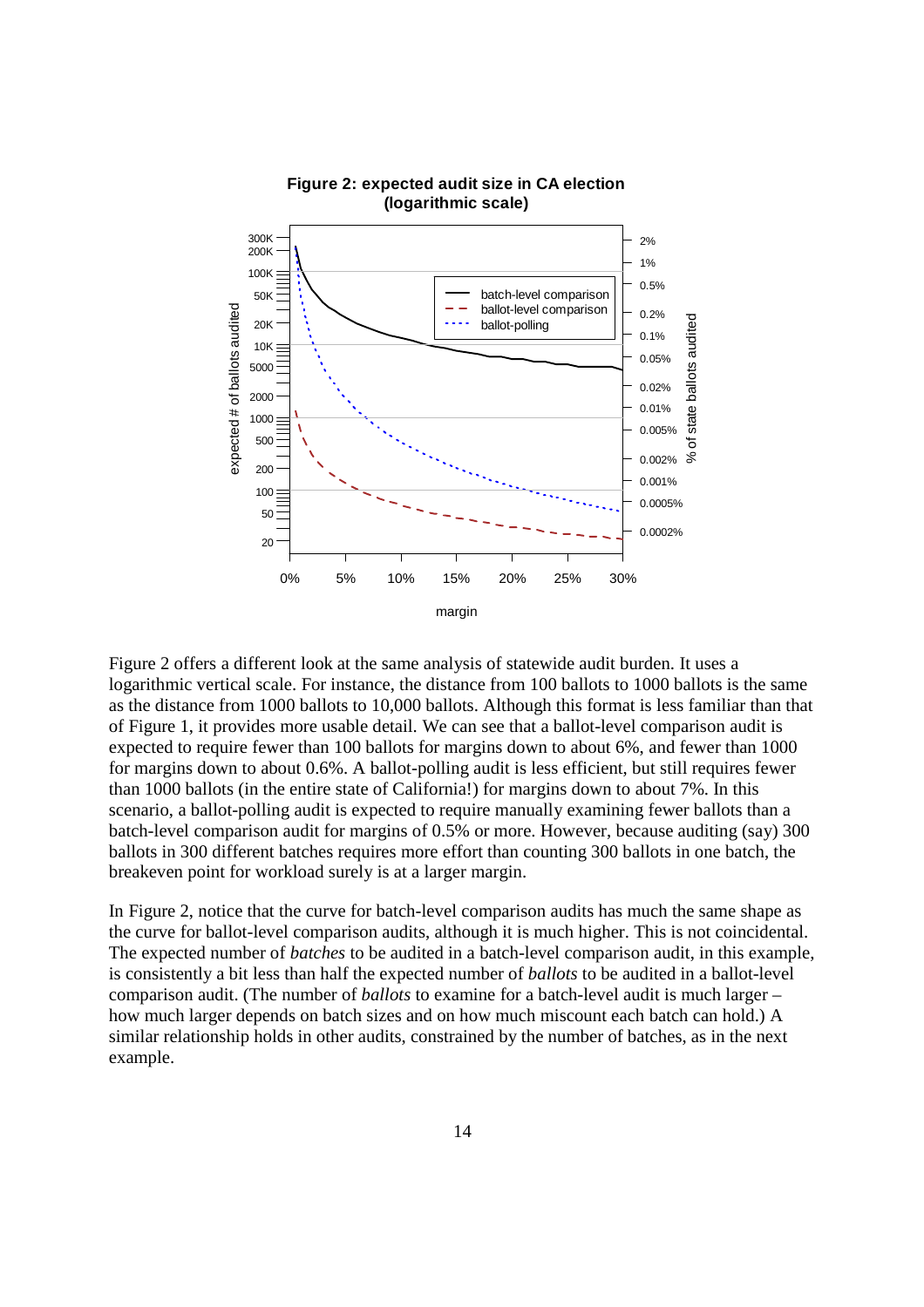**Figure 2: expected audit size in CA election (logarithmic scale)**

Figure 2 offers a different look at the same analysis of statewide audit burden. It uses a logarithmic vertical scale. For instance, the distance from 100 ballots to 1000 ballots is the same as the distance from 1000 ballots to 10,000 ballots. Although this format is less familiar than that of Figure 1, it provides more usable detail. We can see that a ballot-level comparison audit is expected to require fewer than 100 ballots for margins down to about 6%, and fewer than 1000 for margins down to about 0.6%. A ballot-polling audit is less efficient, but still requires fewer than 1000 ballots (in the entire state of California!) for margins down to about 7%. In this scenario, a ballot-polling audit is expected to require manually examining fewer ballots than a batch-level comparison audit for margins of 0.5% or more. However, because auditing (say) 300 ballots in 300 different batches requires more effort than counting 300 ballots in one batch, the breakeven point for workload surely is at a larger margin.

In Figure 2, notice that the curve for batch-level comparison audits has much the same shape as the curve for ballot-level comparison audits, although it is much higher. This is not coincidental. The expected number of *batches* to be audited in a batch-level comparison audit, in this example, is consistently a bit less than half the expected number of *ballots* to be audited in a ballot-level comparison audit. (The number of *ballots* to examine for a batch-level audit is much larger – how much larger depends on batch sizes and on how much miscount each batch can hold.) A similar relationship holds in other audits, constrained by the number of batches, as in the next example.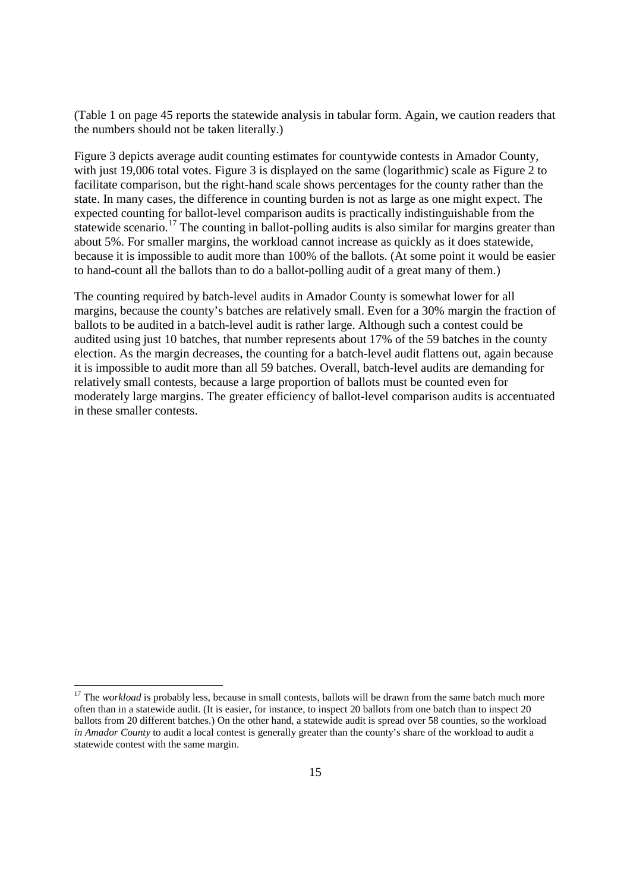(Table 1 on page 45 reports the statewide analysis in tabular form. Again, we caution readers that the numbers should not be taken literally.)

Figure 3 depicts average audit counting estimates for countywide contests in Amador County, with just 19,006 total votes. Figure 3 is displayed on the same (logarithmic) scale as Figure 2 to facilitate comparison, but the right-hand scale shows percentages for the county rather than the state. In many cases, the difference in counting burden is not as large as one might expect. The expected counting for ballot-level comparison audits is practically indistinguishable from the statewide scenario.[17] The counting in ballot-polling audits is also similar for margins greater than about 5%. For smaller margins, the workload cannot increase as quickly as it does statewide, because it is impossible to audit more than 100% of the ballots. (At some point it would be easier to hand-count all the ballots than to do a ballot-polling audit of a great many of them.)

The counting required by batch-level audits in Amador County is somewhat lower for all margins, because the county's batches are relatively small. Even for a 30% margin the fraction of ballots to be audited in a batch-level audit is rather large. Although such a contest could be audited using just 10 batches, that number represents about 17% of the 59 batches in the county election. As the margin decreases, the counting for a batch-level audit flattens out, again because it is impossible to audit more than all 59 batches. Overall, batch-level audits are demanding for relatively small contests, because a large proportion of ballots must be counted even for moderately large margins. The greater efficiency of ballot-level comparison audits is accentuated in these smaller contests.

---

[17] The *workload* is probably less, because in small contests, ballots will be drawn from the same batch much more often than in a statewide audit. (It is easier, for instance, to inspect 20 ballots from one batch than to inspect 20 ballots from 20 different batches.) On the other hand, a statewide audit is spread over 58 counties, so the workload *in Amador County* to audit a local contest is generally greater than the county's share of the workload to audit a statewide contest with the same margin.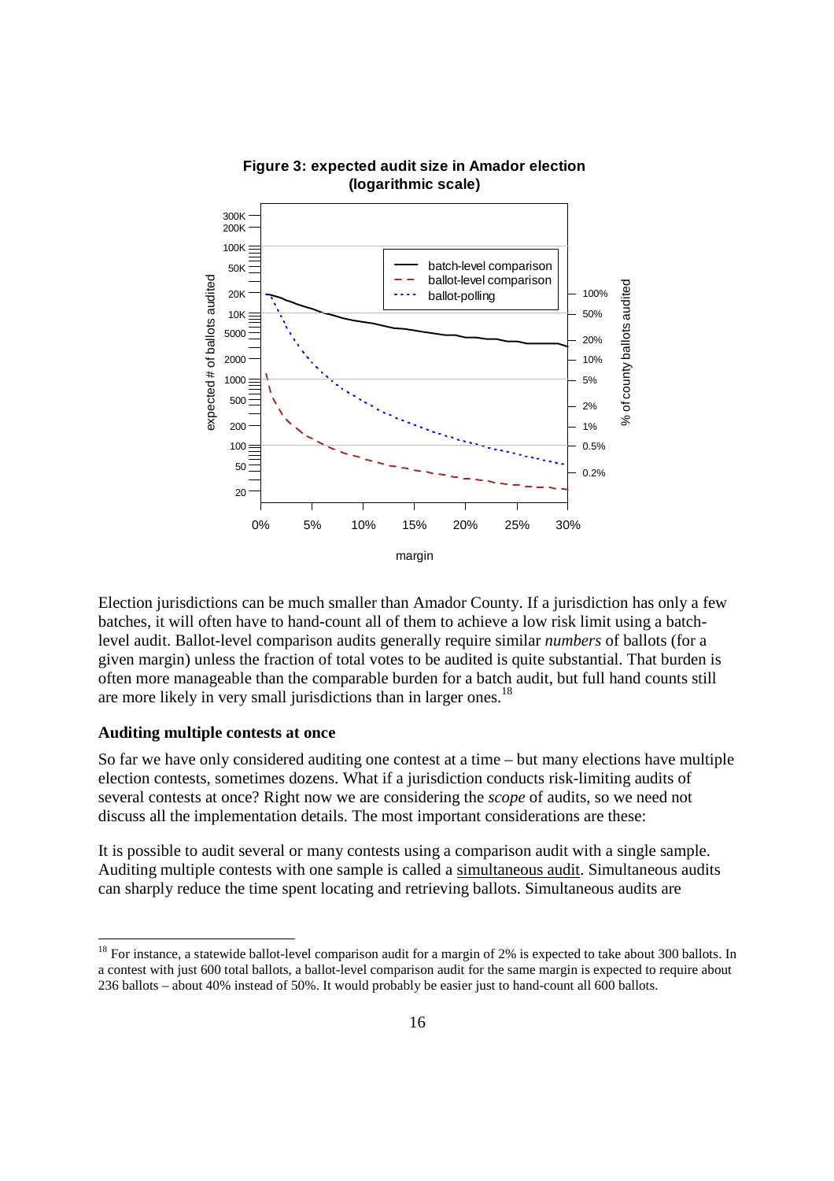**Figure 3: expected audit size in Amador election (logarithmic scale)**

Election jurisdictions can be much smaller than Amador County. If a jurisdiction has only a few batches, it will often have to hand-count all of them to achieve a low risk limit using a batch-level audit. Ballot-level comparison audits generally require similar *numbers* of ballots (for a given margin) unless the fraction of total votes to be audited is quite substantial. That burden is often more manageable than the comparable burden for a batch audit, but full hand counts still are more likely in very small jurisdictions than in larger ones.[18]

### Auditing multiple contests at once

So far we have only considered auditing one contest at a time – but many elections have multiple election contests, sometimes dozens. What if a jurisdiction conducts risk-limiting audits of several contests at once? Right now we are considering the *scope* of audits, so we need not discuss all the implementation details. The most important considerations are these:

It is possible to audit several or many contests using a comparison audit with a single sample. Auditing multiple contests with one sample is called a simultaneous audit. Simultaneous audits can sharply reduce the time spent locating and retrieving ballots. Simultaneous audits are

[18] For instance, a statewide ballot-level comparison audit for a margin of 2% is expected to take about 300 ballots. In a contest with just 600 total ballots, a ballot-level comparison audit for the same margin is expected to require about 236 ballots – about 40% instead of 50%. It would probably be easier just to hand-count all 600 ballots.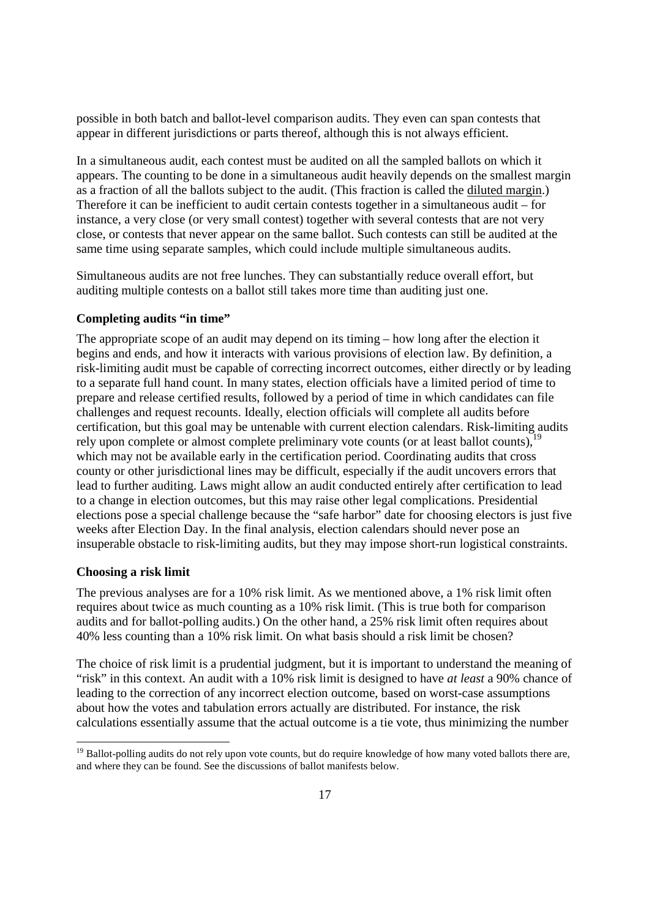possible in both batch and ballot-level comparison audits. They even can span contests that appear in different jurisdictions or parts thereof, although this is not always efficient.

In a simultaneous audit, each contest must be audited on all the sampled ballots on which it appears. The counting to be done in a simultaneous audit heavily depends on the smallest margin as a fraction of all the ballots subject to the audit. (This fraction is called the diluted margin.) Therefore it can be inefficient to audit certain contests together in a simultaneous audit – for instance, a very close (or very small contest) together with several contests that are not very close, or contests that never appear on the same ballot. Such contests can still be audited at the same time using separate samples, which could include multiple simultaneous audits.

Simultaneous audits are not free lunches. They can substantially reduce overall effort, but auditing multiple contests on a ballot still takes more time than auditing just one.

**Completing audits "in time"**

The appropriate scope of an audit may depend on its timing – how long after the election it begins and ends, and how it interacts with various provisions of election law. By definition, a risk-limiting audit must be capable of correcting incorrect outcomes, either directly or by leading to a separate full hand count. In many states, election officials have a limited period of time to prepare and release certified results, followed by a period of time in which candidates can file challenges and request recounts. Ideally, election officials will complete all audits before certification, but this goal may be untenable with current election calendars. Risk-limiting audits rely upon complete or almost complete preliminary vote counts (or at least ballot counts),[19] which may not be available early in the certification period. Coordinating audits that cross county or other jurisdictional lines may be difficult, especially if the audit uncovers errors that lead to further auditing. Laws might allow an audit conducted entirely after certification to lead to a change in election outcomes, but this may raise other legal complications. Presidential elections pose a special challenge because the "safe harbor" date for choosing electors is just five weeks after Election Day. In the final analysis, election calendars should never pose an insuperable obstacle to risk-limiting audits, but they may impose short-run logistical constraints.

**Choosing a risk limit**

The previous analyses are for a 10% risk limit. As we mentioned above, a 1% risk limit often requires about twice as much counting as a 10% risk limit. (This is true both for comparison audits and for ballot-polling audits.) On the other hand, a 25% risk limit often requires about 40% less counting than a 10% risk limit. On what basis should a risk limit be chosen?

The choice of risk limit is a prudential judgment, but it is important to understand the meaning of "risk" in this context. An audit with a 10% risk limit is designed to have *at least* a 90% chance of leading to the correction of any incorrect election outcome, based on worst-case assumptions about how the votes and tabulation errors actually are distributed. For instance, the risk calculations essentially assume that the actual outcome is a tie vote, thus minimizing the number

---

[19] Ballot-polling audits do not rely upon vote counts, but do require knowledge of how many voted ballots there are, and where they can be found. See the discussions of ballot manifests below.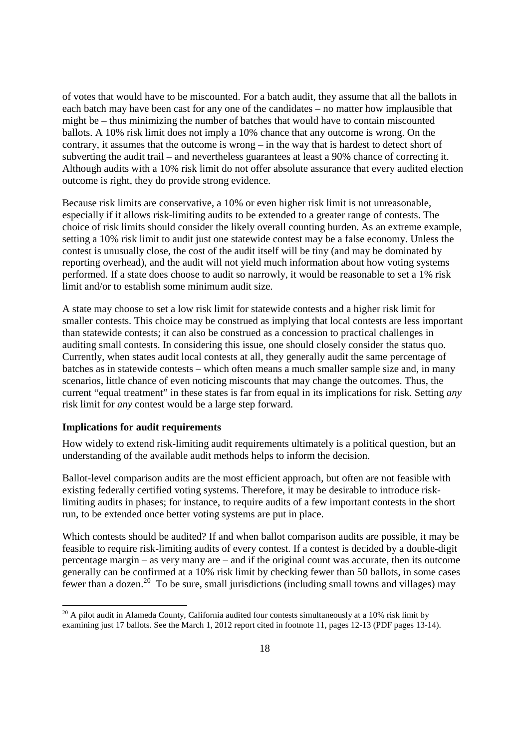of votes that would have to be miscounted. For a batch audit, they assume that all the ballots in each batch may have been cast for any one of the candidates – no matter how implausible that might be – thus minimizing the number of batches that would have to contain miscounted ballots. A 10% risk limit does not imply a 10% chance that any outcome is wrong. On the contrary, it assumes that the outcome is wrong – in the way that is hardest to detect short of subverting the audit trail – and nevertheless guarantees at least a 90% chance of correcting it. Although audits with a 10% risk limit do not offer absolute assurance that every audited election outcome is right, they do provide strong evidence.

Because risk limits are conservative, a 10% or even higher risk limit is not unreasonable, especially if it allows risk-limiting audits to be extended to a greater range of contests. The choice of risk limits should consider the likely overall counting burden. As an extreme example, setting a 10% risk limit to audit just one statewide contest may be a false economy. Unless the contest is unusually close, the cost of the audit itself will be tiny (and may be dominated by reporting overhead), and the audit will not yield much information about how voting systems performed. If a state does choose to audit so narrowly, it would be reasonable to set a 1% risk limit and/or to establish some minimum audit size.

A state may choose to set a low risk limit for statewide contests and a higher risk limit for smaller contests. This choice may be construed as implying that local contests are less important than statewide contests; it can also be construed as a concession to practical challenges in auditing small contests. In considering this issue, one should closely consider the status quo. Currently, when states audit local contests at all, they generally audit the same percentage of batches as in statewide contests – which often means a much smaller sample size and, in many scenarios, little chance of even noticing miscounts that may change the outcomes. Thus, the current "equal treatment" in these states is far from equal in its implications for risk. Setting *any* risk limit for *any* contest would be a large step forward.

**Implications for audit requirements**

How widely to extend risk-limiting audit requirements ultimately is a political question, but an understanding of the available audit methods helps to inform the decision.

Ballot-level comparison audits are the most efficient approach, but often are not feasible with existing federally certified voting systems. Therefore, it may be desirable to introduce risk-limiting audits in phases; for instance, to require audits of a few important contests in the short run, to be extended once better voting systems are put in place.

Which contests should be audited? If and when ballot comparison audits are possible, it may be feasible to require risk-limiting audits of every contest. If a contest is decided by a double-digit percentage margin – as very many are – and if the original count was accurate, then its outcome generally can be confirmed at a 10% risk limit by checking fewer than 50 ballots, in some cases fewer than a dozen.[20] To be sure, small jurisdictions (including small towns and villages) may

[20] A pilot audit in Alameda County, California audited four contests simultaneously at a 10% risk limit by examining just 17 ballots. See the March 1, 2012 report cited in footnote 11, pages 12-13 (PDF pages 13-14).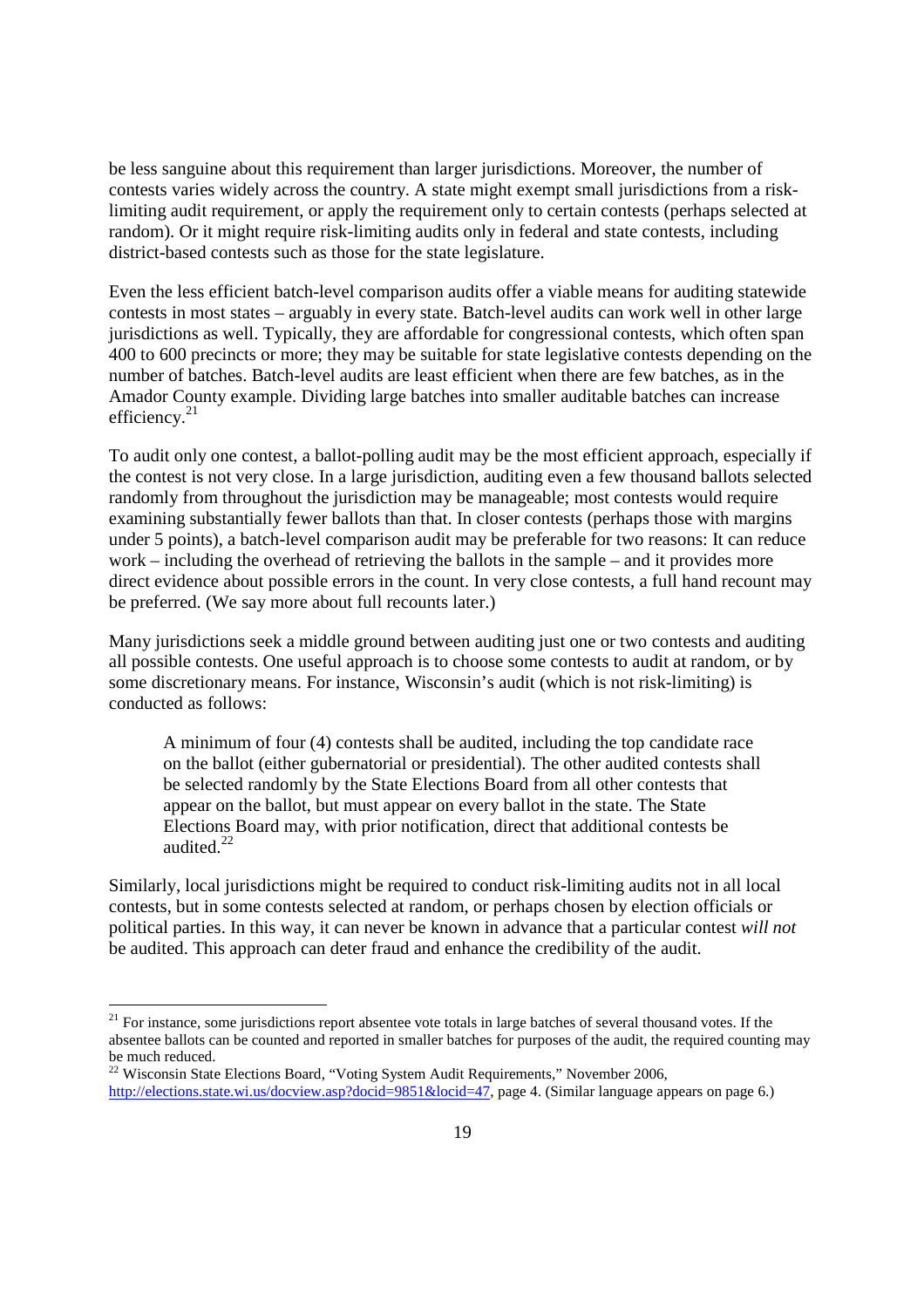be less sanguine about this requirement than larger jurisdictions. Moreover, the number of contests varies widely across the country. A state might exempt small jurisdictions from a risk-limiting audit requirement, or apply the requirement only to certain contests (perhaps selected at random). Or it might require risk-limiting audits only in federal and state contests, including district-based contests such as those for the state legislature.

Even the less efficient batch-level comparison audits offer a viable means for auditing statewide contests in most states – arguably in every state. Batch-level audits can work well in other large jurisdictions as well. Typically, they are affordable for congressional contests, which often span 400 to 600 precincts or more; they may be suitable for state legislative contests depending on the number of batches. Batch-level audits are least efficient when there are few batches, as in the Amador County example. Dividing large batches into smaller auditable batches can increase efficiency.[21]

To audit only one contest, a ballot-polling audit may be the most efficient approach, especially if the contest is not very close. In a large jurisdiction, auditing even a few thousand ballots selected randomly from throughout the jurisdiction may be manageable; most contests would require examining substantially fewer ballots than that. In closer contests (perhaps those with margins under 5 points), a batch-level comparison audit may be preferable for two reasons: It can reduce work – including the overhead of retrieving the ballots in the sample – and it provides more direct evidence about possible errors in the count. In very close contests, a full hand recount may be preferred. (We say more about full recounts later.)

Many jurisdictions seek a middle ground between auditing just one or two contests and auditing all possible contests. One useful approach is to choose some contests to audit at random, or by some discretionary means. For instance, Wisconsin's audit (which is not risk-limiting) is conducted as follows:

> A minimum of four (4) contests shall be audited, including the top candidate race on the ballot (either gubernatorial or presidential). The other audited contests shall be selected randomly by the State Elections Board from all other contests that appear on the ballot, but must appear on every ballot in the state. The State Elections Board may, with prior notification, direct that additional contests be audited.[22]

Similarly, local jurisdictions might be required to conduct risk-limiting audits not in all local contests, but in some contests selected at random, or perhaps chosen by election officials or political parties. In this way, it can never be known in advance that a particular contest *will not* be audited. This approach can deter fraud and enhance the credibility of the audit.

---

[21] For instance, some jurisdictions report absentee vote totals in large batches of several thousand votes. If the absentee ballots can be counted and reported in smaller batches for purposes of the audit, the required counting may be much reduced.

[22] Wisconsin State Elections Board, "Voting System Audit Requirements," November 2006, http://elections.state.wi.us/docview.asp?docid=9851&locid=47, page 4. (Similar language appears on page 6.)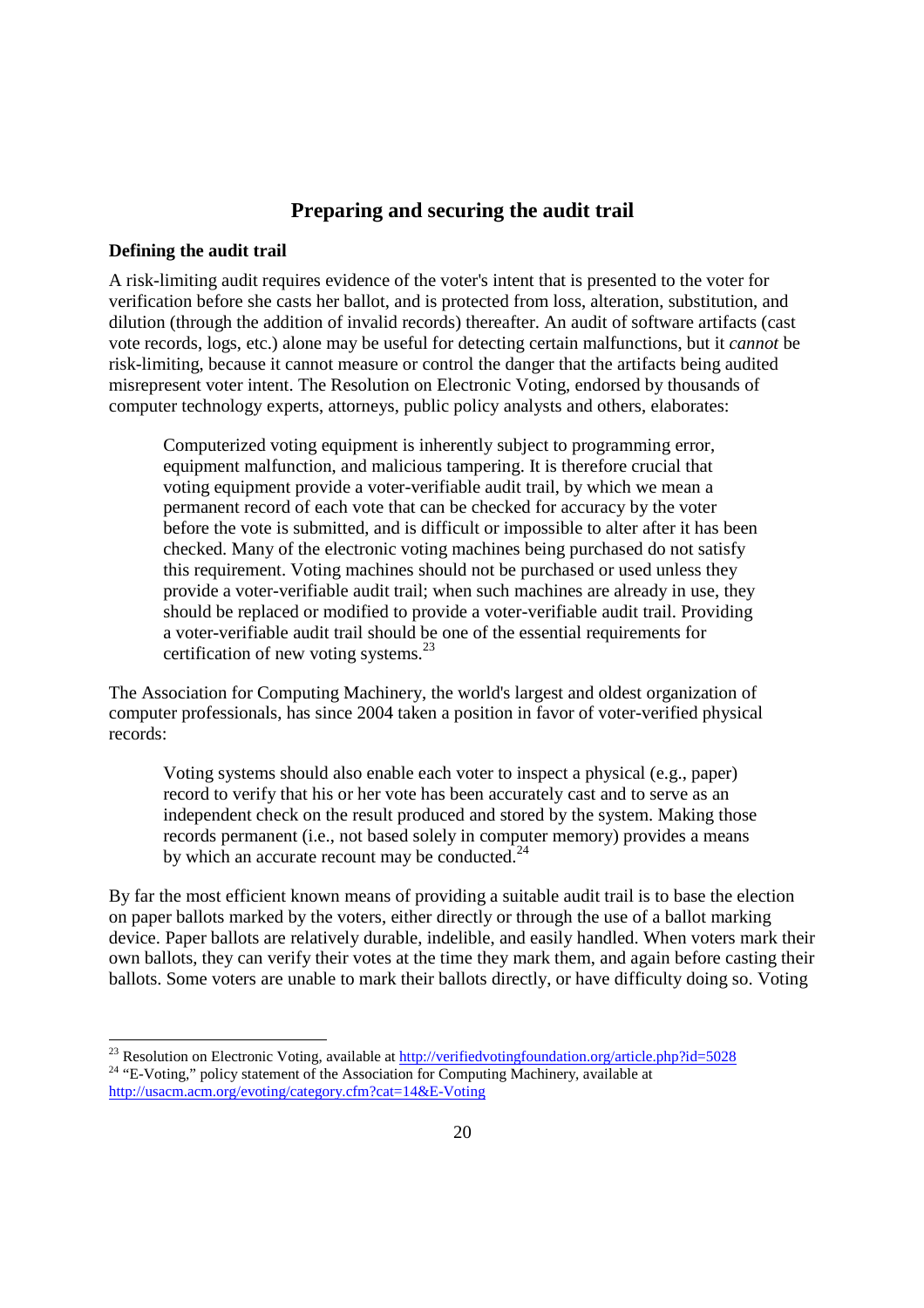## Preparing and securing the audit trail

### Defining the audit trail

A risk-limiting audit requires evidence of the voter's intent that is presented to the voter for verification before she casts her ballot, and is protected from loss, alteration, substitution, and dilution (through the addition of invalid records) thereafter. An audit of software artifacts (cast vote records, logs, etc.) alone may be useful for detecting certain malfunctions, but it *cannot* be risk-limiting, because it cannot measure or control the danger that the artifacts being audited misrepresent voter intent. The Resolution on Electronic Voting, endorsed by thousands of computer technology experts, attorneys, public policy analysts and others, elaborates:

> Computerized voting equipment is inherently subject to programming error, equipment malfunction, and malicious tampering. It is therefore crucial that voting equipment provide a voter-verifiable audit trail, by which we mean a permanent record of each vote that can be checked for accuracy by the voter before the vote is submitted, and is difficult or impossible to alter after it has been checked. Many of the electronic voting machines being purchased do not satisfy this requirement. Voting machines should not be purchased or used unless they provide a voter-verifiable audit trail; when such machines are already in use, they should be replaced or modified to provide a voter-verifiable audit trail. Providing a voter-verifiable audit trail should be one of the essential requirements for certification of new voting systems.[23]

The Association for Computing Machinery, the world's largest and oldest organization of computer professionals, has since 2004 taken a position in favor of voter-verified physical records:

> Voting systems should also enable each voter to inspect a physical (e.g., paper) record to verify that his or her vote has been accurately cast and to serve as an independent check on the result produced and stored by the system. Making those records permanent (i.e., not based solely in computer memory) provides a means by which an accurate recount may be conducted.[24]

By far the most efficient known means of providing a suitable audit trail is to base the election on paper ballots marked by the voters, either directly or through the use of a ballot marking device. Paper ballots are relatively durable, indelible, and easily handled. When voters mark their own ballots, they can verify their votes at the time they mark them, and again before casting their ballots. Some voters are unable to mark their ballots directly, or have difficulty doing so. Voting

---

[23] Resolution on Electronic Voting, available at http://verifiedvotingfoundation.org/article.php?id=5028

[24] "E-Voting," policy statement of the Association for Computing Machinery, available at http://usacm.acm.org/evoting/category.cfm?cat=14&E-Voting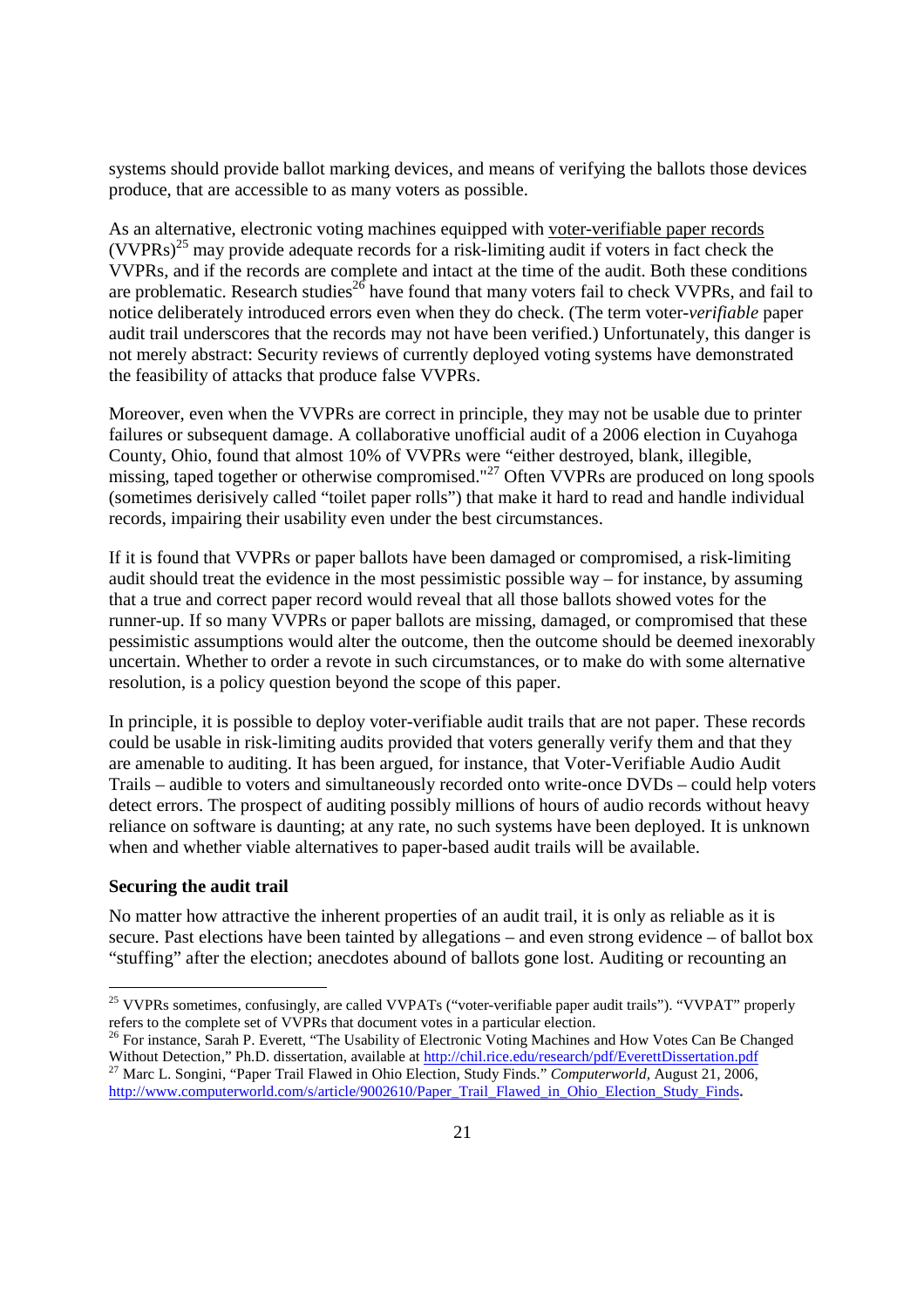systems should provide ballot marking devices, and means of verifying the ballots those devices produce, that are accessible to as many voters as possible.

As an alternative, electronic voting machines equipped with voter-verifiable paper records (VVPRs)[25] may provide adequate records for a risk-limiting audit if voters in fact check the VVPRs, and if the records are complete and intact at the time of the audit. Both these conditions are problematic. Research studies[26] have found that many voters fail to check VVPRs, and fail to notice deliberately introduced errors even when they do check. (The term voter-*verifiable* paper audit trail underscores that the records may not have been verified.) Unfortunately, this danger is not merely abstract: Security reviews of currently deployed voting systems have demonstrated the feasibility of attacks that produce false VVPRs.

Moreover, even when the VVPRs are correct in principle, they may not be usable due to printer failures or subsequent damage. A collaborative unofficial audit of a 2006 election in Cuyahoga County, Ohio, found that almost 10% of VVPRs were "either destroyed, blank, illegible, missing, taped together or otherwise compromised."[27] Often VVPRs are produced on long spools (sometimes derisively called "toilet paper rolls") that make it hard to read and handle individual records, impairing their usability even under the best circumstances.

If it is found that VVPRs or paper ballots have been damaged or compromised, a risk-limiting audit should treat the evidence in the most pessimistic possible way – for instance, by assuming that a true and correct paper record would reveal that all those ballots showed votes for the runner-up. If so many VVPRs or paper ballots are missing, damaged, or compromised that these pessimistic assumptions would alter the outcome, then the outcome should be deemed inexorably uncertain. Whether to order a revote in such circumstances, or to make do with some alternative resolution, is a policy question beyond the scope of this paper.

In principle, it is possible to deploy voter-verifiable audit trails that are not paper. These records could be usable in risk-limiting audits provided that voters generally verify them and that they are amenable to auditing. It has been argued, for instance, that Voter-Verifiable Audio Audit Trails – audible to voters and simultaneously recorded onto write-once DVDs – could help voters detect errors. The prospect of auditing possibly millions of hours of audio records without heavy reliance on software is daunting; at any rate, no such systems have been deployed. It is unknown when and whether viable alternatives to paper-based audit trails will be available.

**Securing the audit trail**

No matter how attractive the inherent properties of an audit trail, it is only as reliable as it is secure. Past elections have been tainted by allegations – and even strong evidence – of ballot box "stuffing" after the election; anecdotes abound of ballots gone lost. Auditing or recounting an

---

[25] VVPRs sometimes, confusingly, are called VVPATs ("voter-verifiable paper audit trails"). "VVPAT" properly refers to the complete set of VVPRs that document votes in a particular election.

[26] For instance, Sarah P. Everett, "The Usability of Electronic Voting Machines and How Votes Can Be Changed Without Detection," Ph.D. dissertation, available at http://chil.rice.edu/research/pdf/EverettDissertation.pdf

[27] Marc L. Songini, "Paper Trail Flawed in Ohio Election, Study Finds." *Computerworld*, August 21, 2006, http://www.computerworld.com/s/article/9002610/Paper_Trail_Flawed_in_Ohio_Election_Study_Finds.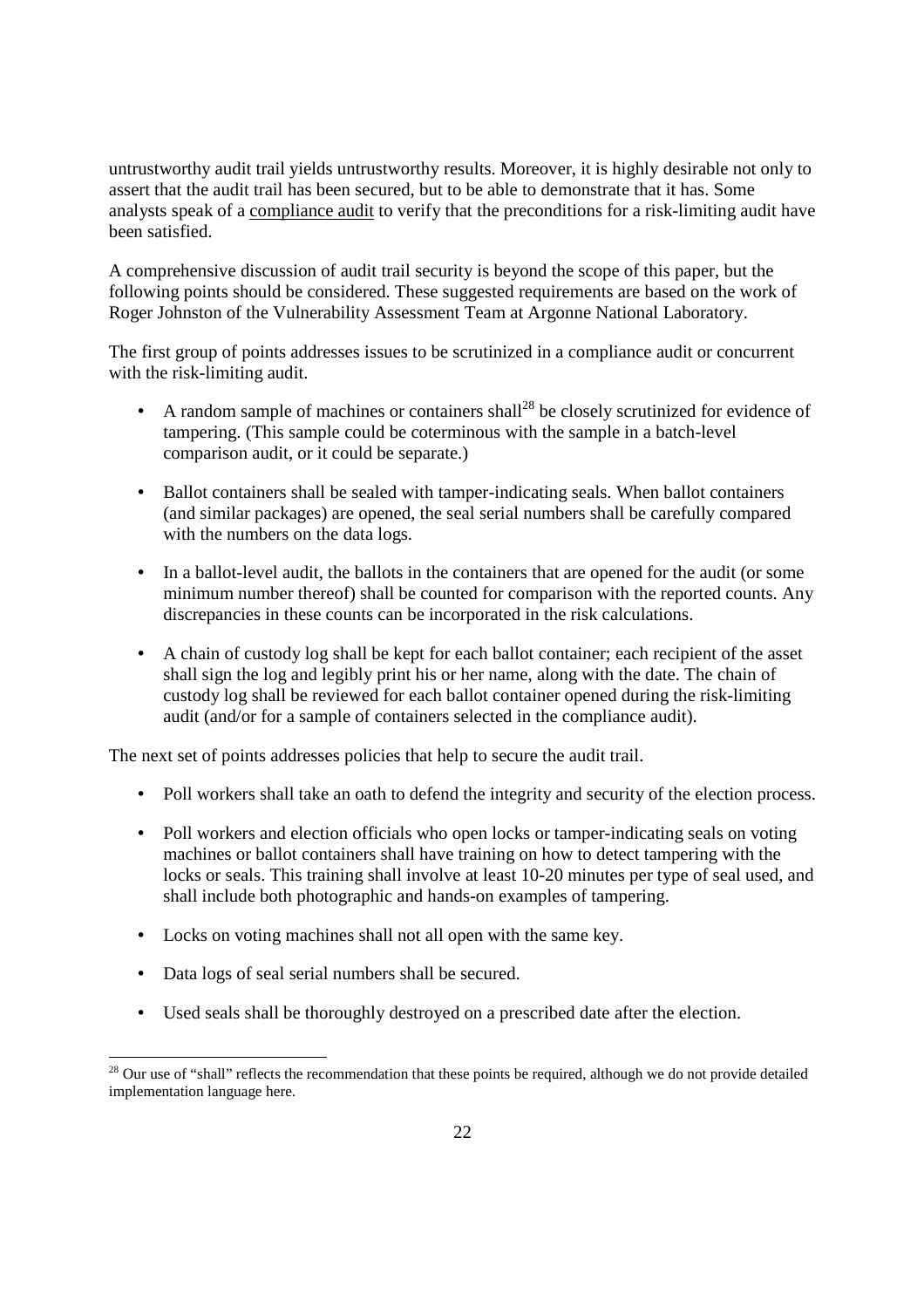untrustworthy audit trail yields untrustworthy results. Moreover, it is highly desirable not only to assert that the audit trail has been secured, but to be able to demonstrate that it has. Some analysts speak of a compliance audit to verify that the preconditions for a risk-limiting audit have been satisfied.

A comprehensive discussion of audit trail security is beyond the scope of this paper, but the following points should be considered. These suggested requirements are based on the work of Roger Johnston of the Vulnerability Assessment Team at Argonne National Laboratory.

The first group of points addresses issues to be scrutinized in a compliance audit or concurrent with the risk-limiting audit.

- A random sample of machines or containers shall[28] be closely scrutinized for evidence of tampering. (This sample could be coterminous with the sample in a batch-level comparison audit, or it could be separate.)
- Ballot containers shall be sealed with tamper-indicating seals. When ballot containers (and similar packages) are opened, the seal serial numbers shall be carefully compared with the numbers on the data logs.
- In a ballot-level audit, the ballots in the containers that are opened for the audit (or some minimum number thereof) shall be counted for comparison with the reported counts. Any discrepancies in these counts can be incorporated in the risk calculations.
- A chain of custody log shall be kept for each ballot container; each recipient of the asset shall sign the log and legibly print his or her name, along with the date. The chain of custody log shall be reviewed for each ballot container opened during the risk-limiting audit (and/or for a sample of containers selected in the compliance audit).

The next set of points addresses policies that help to secure the audit trail.

- Poll workers shall take an oath to defend the integrity and security of the election process.
- Poll workers and election officials who open locks or tamper-indicating seals on voting machines or ballot containers shall have training on how to detect tampering with the locks or seals. This training shall involve at least 10-20 minutes per type of seal used, and shall include both photographic and hands-on examples of tampering.
- Locks on voting machines shall not all open with the same key.
- Data logs of seal serial numbers shall be secured.
- Used seals shall be thoroughly destroyed on a prescribed date after the election.

[28] Our use of "shall" reflects the recommendation that these points be required, although we do not provide detailed implementation language here.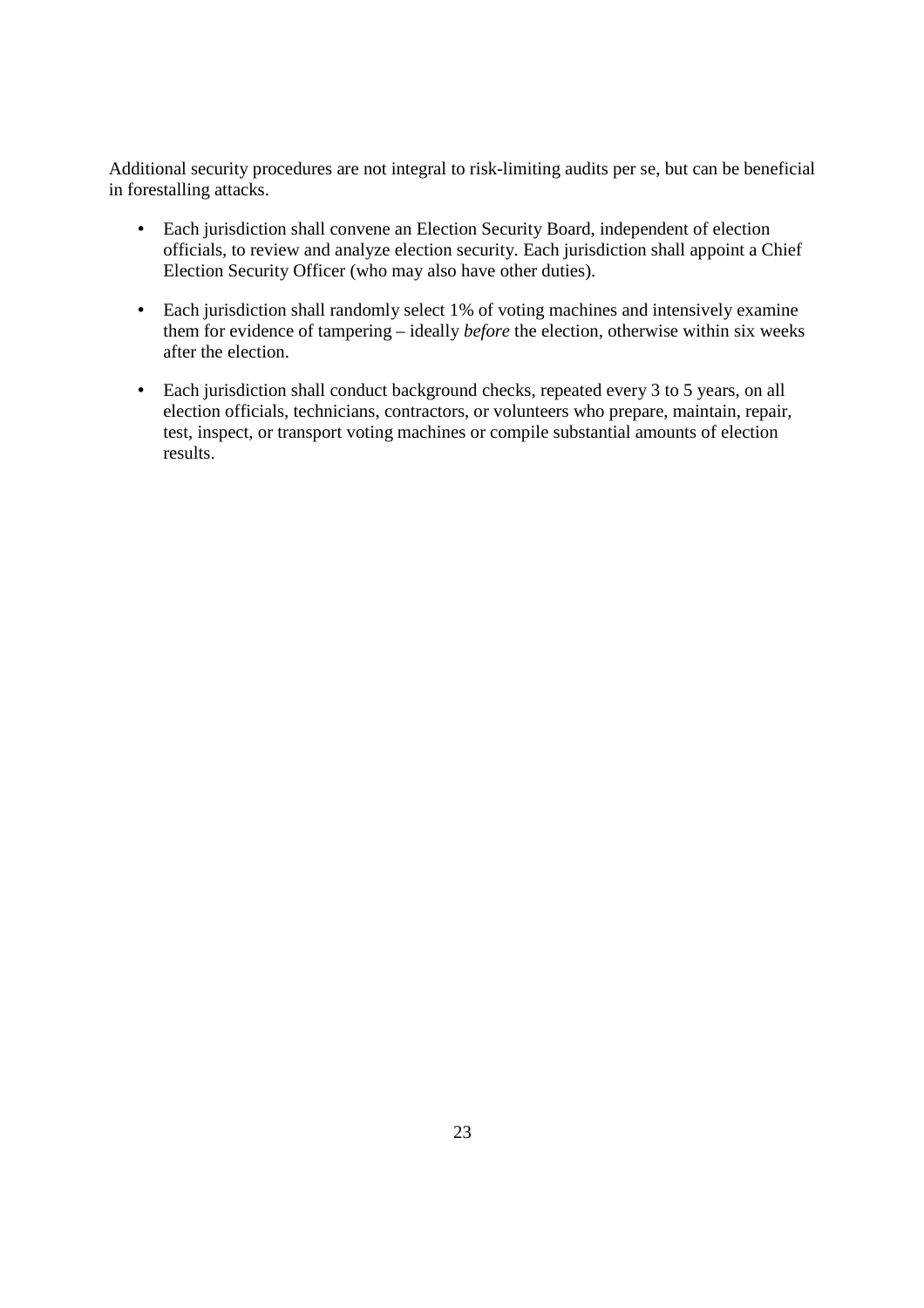Additional security procedures are not integral to risk-limiting audits per se, but can be beneficial in forestalling attacks.

- Each jurisdiction shall convene an Election Security Board, independent of election officials, to review and analyze election security. Each jurisdiction shall appoint a Chief Election Security Officer (who may also have other duties).
- Each jurisdiction shall randomly select 1% of voting machines and intensively examine them for evidence of tampering – ideally *before* the election, otherwise within six weeks after the election.
- Each jurisdiction shall conduct background checks, repeated every 3 to 5 years, on all election officials, technicians, contractors, or volunteers who prepare, maintain, repair, test, inspect, or transport voting machines or compile substantial amounts of election results.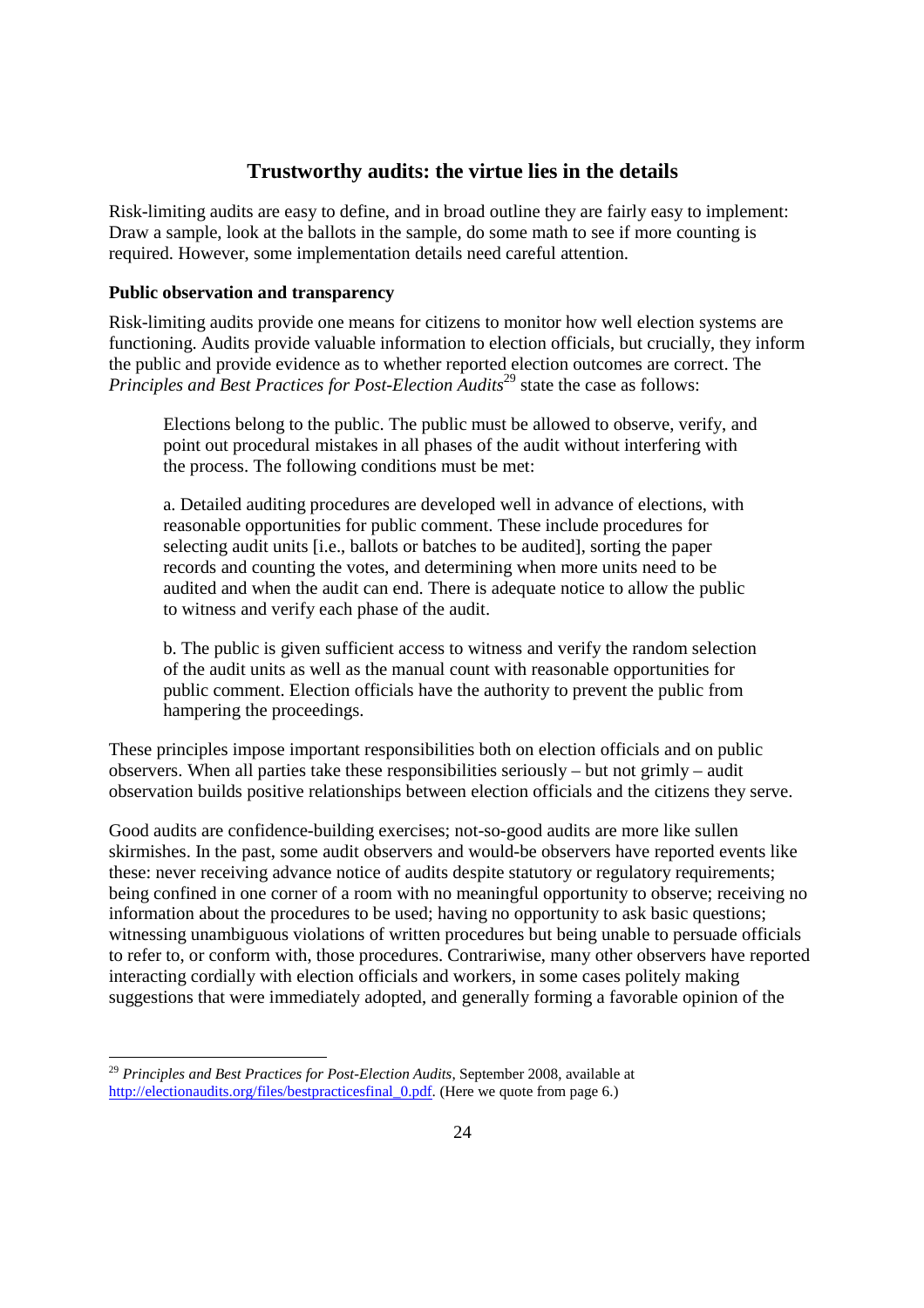## Trustworthy audits: the virtue lies in the details

Risk-limiting audits are easy to define, and in broad outline they are fairly easy to implement: Draw a sample, look at the ballots in the sample, do some math to see if more counting is required. However, some implementation details need careful attention.

### Public observation and transparency

Risk-limiting audits provide one means for citizens to monitor how well election systems are functioning. Audits provide valuable information to election officials, but crucially, they inform the public and provide evidence as to whether reported election outcomes are correct. The *Principles and Best Practices for Post-Election Audits*[29] state the case as follows:

> Elections belong to the public. The public must be allowed to observe, verify, and point out procedural mistakes in all phases of the audit without interfering with the process. The following conditions must be met:
>
> a. Detailed auditing procedures are developed well in advance of elections, with reasonable opportunities for public comment. These include procedures for selecting audit units [i.e., ballots or batches to be audited], sorting the paper records and counting the votes, and determining when more units need to be audited and when the audit can end. There is adequate notice to allow the public to witness and verify each phase of the audit.
>
> b. The public is given sufficient access to witness and verify the random selection of the audit units as well as the manual count with reasonable opportunities for public comment. Election officials have the authority to prevent the public from hampering the proceedings.

These principles impose important responsibilities both on election officials and on public observers. When all parties take these responsibilities seriously – but not grimly – audit observation builds positive relationships between election officials and the citizens they serve.

Good audits are confidence-building exercises; not-so-good audits are more like sullen skirmishes. In the past, some audit observers and would-be observers have reported events like these: never receiving advance notice of audits despite statutory or regulatory requirements; being confined in one corner of a room with no meaningful opportunity to observe; receiving no information about the procedures to be used; having no opportunity to ask basic questions; witnessing unambiguous violations of written procedures but being unable to persuade officials to refer to, or conform with, those procedures. Contrariwise, many other observers have reported interacting cordially with election officials and workers, in some cases politely making suggestions that were immediately adopted, and generally forming a favorable opinion of the

---

[29] *Principles and Best Practices for Post-Election Audits*, September 2008, available at http://electionaudits.org/files/bestpracticesfinal_0.pdf. (Here we quote from page 6.)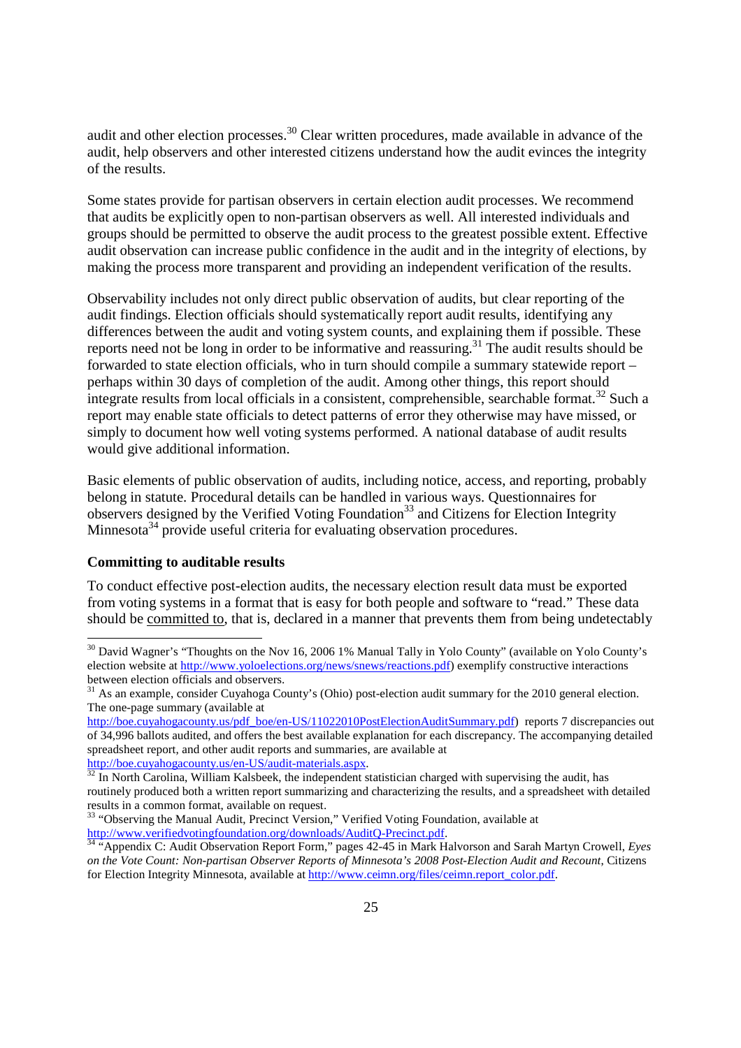audit and other election processes.[30] Clear written procedures, made available in advance of the audit, help observers and other interested citizens understand how the audit evinces the integrity of the results.

Some states provide for partisan observers in certain election audit processes. We recommend that audits be explicitly open to non-partisan observers as well. All interested individuals and groups should be permitted to observe the audit process to the greatest possible extent. Effective audit observation can increase public confidence in the audit and in the integrity of elections, by making the process more transparent and providing an independent verification of the results.

Observability includes not only direct public observation of audits, but clear reporting of the audit findings. Election officials should systematically report audit results, identifying any differences between the audit and voting system counts, and explaining them if possible. These reports need not be long in order to be informative and reassuring.[31] The audit results should be forwarded to state election officials, who in turn should compile a summary statewide report – perhaps within 30 days of completion of the audit. Among other things, this report should integrate results from local officials in a consistent, comprehensible, searchable format.[32] Such a report may enable state officials to detect patterns of error they otherwise may have missed, or simply to document how well voting systems performed. A national database of audit results would give additional information.

Basic elements of public observation of audits, including notice, access, and reporting, probably belong in statute. Procedural details can be handled in various ways. Questionnaires for observers designed by the Verified Voting Foundation[33] and Citizens for Election Integrity Minnesota[34] provide useful criteria for evaluating observation procedures.

**Committing to auditable results**

To conduct effective post-election audits, the necessary election result data must be exported from voting systems in a format that is easy for both people and software to "read." These data should be committed to, that is, declared in a manner that prevents them from being undetectably

---

[30] David Wagner's "Thoughts on the Nov 16, 2006 1% Manual Tally in Yolo County" (available on Yolo County's election website at http://www.yoloelections.org/news/snews/reactions.pdf) exemplify constructive interactions between election officials and observers.

[31] As an example, consider Cuyahoga County's (Ohio) post-election audit summary for the 2010 general election. The one-page summary (available at http://boe.cuyahogacounty.us/pdf_boe/en-US/11022010PostElectionAuditSummary.pdf) reports 7 discrepancies out of 34,996 ballots audited, and offers the best available explanation for each discrepancy. The accompanying detailed spreadsheet report, and other audit reports and summaries, are available at http://boe.cuyahogacounty.us/en-US/audit-materials.aspx.

[32] In North Carolina, William Kalsbeek, the independent statistician charged with supervising the audit, has routinely produced both a written report summarizing and characterizing the results, and a spreadsheet with detailed results in a common format, available on request.

[33] "Observing the Manual Audit, Precinct Version," Verified Voting Foundation, available at http://www.verifiedvotingfoundation.org/downloads/AuditQ-Precinct.pdf.

[34] "Appendix C: Audit Observation Report Form," pages 42-45 in Mark Halvorson and Sarah Martyn Crowell, *Eyes on the Vote Count: Non-partisan Observer Reports of Minnesota's 2008 Post-Election Audit and Recount*, Citizens for Election Integrity Minnesota, available at http://www.ceimn.org/files/ceimn.report_color.pdf.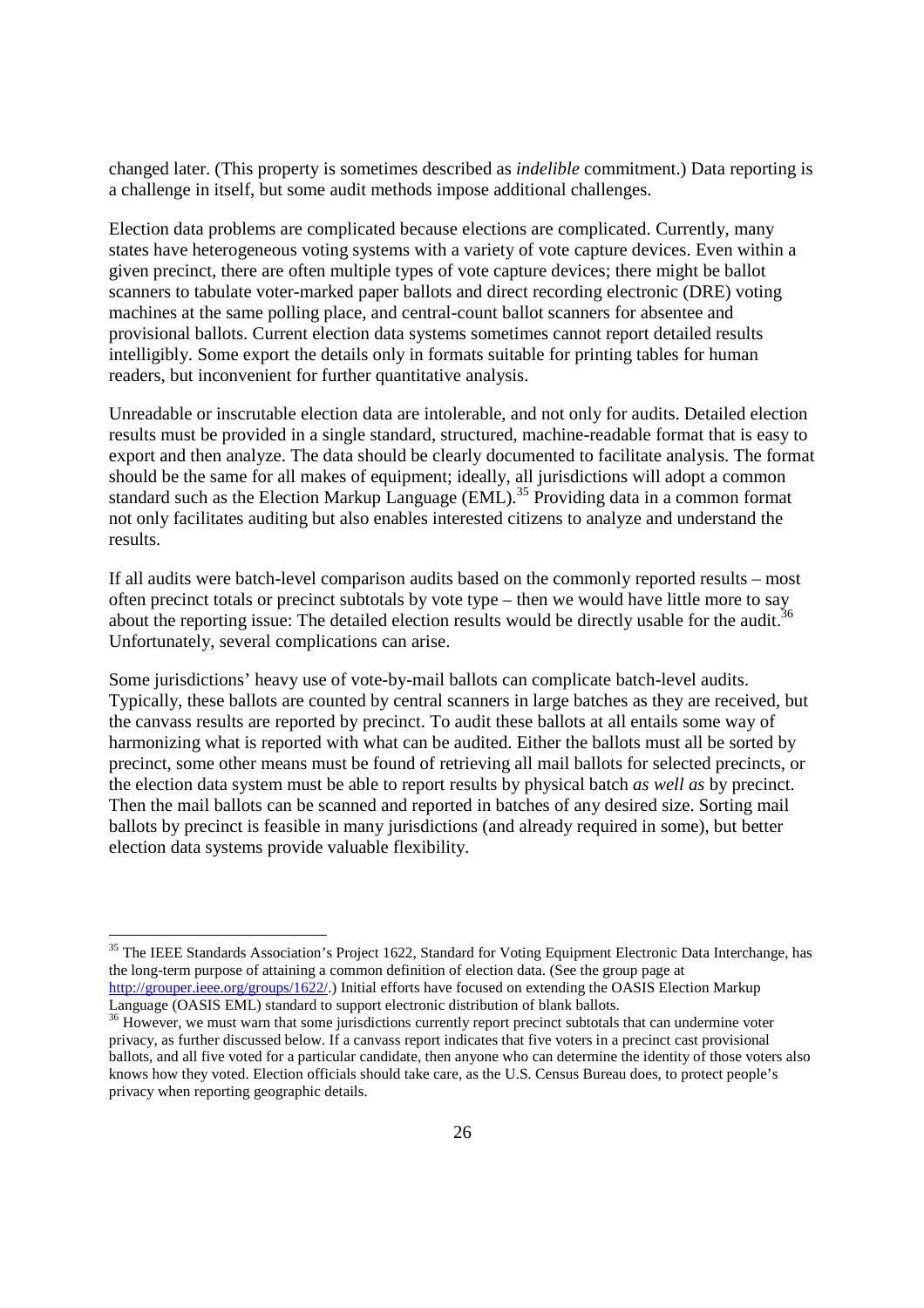changed later. (This property is sometimes described as *indelible* commitment.) Data reporting is a challenge in itself, but some audit methods impose additional challenges.

Election data problems are complicated because elections are complicated. Currently, many states have heterogeneous voting systems with a variety of vote capture devices. Even within a given precinct, there are often multiple types of vote capture devices; there might be ballot scanners to tabulate voter-marked paper ballots and direct recording electronic (DRE) voting machines at the same polling place, and central-count ballot scanners for absentee and provisional ballots. Current election data systems sometimes cannot report detailed results intelligibly. Some export the details only in formats suitable for printing tables for human readers, but inconvenient for further quantitative analysis.

Unreadable or inscrutable election data are intolerable, and not only for audits. Detailed election results must be provided in a single standard, structured, machine-readable format that is easy to export and then analyze. The data should be clearly documented to facilitate analysis. The format should be the same for all makes of equipment; ideally, all jurisdictions will adopt a common standard such as the Election Markup Language (EML).[35] Providing data in a common format not only facilitates auditing but also enables interested citizens to analyze and understand the results.

If all audits were batch-level comparison audits based on the commonly reported results – most often precinct totals or precinct subtotals by vote type – then we would have little more to say about the reporting issue: The detailed election results would be directly usable for the audit.[36] Unfortunately, several complications can arise.

Some jurisdictions' heavy use of vote-by-mail ballots can complicate batch-level audits. Typically, these ballots are counted by central scanners in large batches as they are received, but the canvass results are reported by precinct. To audit these ballots at all entails some way of harmonizing what is reported with what can be audited. Either the ballots must all be sorted by precinct, some other means must be found of retrieving all mail ballots for selected precincts, or the election data system must be able to report results by physical batch *as well as* by precinct. Then the mail ballots can be scanned and reported in batches of any desired size. Sorting mail ballots by precinct is feasible in many jurisdictions (and already required in some), but better election data systems provide valuable flexibility.

---

[35] The IEEE Standards Association's Project 1622, Standard for Voting Equipment Electronic Data Interchange, has the long-term purpose of attaining a common definition of election data. (See the group page at http://grouper.ieee.org/groups/1622/.) Initial efforts have focused on extending the OASIS Election Markup Language (OASIS EML) standard to support electronic distribution of blank ballots.

[36] However, we must warn that some jurisdictions currently report precinct subtotals that can undermine voter privacy, as further discussed below. If a canvass report indicates that five voters in a precinct cast provisional ballots, and all five voted for a particular candidate, then anyone who can determine the identity of those voters also knows how they voted. Election officials should take care, as the U.S. Census Bureau does, to protect people's privacy when reporting geographic details.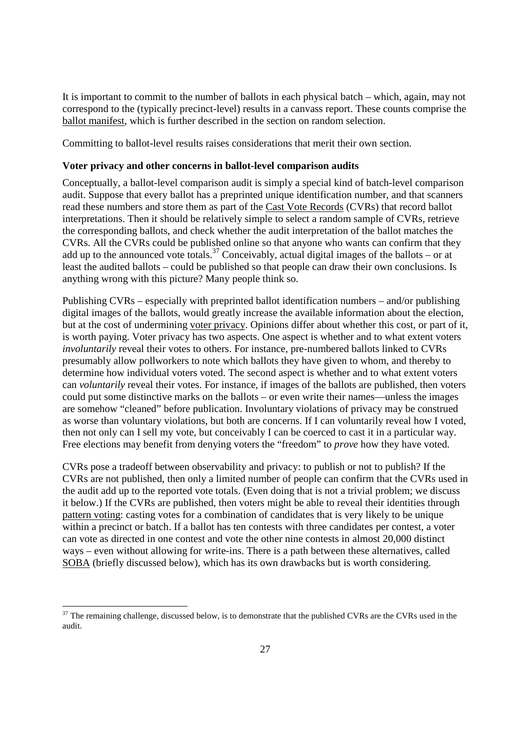It is important to commit to the number of ballots in each physical batch – which, again, may not correspond to the (typically precinct-level) results in a canvass report. These counts comprise the ballot manifest, which is further described in the section on random selection.

Committing to ballot-level results raises considerations that merit their own section.

**Voter privacy and other concerns in ballot-level comparison audits**

Conceptually, a ballot-level comparison audit is simply a special kind of batch-level comparison audit. Suppose that every ballot has a preprinted unique identification number, and that scanners read these numbers and store them as part of the Cast Vote Records (CVRs) that record ballot interpretations. Then it should be relatively simple to select a random sample of CVRs, retrieve the corresponding ballots, and check whether the audit interpretation of the ballot matches the CVRs. All the CVRs could be published online so that anyone who wants can confirm that they add up to the announced vote totals.[37] Conceivably, actual digital images of the ballots – or at least the audited ballots – could be published so that people can draw their own conclusions. Is anything wrong with this picture? Many people think so.

Publishing CVRs – especially with preprinted ballot identification numbers – and/or publishing digital images of the ballots, would greatly increase the available information about the election, but at the cost of undermining voter privacy. Opinions differ about whether this cost, or part of it, is worth paying. Voter privacy has two aspects. One aspect is whether and to what extent voters *involuntarily* reveal their votes to others. For instance, pre-numbered ballots linked to CVRs presumably allow pollworkers to note which ballots they have given to whom, and thereby to determine how individual voters voted. The second aspect is whether and to what extent voters can *voluntarily* reveal their votes. For instance, if images of the ballots are published, then voters could put some distinctive marks on the ballots – or even write their names—unless the images are somehow "cleaned" before publication. Involuntary violations of privacy may be construed as worse than voluntary violations, but both are concerns. If I can voluntarily reveal how I voted, then not only can I sell my vote, but conceivably I can be coerced to cast it in a particular way. Free elections may benefit from denying voters the "freedom" to *prove* how they have voted.

CVRs pose a tradeoff between observability and privacy: to publish or not to publish? If the CVRs are not published, then only a limited number of people can confirm that the CVRs used in the audit add up to the reported vote totals. (Even doing that is not a trivial problem; we discuss it below.) If the CVRs are published, then voters might be able to reveal their identities through pattern voting: casting votes for a combination of candidates that is very likely to be unique within a precinct or batch. If a ballot has ten contests with three candidates per contest, a voter can vote as directed in one contest and vote the other nine contests in almost 20,000 distinct ways – even without allowing for write-ins. There is a path between these alternatives, called SOBA (briefly discussed below), which has its own drawbacks but is worth considering.

[37] The remaining challenge, discussed below, is to demonstrate that the published CVRs are the CVRs used in the audit.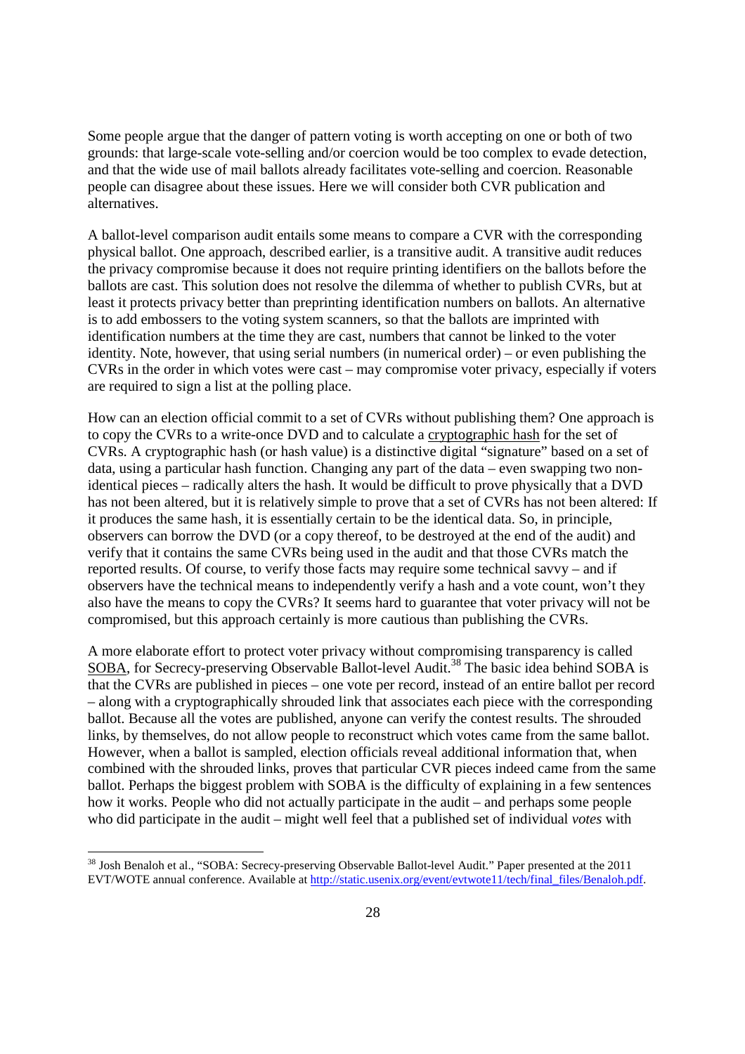Some people argue that the danger of pattern voting is worth accepting on one or both of two grounds: that large-scale vote-selling and/or coercion would be too complex to evade detection, and that the wide use of mail ballots already facilitates vote-selling and coercion. Reasonable people can disagree about these issues. Here we will consider both CVR publication and alternatives.

A ballot-level comparison audit entails some means to compare a CVR with the corresponding physical ballot. One approach, described earlier, is a transitive audit. A transitive audit reduces the privacy compromise because it does not require printing identifiers on the ballots before the ballots are cast. This solution does not resolve the dilemma of whether to publish CVRs, but at least it protects privacy better than preprinting identification numbers on ballots. An alternative is to add embossers to the voting system scanners, so that the ballots are imprinted with identification numbers at the time they are cast, numbers that cannot be linked to the voter identity. Note, however, that using serial numbers (in numerical order) – or even publishing the CVRs in the order in which votes were cast – may compromise voter privacy, especially if voters are required to sign a list at the polling place.

How can an election official commit to a set of CVRs without publishing them? One approach is to copy the CVRs to a write-once DVD and to calculate a cryptographic hash for the set of CVRs. A cryptographic hash (or hash value) is a distinctive digital "signature" based on a set of data, using a particular hash function. Changing any part of the data – even swapping two non-identical pieces – radically alters the hash. It would be difficult to prove physically that a DVD has not been altered, but it is relatively simple to prove that a set of CVRs has not been altered: If it produces the same hash, it is essentially certain to be the identical data. So, in principle, observers can borrow the DVD (or a copy thereof, to be destroyed at the end of the audit) and verify that it contains the same CVRs being used in the audit and that those CVRs match the reported results. Of course, to verify those facts may require some technical savvy – and if observers have the technical means to independently verify a hash and a vote count, won't they also have the means to copy the CVRs? It seems hard to guarantee that voter privacy will not be compromised, but this approach certainly is more cautious than publishing the CVRs.

A more elaborate effort to protect voter privacy without compromising transparency is called SOBA, for Secrecy-preserving Observable Ballot-level Audit.[38] The basic idea behind SOBA is that the CVRs are published in pieces – one vote per record, instead of an entire ballot per record – along with a cryptographically shrouded link that associates each piece with the corresponding ballot. Because all the votes are published, anyone can verify the contest results. The shrouded links, by themselves, do not allow people to reconstruct which votes came from the same ballot. However, when a ballot is sampled, election officials reveal additional information that, when combined with the shrouded links, proves that particular CVR pieces indeed came from the same ballot. Perhaps the biggest problem with SOBA is the difficulty of explaining in a few sentences how it works. People who did not actually participate in the audit – and perhaps some people who did participate in the audit – might well feel that a published set of individual *votes* with

---

[38] Josh Benaloh et al., "SOBA: Secrecy-preserving Observable Ballot-level Audit." Paper presented at the 2011 EVT/WOTE annual conference. Available at http://static.usenix.org/event/evtwote11/tech/final_files/Benaloh.pdf.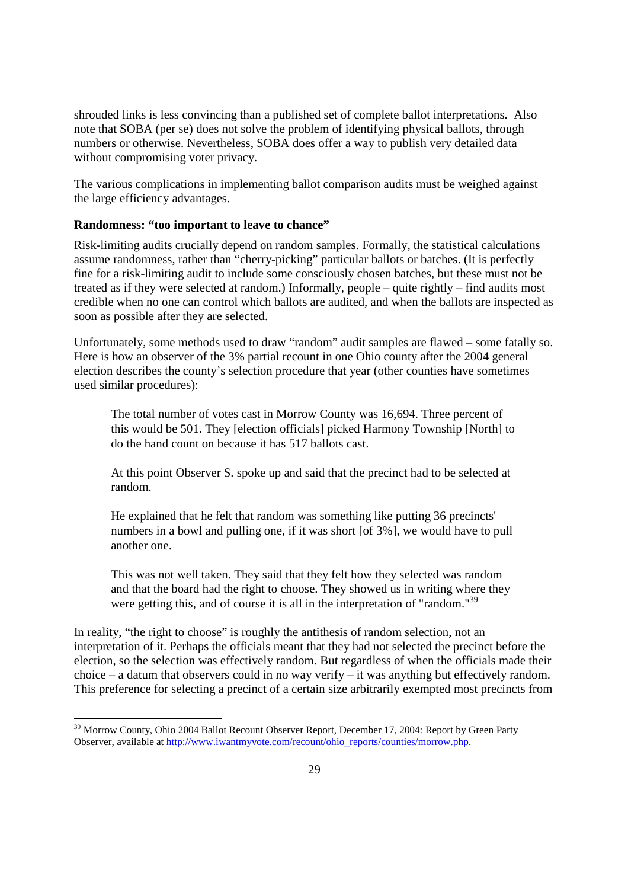shrouded links is less convincing than a published set of complete ballot interpretations. Also note that SOBA (per se) does not solve the problem of identifying physical ballots, through numbers or otherwise. Nevertheless, SOBA does offer a way to publish very detailed data without compromising voter privacy.

The various complications in implementing ballot comparison audits must be weighed against the large efficiency advantages.

**Randomness: "too important to leave to chance"**

Risk-limiting audits crucially depend on random samples. Formally, the statistical calculations assume randomness, rather than "cherry-picking" particular ballots or batches. (It is perfectly fine for a risk-limiting audit to include some consciously chosen batches, but these must not be treated as if they were selected at random.) Informally, people – quite rightly – find audits most credible when no one can control which ballots are audited, and when the ballots are inspected as soon as possible after they are selected.

Unfortunately, some methods used to draw "random" audit samples are flawed – some fatally so. Here is how an observer of the 3% partial recount in one Ohio county after the 2004 general election describes the county's selection procedure that year (other counties have sometimes used similar procedures):

> The total number of votes cast in Morrow County was 16,694. Three percent of this would be 501. They [election officials] picked Harmony Township [North] to do the hand count on because it has 517 ballots cast.
>
> At this point Observer S. spoke up and said that the precinct had to be selected at random.
>
> He explained that he felt that random was something like putting 36 precincts' numbers in a bowl and pulling one, if it was short [of 3%], we would have to pull another one.
>
> This was not well taken. They said that they felt how they selected was random and that the board had the right to choose. They showed us in writing where they were getting this, and of course it is all in the interpretation of "random."[39]

In reality, "the right to choose" is roughly the antithesis of random selection, not an interpretation of it. Perhaps the officials meant that they had not selected the precinct before the election, so the selection was effectively random. But regardless of when the officials made their choice – a datum that observers could in no way verify – it was anything but effectively random. This preference for selecting a precinct of a certain size arbitrarily exempted most precincts from

---

[39] Morrow County, Ohio 2004 Ballot Recount Observer Report, December 17, 2004: Report by Green Party Observer, available at http://www.iwantmyvote.com/recount/ohio_reports/counties/morrow.php.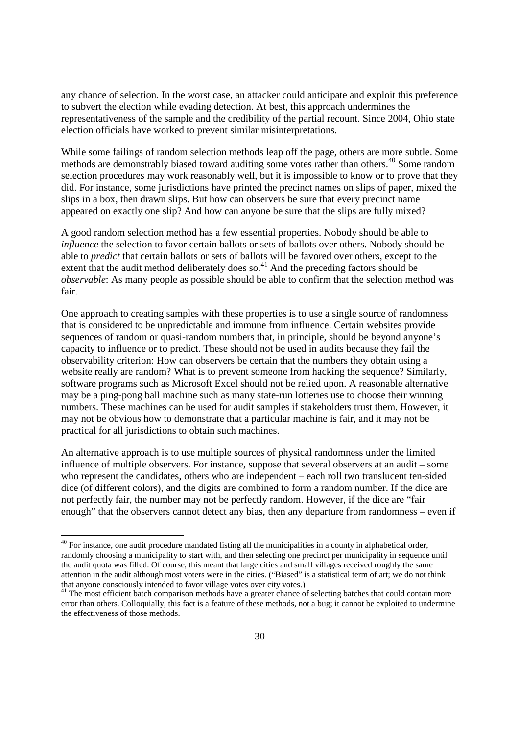any chance of selection. In the worst case, an attacker could anticipate and exploit this preference to subvert the election while evading detection. At best, this approach undermines the representativeness of the sample and the credibility of the partial recount. Since 2004, Ohio state election officials have worked to prevent similar misinterpretations.

While some failings of random selection methods leap off the page, others are more subtle. Some methods are demonstrably biased toward auditing some votes rather than others.[40] Some random selection procedures may work reasonably well, but it is impossible to know or to prove that they did. For instance, some jurisdictions have printed the precinct names on slips of paper, mixed the slips in a box, then drawn slips. But how can observers be sure that every precinct name appeared on exactly one slip? And how can anyone be sure that the slips are fully mixed?

A good random selection method has a few essential properties. Nobody should be able to *influence* the selection to favor certain ballots or sets of ballots over others. Nobody should be able to *predict* that certain ballots or sets of ballots will be favored over others, except to the extent that the audit method deliberately does so.[41] And the preceding factors should be *observable*: As many people as possible should be able to confirm that the selection method was fair.

One approach to creating samples with these properties is to use a single source of randomness that is considered to be unpredictable and immune from influence. Certain websites provide sequences of random or quasi-random numbers that, in principle, should be beyond anyone's capacity to influence or to predict. These should not be used in audits because they fail the observability criterion: How can observers be certain that the numbers they obtain using a website really are random? What is to prevent someone from hacking the sequence? Similarly, software programs such as Microsoft Excel should not be relied upon. A reasonable alternative may be a ping-pong ball machine such as many state-run lotteries use to choose their winning numbers. These machines can be used for audit samples if stakeholders trust them. However, it may not be obvious how to demonstrate that a particular machine is fair, and it may not be practical for all jurisdictions to obtain such machines.

An alternative approach is to use multiple sources of physical randomness under the limited influence of multiple observers. For instance, suppose that several observers at an audit – some who represent the candidates, others who are independent – each roll two translucent ten-sided dice (of different colors), and the digits are combined to form a random number. If the dice are not perfectly fair, the number may not be perfectly random. However, if the dice are "fair enough" that the observers cannot detect any bias, then any departure from randomness – even if

---

[40] For instance, one audit procedure mandated listing all the municipalities in a county in alphabetical order, randomly choosing a municipality to start with, and then selecting one precinct per municipality in sequence until the audit quota was filled. Of course, this meant that large cities and small villages received roughly the same attention in the audit although most voters were in the cities. ("Biased" is a statistical term of art; we do not think that anyone consciously intended to favor village votes over city votes.)

[41] The most efficient batch comparison methods have a greater chance of selecting batches that could contain more error than others. Colloquially, this fact is a feature of these methods, not a bug; it cannot be exploited to undermine the effectiveness of those methods.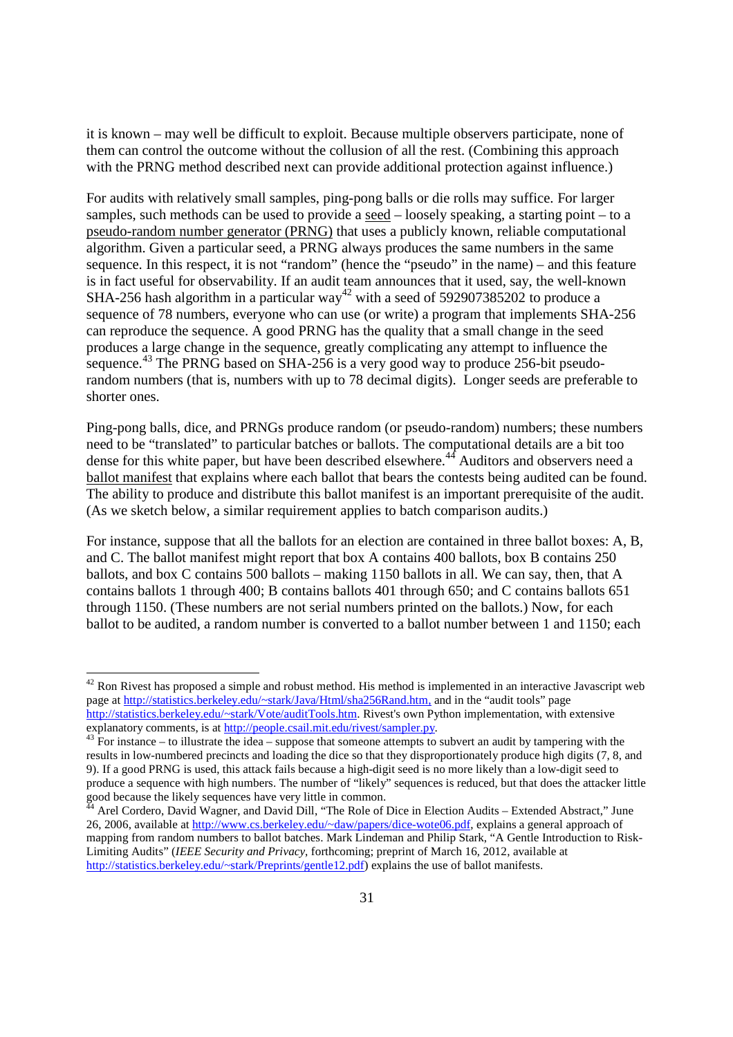it is known – may well be difficult to exploit. Because multiple observers participate, none of them can control the outcome without the collusion of all the rest. (Combining this approach with the PRNG method described next can provide additional protection against influence.)

For audits with relatively small samples, ping-pong balls or die rolls may suffice. For larger samples, such methods can be used to provide a seed – loosely speaking, a starting point – to a pseudo-random number generator (PRNG) that uses a publicly known, reliable computational algorithm. Given a particular seed, a PRNG always produces the same numbers in the same sequence. In this respect, it is not "random" (hence the "pseudo" in the name) – and this feature is in fact useful for observability. If an audit team announces that it used, say, the well-known SHA-256 hash algorithm in a particular way[42] with a seed of 592907385202 to produce a sequence of 78 numbers, everyone who can use (or write) a program that implements SHA-256 can reproduce the sequence. A good PRNG has the quality that a small change in the seed produces a large change in the sequence, greatly complicating any attempt to influence the sequence.[43] The PRNG based on SHA-256 is a very good way to produce 256-bit pseudo-random numbers (that is, numbers with up to 78 decimal digits). Longer seeds are preferable to shorter ones.

Ping-pong balls, dice, and PRNGs produce random (or pseudo-random) numbers; these numbers need to be "translated" to particular batches or ballots. The computational details are a bit too dense for this white paper, but have been described elsewhere.[44] Auditors and observers need a ballot manifest that explains where each ballot that bears the contests being audited can be found. The ability to produce and distribute this ballot manifest is an important prerequisite of the audit. (As we sketch below, a similar requirement applies to batch comparison audits.)

For instance, suppose that all the ballots for an election are contained in three ballot boxes: A, B, and C. The ballot manifest might report that box A contains 400 ballots, box B contains 250 ballots, and box C contains 500 ballots – making 1150 ballots in all. We can say, then, that A contains ballots 1 through 400; B contains ballots 401 through 650; and C contains ballots 651 through 1150. (These numbers are not serial numbers printed on the ballots.) Now, for each ballot to be audited, a random number is converted to a ballot number between 1 and 1150; each

---

[42] Ron Rivest has proposed a simple and robust method. His method is implemented in an interactive Javascript web page at http://statistics.berkeley.edu/~stark/Java/Html/sha256Rand.htm, and in the "audit tools" page http://statistics.berkeley.edu/~stark/Vote/auditTools.htm. Rivest's own Python implementation, with extensive explanatory comments, is at http://people.csail.mit.edu/rivest/sampler.py.

[43] For instance – to illustrate the idea – suppose that someone attempts to subvert an audit by tampering with the results in low-numbered precincts and loading the dice so that they disproportionately produce high digits (7, 8, and 9). If a good PRNG is used, this attack fails because a high-digit seed is no more likely than a low-digit seed to produce a sequence with high numbers. The number of "likely" sequences is reduced, but that does the attacker little good because the likely sequences have very little in common.

[44] Arel Cordero, David Wagner, and David Dill, "The Role of Dice in Election Audits – Extended Abstract," June 26, 2006, available at http://www.cs.berkeley.edu/~daw/papers/dice-wote06.pdf, explains a general approach of mapping from random numbers to ballot batches. Mark Lindeman and Philip Stark, "A Gentle Introduction to Risk-Limiting Audits" (*IEEE Security and Privacy*, forthcoming; preprint of March 16, 2012, available at http://statistics.berkeley.edu/~stark/Preprints/gentle12.pdf) explains the use of ballot manifests.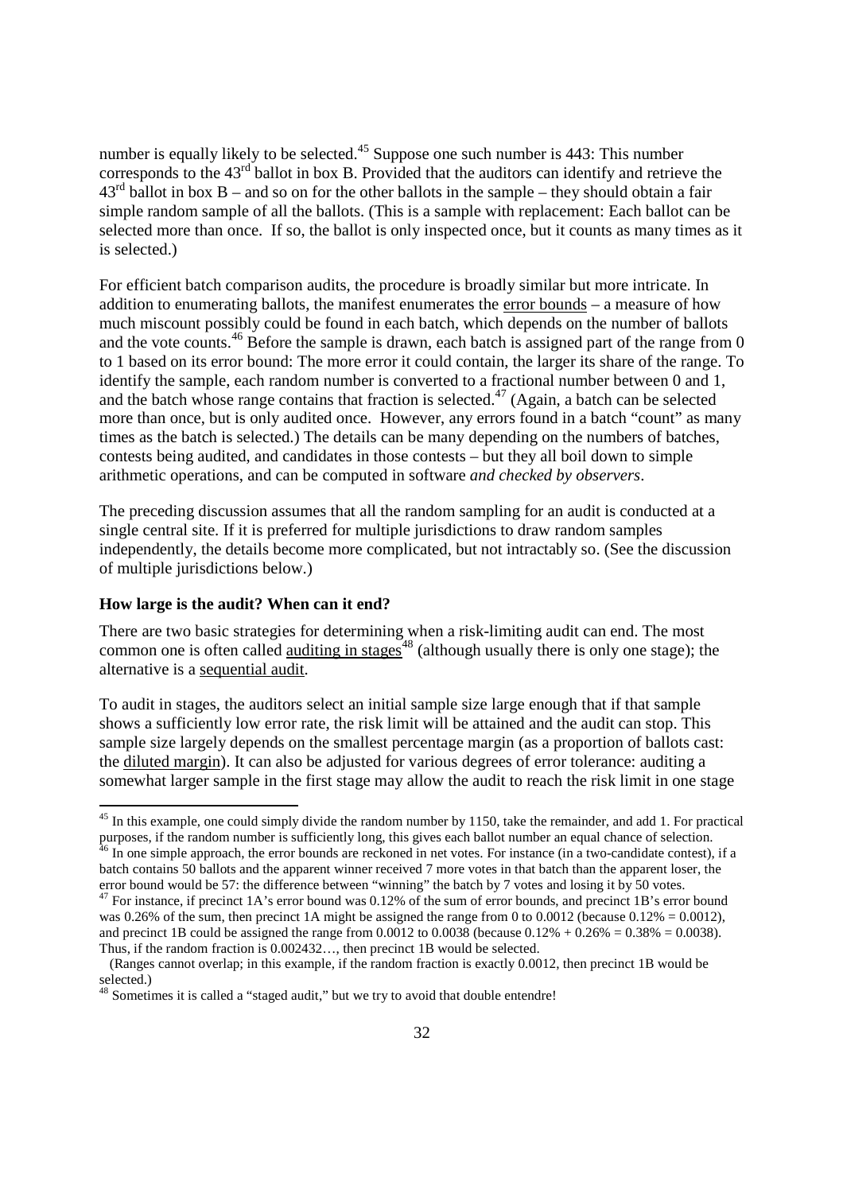number is equally likely to be selected.[45] Suppose one such number is 443: This number corresponds to the 43rd ballot in box B. Provided that the auditors can identify and retrieve the 43rd ballot in box B – and so on for the other ballots in the sample – they should obtain a fair simple random sample of all the ballots. (This is a sample with replacement: Each ballot can be selected more than once. If so, the ballot is only inspected once, but it counts as many times as it is selected.)

For efficient batch comparison audits, the procedure is broadly similar but more intricate. In addition to enumerating ballots, the manifest enumerates the error bounds – a measure of how much miscount possibly could be found in each batch, which depends on the number of ballots and the vote counts.[46] Before the sample is drawn, each batch is assigned part of the range from 0 to 1 based on its error bound: The more error it could contain, the larger its share of the range. To identify the sample, each random number is converted to a fractional number between 0 and 1, and the batch whose range contains that fraction is selected.[47] (Again, a batch can be selected more than once, but is only audited once. However, any errors found in a batch "count" as many times as the batch is selected.) The details can be many depending on the numbers of batches, contests being audited, and candidates in those contests – but they all boil down to simple arithmetic operations, and can be computed in software *and checked by observers*.

The preceding discussion assumes that all the random sampling for an audit is conducted at a single central site. If it is preferred for multiple jurisdictions to draw random samples independently, the details become more complicated, but not intractably so. (See the discussion of multiple jurisdictions below.)

**How large is the audit? When can it end?**

There are two basic strategies for determining when a risk-limiting audit can end. The most common one is often called auditing in stages[48] (although usually there is only one stage); the alternative is a sequential audit.

To audit in stages, the auditors select an initial sample size large enough that if that sample shows a sufficiently low error rate, the risk limit will be attained and the audit can stop. This sample size largely depends on the smallest percentage margin (as a proportion of ballots cast: the diluted margin). It can also be adjusted for various degrees of error tolerance: auditing a somewhat larger sample in the first stage may allow the audit to reach the risk limit in one stage

---

[45] In this example, one could simply divide the random number by 1150, take the remainder, and add 1. For practical purposes, if the random number is sufficiently long, this gives each ballot number an equal chance of selection.

[46] In one simple approach, the error bounds are reckoned in net votes. For instance (in a two-candidate contest), if a batch contains 50 ballots and the apparent winner received 7 more votes in that batch than the apparent loser, the error bound would be 57: the difference between "winning" the batch by 7 votes and losing it by 50 votes.

[47] For instance, if precinct 1A's error bound was 0.12% of the sum of error bounds, and precinct 1B's error bound was 0.26% of the sum, then precinct 1A might be assigned the range from 0 to 0.0012 (because 0.12% = 0.0012), and precinct 1B could be assigned the range from 0.0012 to 0.0038 (because 0.12% + 0.26% = 0.38% = 0.0038). Thus, if the random fraction is 0.002432…, then precinct 1B would be selected.

(Ranges cannot overlap; in this example, if the random fraction is exactly 0.0012, then precinct 1B would be selected.)

[48] Sometimes it is called a "staged audit," but we try to avoid that double entendre!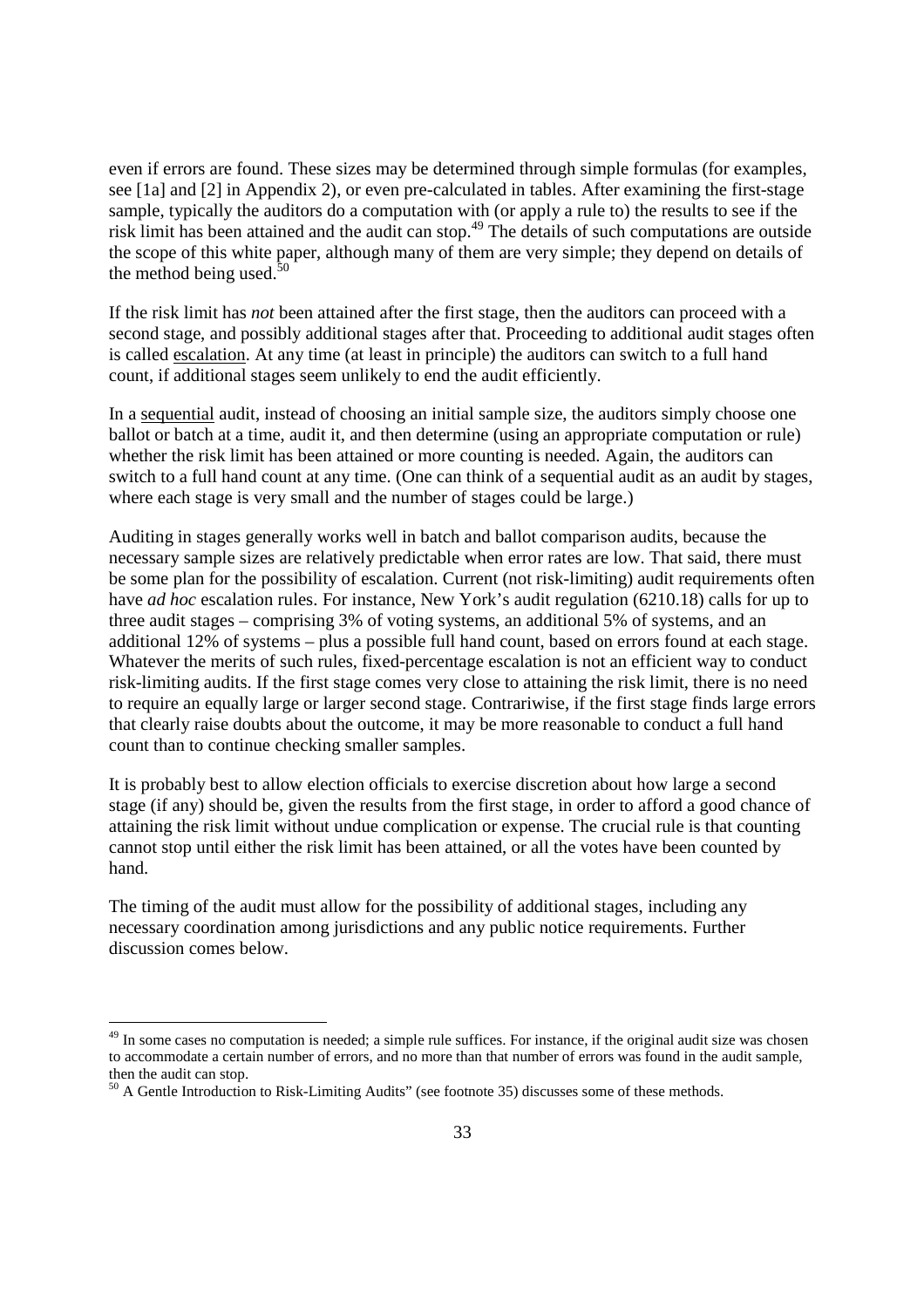even if errors are found. These sizes may be determined through simple formulas (for examples, see [1a] and [2] in Appendix 2), or even pre-calculated in tables. After examining the first-stage sample, typically the auditors do a computation with (or apply a rule to) the results to see if the risk limit has been attained and the audit can stop.[49] The details of such computations are outside the scope of this white paper, although many of them are very simple; they depend on details of the method being used.[50]

If the risk limit has *not* been attained after the first stage, then the auditors can proceed with a second stage, and possibly additional stages after that. Proceeding to additional audit stages often is called <u>escalation</u>. At any time (at least in principle) the auditors can switch to a full hand count, if additional stages seem unlikely to end the audit efficiently.

In a <u>sequential</u> audit, instead of choosing an initial sample size, the auditors simply choose one ballot or batch at a time, audit it, and then determine (using an appropriate computation or rule) whether the risk limit has been attained or more counting is needed. Again, the auditors can switch to a full hand count at any time. (One can think of a sequential audit as an audit by stages, where each stage is very small and the number of stages could be large.)

Auditing in stages generally works well in batch and ballot comparison audits, because the necessary sample sizes are relatively predictable when error rates are low. That said, there must be some plan for the possibility of escalation. Current (not risk-limiting) audit requirements often have *ad hoc* escalation rules. For instance, New York's audit regulation (6210.18) calls for up to three audit stages – comprising 3% of voting systems, an additional 5% of systems, and an additional 12% of systems – plus a possible full hand count, based on errors found at each stage. Whatever the merits of such rules, fixed-percentage escalation is not an efficient way to conduct risk-limiting audits. If the first stage comes very close to attaining the risk limit, there is no need to require an equally large or larger second stage. Contrariwise, if the first stage finds large errors that clearly raise doubts about the outcome, it may be more reasonable to conduct a full hand count than to continue checking smaller samples.

It is probably best to allow election officials to exercise discretion about how large a second stage (if any) should be, given the results from the first stage, in order to afford a good chance of attaining the risk limit without undue complication or expense. The crucial rule is that counting cannot stop until either the risk limit has been attained, or all the votes have been counted by hand.

The timing of the audit must allow for the possibility of additional stages, including any necessary coordination among jurisdictions and any public notice requirements. Further discussion comes below.

---

[49] In some cases no computation is needed; a simple rule suffices. For instance, if the original audit size was chosen to accommodate a certain number of errors, and no more than that number of errors was found in the audit sample, then the audit can stop.

[50] A Gentle Introduction to Risk-Limiting Audits" (see footnote 35) discusses some of these methods.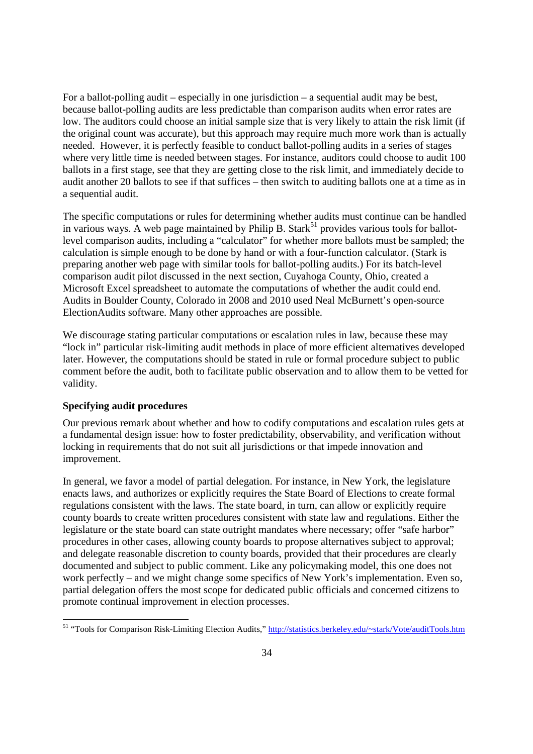For a ballot-polling audit – especially in one jurisdiction – a sequential audit may be best, because ballot-polling audits are less predictable than comparison audits when error rates are low. The auditors could choose an initial sample size that is very likely to attain the risk limit (if the original count was accurate), but this approach may require much more work than is actually needed. However, it is perfectly feasible to conduct ballot-polling audits in a series of stages where very little time is needed between stages. For instance, auditors could choose to audit 100 ballots in a first stage, see that they are getting close to the risk limit, and immediately decide to audit another 20 ballots to see if that suffices – then switch to auditing ballots one at a time as in a sequential audit.

The specific computations or rules for determining whether audits must continue can be handled in various ways. A web page maintained by Philip B. Stark[51] provides various tools for ballot-level comparison audits, including a "calculator" for whether more ballots must be sampled; the calculation is simple enough to be done by hand or with a four-function calculator. (Stark is preparing another web page with similar tools for ballot-polling audits.) For its batch-level comparison audit pilot discussed in the next section, Cuyahoga County, Ohio, created a Microsoft Excel spreadsheet to automate the computations of whether the audit could end. Audits in Boulder County, Colorado in 2008 and 2010 used Neal McBurnett's open-source ElectionAudits software. Many other approaches are possible.

We discourage stating particular computations or escalation rules in law, because these may "lock in" particular risk-limiting audit methods in place of more efficient alternatives developed later. However, the computations should be stated in rule or formal procedure subject to public comment before the audit, both to facilitate public observation and to allow them to be vetted for validity.

### Specifying audit procedures

Our previous remark about whether and how to codify computations and escalation rules gets at a fundamental design issue: how to foster predictability, observability, and verification without locking in requirements that do not suit all jurisdictions or that impede innovation and improvement.

In general, we favor a model of partial delegation. For instance, in New York, the legislature enacts laws, and authorizes or explicitly requires the State Board of Elections to create formal regulations consistent with the laws. The state board, in turn, can allow or explicitly require county boards to create written procedures consistent with state law and regulations. Either the legislature or the state board can state outright mandates where necessary; offer "safe harbor" procedures in other cases, allowing county boards to propose alternatives subject to approval; and delegate reasonable discretion to county boards, provided that their procedures are clearly documented and subject to public comment. Like any policymaking model, this one does not work perfectly – and we might change some specifics of New York's implementation. Even so, partial delegation offers the most scope for dedicated public officials and concerned citizens to promote continual improvement in election processes.

---

[51] "Tools for Comparison Risk-Limiting Election Audits," http://statistics.berkeley.edu/~stark/Vote/auditTools.htm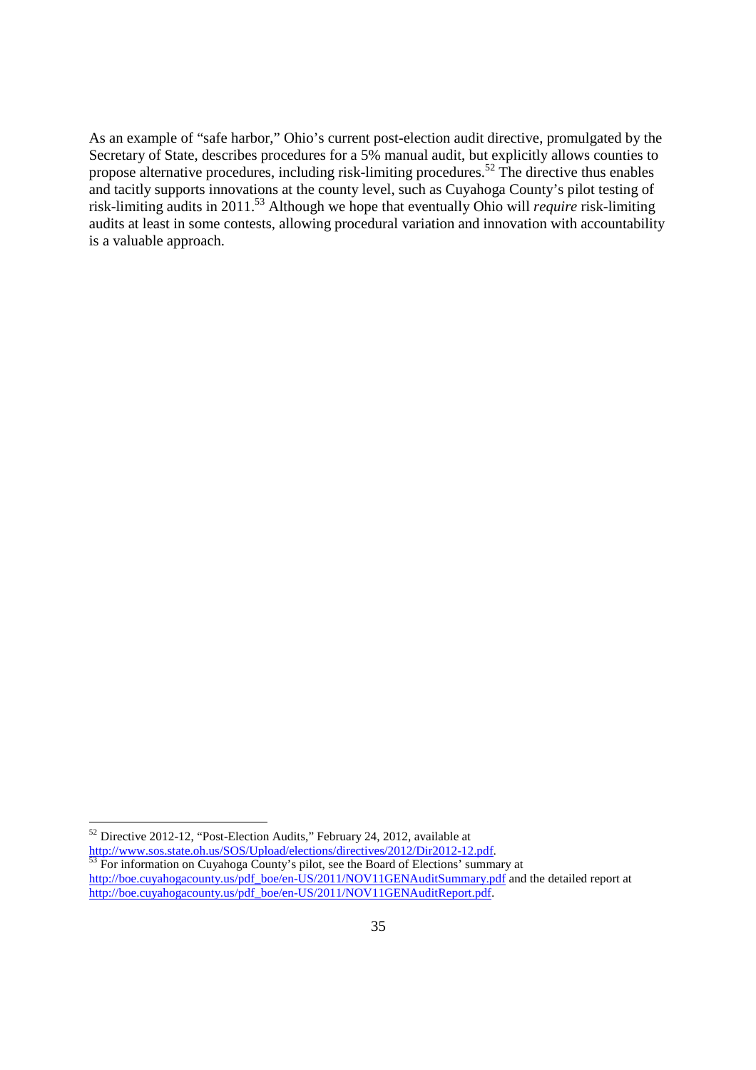As an example of "safe harbor," Ohio's current post-election audit directive, promulgated by the Secretary of State, describes procedures for a 5% manual audit, but explicitly allows counties to propose alternative procedures, including risk-limiting procedures.[52] The directive thus enables and tacitly supports innovations at the county level, such as Cuyahoga County's pilot testing of risk-limiting audits in 2011.[53] Although we hope that eventually Ohio will *require* risk-limiting audits at least in some contests, allowing procedural variation and innovation with accountability is a valuable approach.

---

[52] Directive 2012-12, "Post-Election Audits," February 24, 2012, available at http://www.sos.state.oh.us/SOS/Upload/elections/directives/2012/Dir2012-12.pdf.

[53] For information on Cuyahoga County's pilot, see the Board of Elections' summary at http://boe.cuyahogacounty.us/pdf_boe/en-US/2011/NOV11GENAuditSummary.pdf and the detailed report at http://boe.cuyahogacounty.us/pdf_boe/en-US/2011/NOV11GENAuditReport.pdf.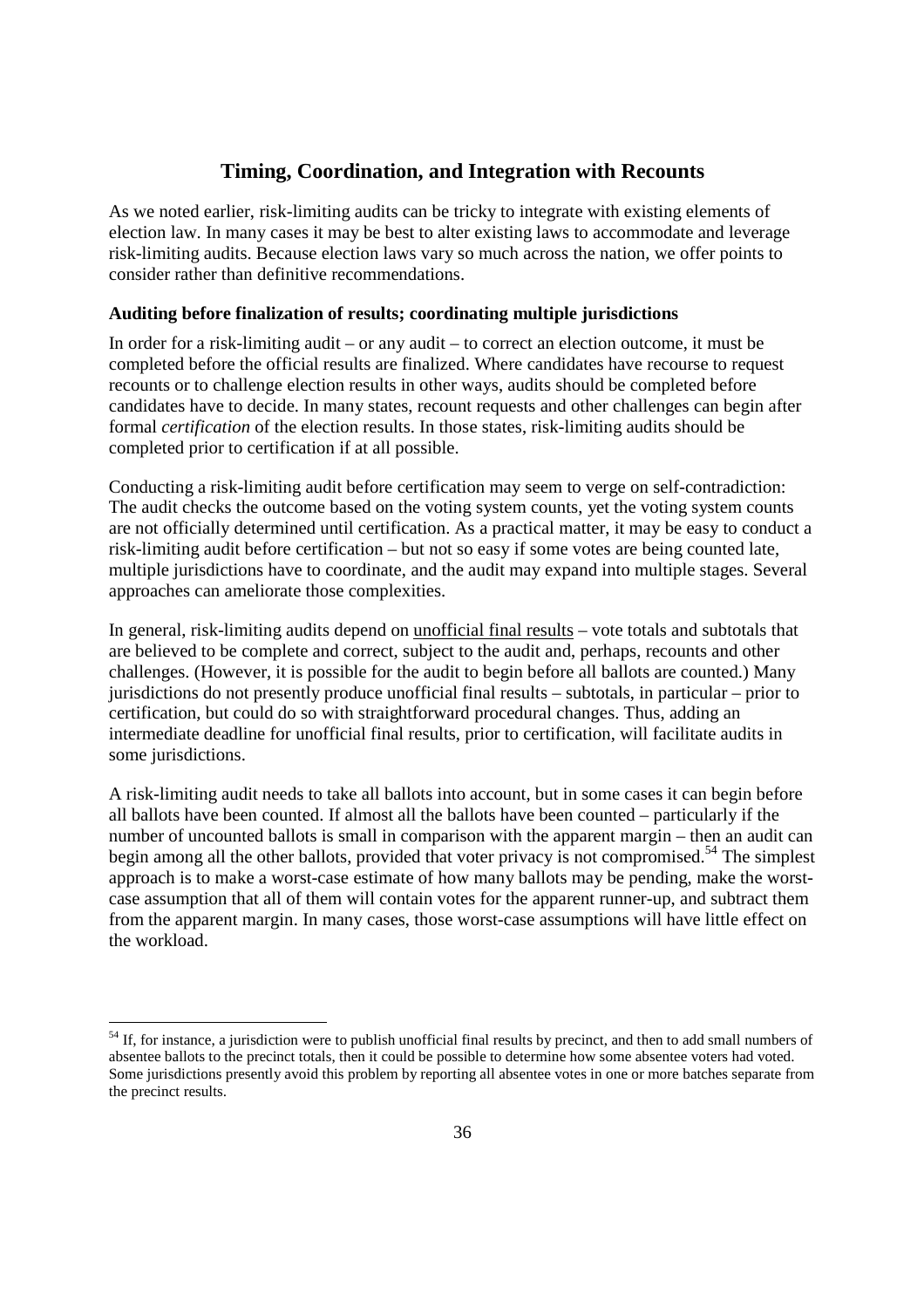## Timing, Coordination, and Integration with Recounts

As we noted earlier, risk-limiting audits can be tricky to integrate with existing elements of election law. In many cases it may be best to alter existing laws to accommodate and leverage risk-limiting audits. Because election laws vary so much across the nation, we offer points to consider rather than definitive recommendations.

### Auditing before finalization of results; coordinating multiple jurisdictions

In order for a risk-limiting audit – or any audit – to correct an election outcome, it must be completed before the official results are finalized. Where candidates have recourse to request recounts or to challenge election results in other ways, audits should be completed before candidates have to decide. In many states, recount requests and other challenges can begin after formal *certification* of the election results. In those states, risk-limiting audits should be completed prior to certification if at all possible.

Conducting a risk-limiting audit before certification may seem to verge on self-contradiction: The audit checks the outcome based on the voting system counts, yet the voting system counts are not officially determined until certification. As a practical matter, it may be easy to conduct a risk-limiting audit before certification – but not so easy if some votes are being counted late, multiple jurisdictions have to coordinate, and the audit may expand into multiple stages. Several approaches can ameliorate those complexities.

In general, risk-limiting audits depend on <u>unofficial final results</u> – vote totals and subtotals that are believed to be complete and correct, subject to the audit and, perhaps, recounts and other challenges. (However, it is possible for the audit to begin before all ballots are counted.) Many jurisdictions do not presently produce unofficial final results – subtotals, in particular – prior to certification, but could do so with straightforward procedural changes. Thus, adding an intermediate deadline for unofficial final results, prior to certification, will facilitate audits in some jurisdictions.

A risk-limiting audit needs to take all ballots into account, but in some cases it can begin before all ballots have been counted. If almost all the ballots have been counted – particularly if the number of uncounted ballots is small in comparison with the apparent margin – then an audit can begin among all the other ballots, provided that voter privacy is not compromised.[54] The simplest approach is to make a worst-case estimate of how many ballots may be pending, make the worst-case assumption that all of them will contain votes for the apparent runner-up, and subtract them from the apparent margin. In many cases, those worst-case assumptions will have little effect on the workload.

---

[54] If, for instance, a jurisdiction were to publish unofficial final results by precinct, and then to add small numbers of absentee ballots to the precinct totals, then it could be possible to determine how some absentee voters had voted. Some jurisdictions presently avoid this problem by reporting all absentee votes in one or more batches separate from the precinct results.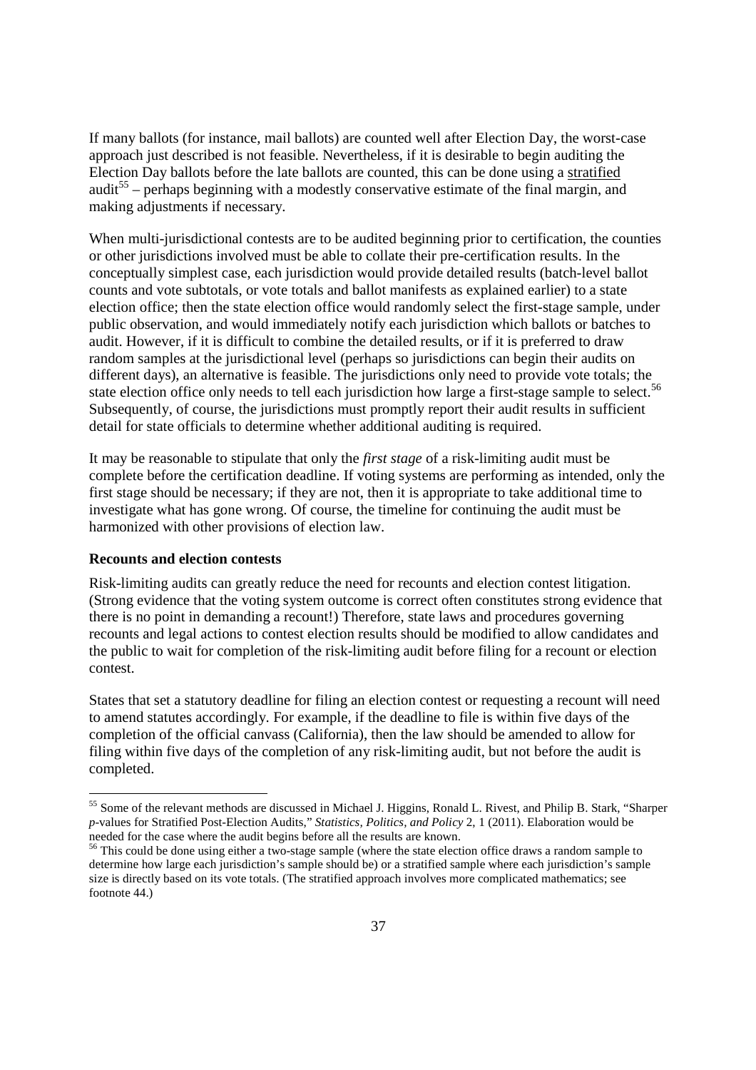If many ballots (for instance, mail ballots) are counted well after Election Day, the worst-case approach just described is not feasible. Nevertheless, if it is desirable to begin auditing the Election Day ballots before the late ballots are counted, this can be done using a stratified audit[55] – perhaps beginning with a modestly conservative estimate of the final margin, and making adjustments if necessary.

When multi-jurisdictional contests are to be audited beginning prior to certification, the counties or other jurisdictions involved must be able to collate their pre-certification results. In the conceptually simplest case, each jurisdiction would provide detailed results (batch-level ballot counts and vote subtotals, or vote totals and ballot manifests as explained earlier) to a state election office; then the state election office would randomly select the first-stage sample, under public observation, and would immediately notify each jurisdiction which ballots or batches to audit. However, if it is difficult to combine the detailed results, or if it is preferred to draw random samples at the jurisdictional level (perhaps so jurisdictions can begin their audits on different days), an alternative is feasible. The jurisdictions only need to provide vote totals; the state election office only needs to tell each jurisdiction how large a first-stage sample to select.[56] Subsequently, of course, the jurisdictions must promptly report their audit results in sufficient detail for state officials to determine whether additional auditing is required.

It may be reasonable to stipulate that only the *first stage* of a risk-limiting audit must be complete before the certification deadline. If voting systems are performing as intended, only the first stage should be necessary; if they are not, then it is appropriate to take additional time to investigate what has gone wrong. Of course, the timeline for continuing the audit must be harmonized with other provisions of election law.

**Recounts and election contests**

Risk-limiting audits can greatly reduce the need for recounts and election contest litigation. (Strong evidence that the voting system outcome is correct often constitutes strong evidence that there is no point in demanding a recount!) Therefore, state laws and procedures governing recounts and legal actions to contest election results should be modified to allow candidates and the public to wait for completion of the risk-limiting audit before filing for a recount or election contest.

States that set a statutory deadline for filing an election contest or requesting a recount will need to amend statutes accordingly. For example, if the deadline to file is within five days of the completion of the official canvass (California), then the law should be amended to allow for filing within five days of the completion of any risk-limiting audit, but not before the audit is completed.

---

[55] Some of the relevant methods are discussed in Michael J. Higgins, Ronald L. Rivest, and Philip B. Stark, "Sharper *p*-values for Stratified Post-Election Audits," *Statistics, Politics, and Policy* 2, 1 (2011). Elaboration would be needed for the case where the audit begins before all the results are known.

[56] This could be done using either a two-stage sample (where the state election office draws a random sample to determine how large each jurisdiction's sample should be) or a stratified sample where each jurisdiction's sample size is directly based on its vote totals. (The stratified approach involves more complicated mathematics; see footnote 44.)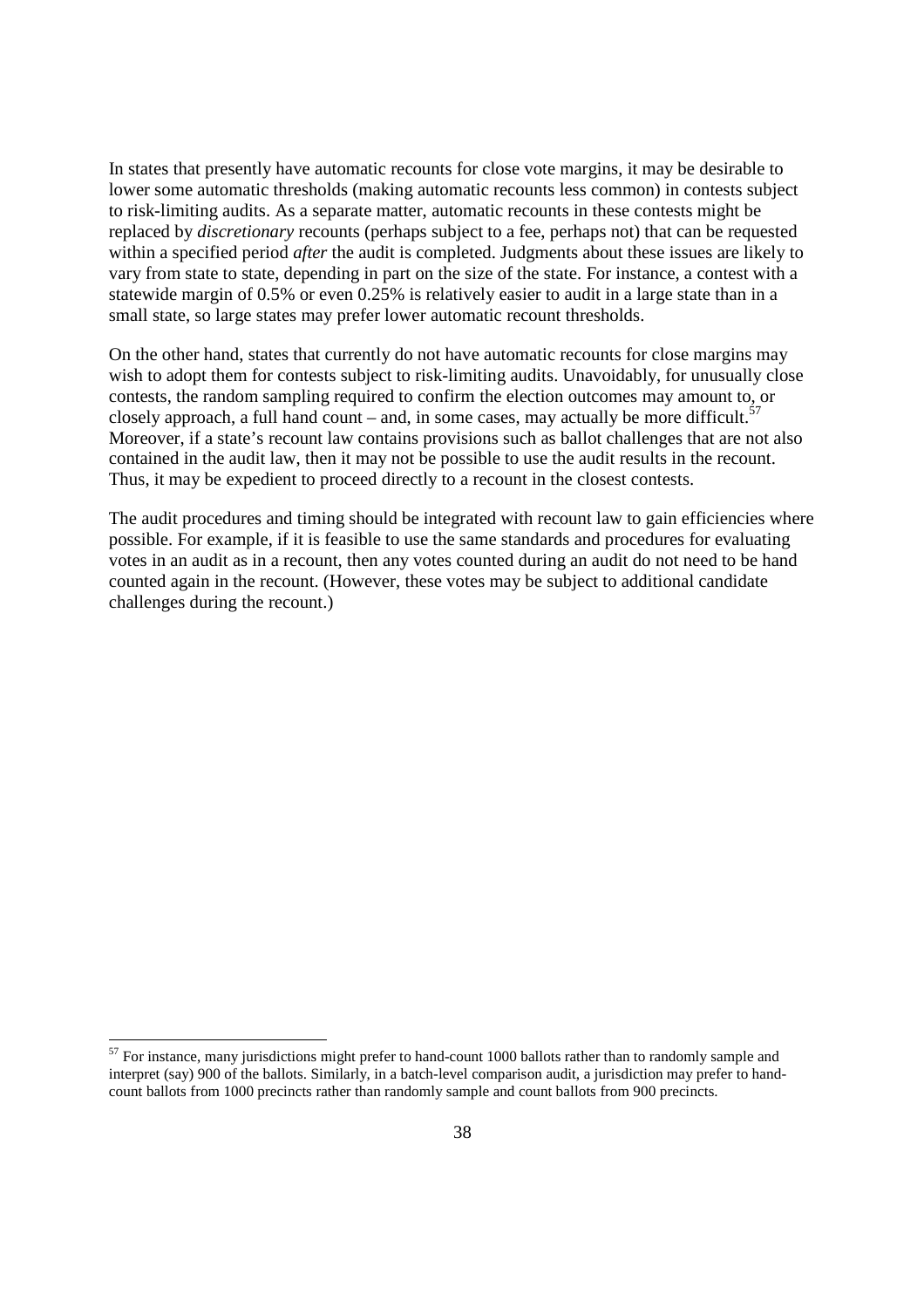In states that presently have automatic recounts for close vote margins, it may be desirable to lower some automatic thresholds (making automatic recounts less common) in contests subject to risk-limiting audits. As a separate matter, automatic recounts in these contests might be replaced by *discretionary* recounts (perhaps subject to a fee, perhaps not) that can be requested within a specified period *after* the audit is completed. Judgments about these issues are likely to vary from state to state, depending in part on the size of the state. For instance, a contest with a statewide margin of 0.5% or even 0.25% is relatively easier to audit in a large state than in a small state, so large states may prefer lower automatic recount thresholds.

On the other hand, states that currently do not have automatic recounts for close margins may wish to adopt them for contests subject to risk-limiting audits. Unavoidably, for unusually close contests, the random sampling required to confirm the election outcomes may amount to, or closely approach, a full hand count – and, in some cases, may actually be more difficult.[57] Moreover, if a state's recount law contains provisions such as ballot challenges that are not also contained in the audit law, then it may not be possible to use the audit results in the recount. Thus, it may be expedient to proceed directly to a recount in the closest contests.

The audit procedures and timing should be integrated with recount law to gain efficiencies where possible. For example, if it is feasible to use the same standards and procedures for evaluating votes in an audit as in a recount, then any votes counted during an audit do not need to be hand counted again in the recount. (However, these votes may be subject to additional candidate challenges during the recount.)

---

[57] For instance, many jurisdictions might prefer to hand-count 1000 ballots rather than to randomly sample and interpret (say) 900 of the ballots. Similarly, in a batch-level comparison audit, a jurisdiction may prefer to hand-count ballots from 1000 precincts rather than randomly sample and count ballots from 900 precincts.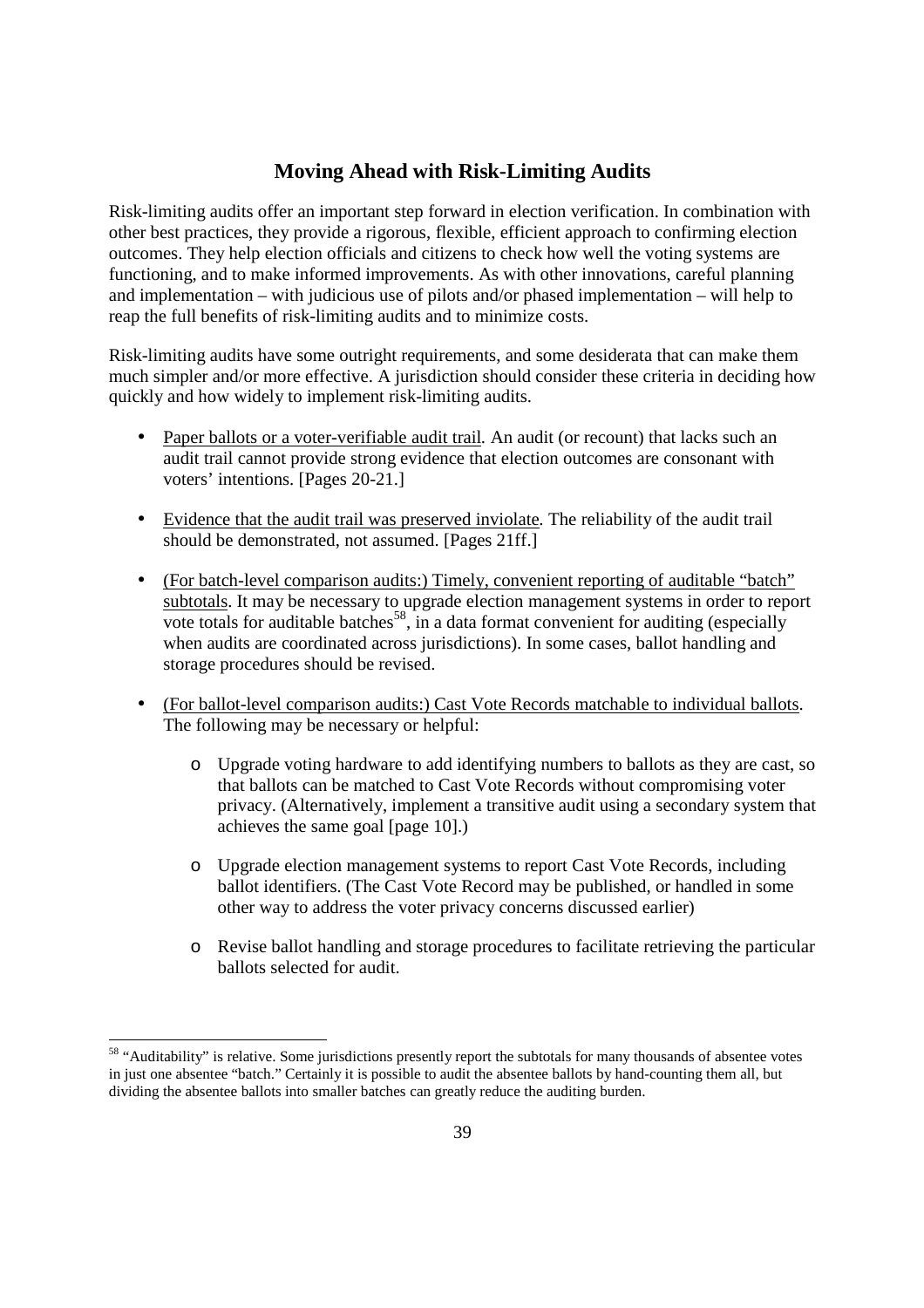## Moving Ahead with Risk-Limiting Audits

Risk-limiting audits offer an important step forward in election verification. In combination with other best practices, they provide a rigorous, flexible, efficient approach to confirming election outcomes. They help election officials and citizens to check how well the voting systems are functioning, and to make informed improvements. As with other innovations, careful planning and implementation – with judicious use of pilots and/or phased implementation – will help to reap the full benefits of risk-limiting audits and to minimize costs.

Risk-limiting audits have some outright requirements, and some desiderata that can make them much simpler and/or more effective. A jurisdiction should consider these criteria in deciding how quickly and how widely to implement risk-limiting audits.

- Paper ballots or a voter-verifiable audit trail. An audit (or recount) that lacks such an audit trail cannot provide strong evidence that election outcomes are consonant with voters' intentions. [Pages 20-21.]
- Evidence that the audit trail was preserved inviolate. The reliability of the audit trail should be demonstrated, not assumed. [Pages 21ff.]
- (For batch-level comparison audits:) Timely, convenient reporting of auditable "batch" subtotals. It may be necessary to upgrade election management systems in order to report vote totals for auditable batches[58], in a data format convenient for auditing (especially when audits are coordinated across jurisdictions). In some cases, ballot handling and storage procedures should be revised.
- (For ballot-level comparison audits:) Cast Vote Records matchable to individual ballots. The following may be necessary or helpful:
    - Upgrade voting hardware to add identifying numbers to ballots as they are cast, so that ballots can be matched to Cast Vote Records without compromising voter privacy. (Alternatively, implement a transitive audit using a secondary system that achieves the same goal [page 10].)
    - Upgrade election management systems to report Cast Vote Records, including ballot identifiers. (The Cast Vote Record may be published, or handled in some other way to address the voter privacy concerns discussed earlier)
    - Revise ballot handling and storage procedures to facilitate retrieving the particular ballots selected for audit.

[58] "Auditability" is relative. Some jurisdictions presently report the subtotals for many thousands of absentee votes in just one absentee "batch." Certainly it is possible to audit the absentee ballots by hand-counting them all, but dividing the absentee ballots into smaller batches can greatly reduce the auditing burden.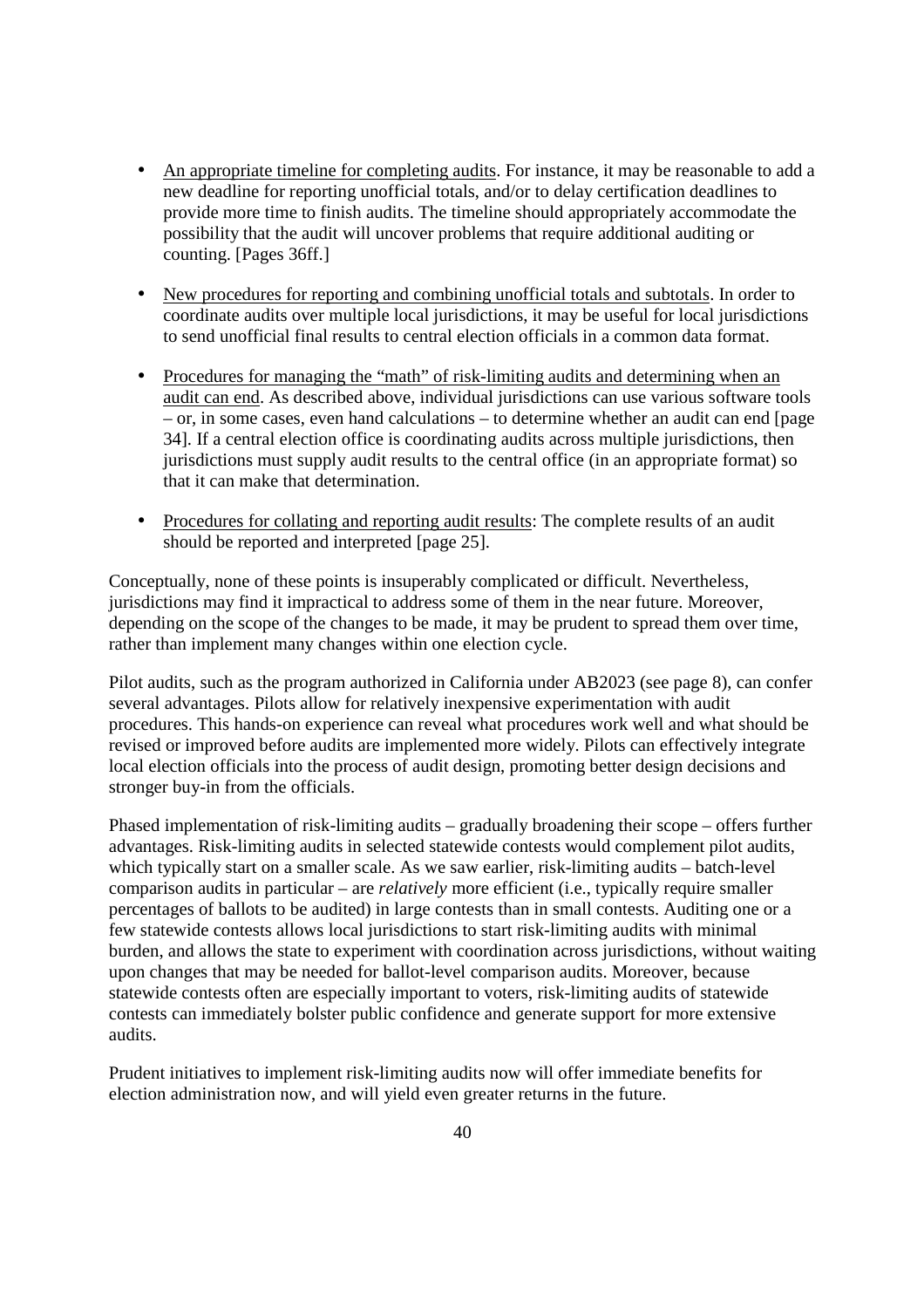- An appropriate timeline for completing audits. For instance, it may be reasonable to add a new deadline for reporting unofficial totals, and/or to delay certification deadlines to provide more time to finish audits. The timeline should appropriately accommodate the possibility that the audit will uncover problems that require additional auditing or counting. [Pages 36ff.]

- New procedures for reporting and combining unofficial totals and subtotals. In order to coordinate audits over multiple local jurisdictions, it may be useful for local jurisdictions to send unofficial final results to central election officials in a common data format.

- Procedures for managing the "math" of risk-limiting audits and determining when an audit can end. As described above, individual jurisdictions can use various software tools – or, in some cases, even hand calculations – to determine whether an audit can end [page 34]. If a central election office is coordinating audits across multiple jurisdictions, then jurisdictions must supply audit results to the central office (in an appropriate format) so that it can make that determination.

- Procedures for collating and reporting audit results: The complete results of an audit should be reported and interpreted [page 25].

Conceptually, none of these points is insuperably complicated or difficult. Nevertheless, jurisdictions may find it impractical to address some of them in the near future. Moreover, depending on the scope of the changes to be made, it may be prudent to spread them over time, rather than implement many changes within one election cycle.

Pilot audits, such as the program authorized in California under AB2023 (see page 8), can confer several advantages. Pilots allow for relatively inexpensive experimentation with audit procedures. This hands-on experience can reveal what procedures work well and what should be revised or improved before audits are implemented more widely. Pilots can effectively integrate local election officials into the process of audit design, promoting better design decisions and stronger buy-in from the officials.

Phased implementation of risk-limiting audits – gradually broadening their scope – offers further advantages. Risk-limiting audits in selected statewide contests would complement pilot audits, which typically start on a smaller scale. As we saw earlier, risk-limiting audits – batch-level comparison audits in particular – are *relatively* more efficient (i.e., typically require smaller percentages of ballots to be audited) in large contests than in small contests. Auditing one or a few statewide contests allows local jurisdictions to start risk-limiting audits with minimal burden, and allows the state to experiment with coordination across jurisdictions, without waiting upon changes that may be needed for ballot-level comparison audits. Moreover, because statewide contests often are especially important to voters, risk-limiting audits of statewide contests can immediately bolster public confidence and generate support for more extensive audits.

Prudent initiatives to implement risk-limiting audits now will offer immediate benefits for election administration now, and will yield even greater returns in the future.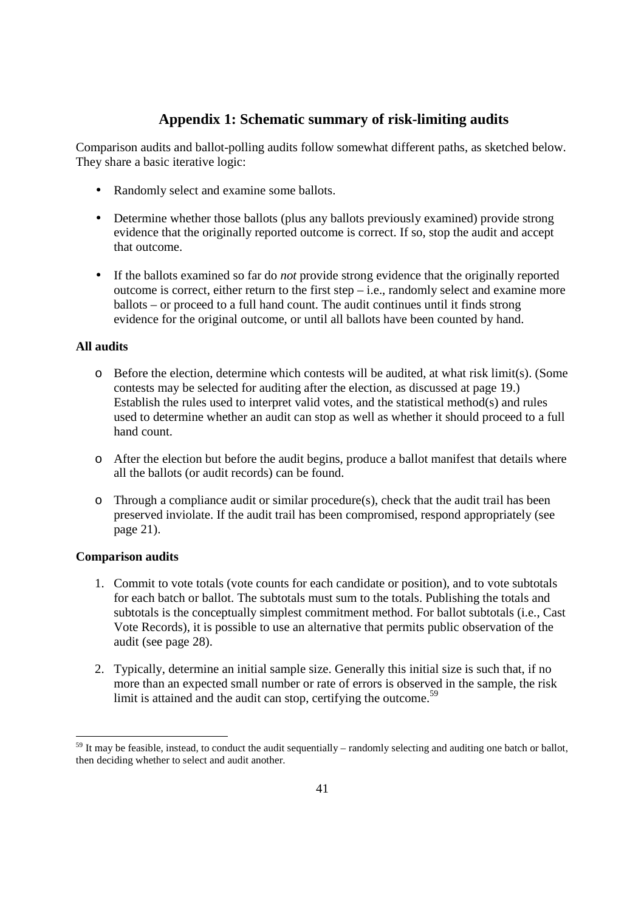## Appendix 1: Schematic summary of risk-limiting audits

Comparison audits and ballot-polling audits follow somewhat different paths, as sketched below. They share a basic iterative logic:

- Randomly select and examine some ballots.
- Determine whether those ballots (plus any ballots previously examined) provide strong evidence that the originally reported outcome is correct. If so, stop the audit and accept that outcome.
- If the ballots examined so far do *not* provide strong evidence that the originally reported outcome is correct, either return to the first step – i.e., randomly select and examine more ballots – or proceed to a full hand count. The audit continues until it finds strong evidence for the original outcome, or until all ballots have been counted by hand.

**All audits**

- Before the election, determine which contests will be audited, at what risk limit(s). (Some contests may be selected for auditing after the election, as discussed at page 19.) Establish the rules used to interpret valid votes, and the statistical method(s) and rules used to determine whether an audit can stop as well as whether it should proceed to a full hand count.
- After the election but before the audit begins, produce a ballot manifest that details where all the ballots (or audit records) can be found.
- Through a compliance audit or similar procedure(s), check that the audit trail has been preserved inviolate. If the audit trail has been compromised, respond appropriately (see page 21).

**Comparison audits**

1. Commit to vote totals (vote counts for each candidate or position), and to vote subtotals for each batch or ballot. The subtotals must sum to the totals. Publishing the totals and subtotals is the conceptually simplest commitment method. For ballot subtotals (i.e., Cast Vote Records), it is possible to use an alternative that permits public observation of the audit (see page 28).
2. Typically, determine an initial sample size. Generally this initial size is such that, if no more than an expected small number or rate of errors is observed in the sample, the risk limit is attained and the audit can stop, certifying the outcome.[59]

[59] It may be feasible, instead, to conduct the audit sequentially – randomly selecting and auditing one batch or ballot, then deciding whether to select and audit another.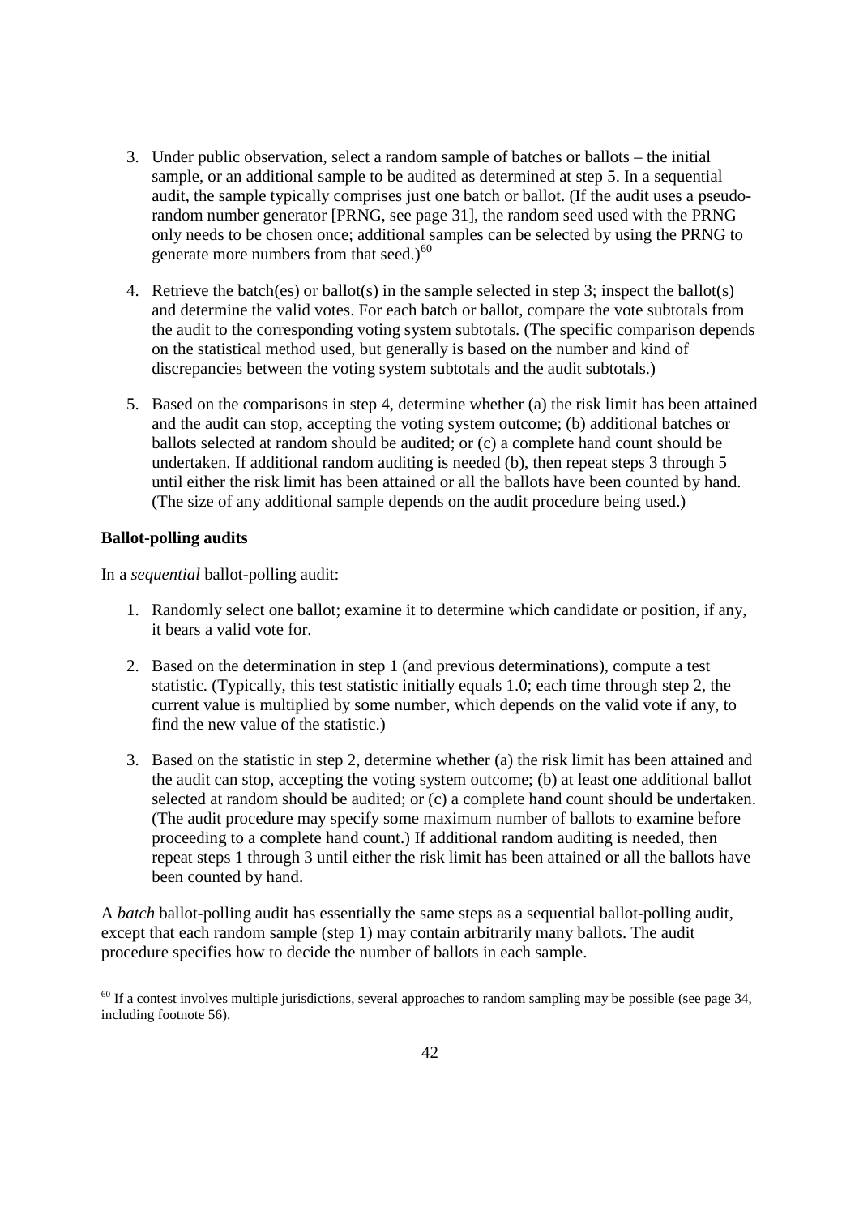3. Under public observation, select a random sample of batches or ballots – the initial sample, or an additional sample to be audited as determined at step 5. In a sequential audit, the sample typically comprises just one batch or ballot. (If the audit uses a pseudo-random number generator [PRNG, see page 31], the random seed used with the PRNG only needs to be chosen once; additional samples can be selected by using the PRNG to generate more numbers from that seed.)[60]

4. Retrieve the batch(es) or ballot(s) in the sample selected in step 3; inspect the ballot(s) and determine the valid votes. For each batch or ballot, compare the vote subtotals from the audit to the corresponding voting system subtotals. (The specific comparison depends on the statistical method used, but generally is based on the number and kind of discrepancies between the voting system subtotals and the audit subtotals.)

5. Based on the comparisons in step 4, determine whether (a) the risk limit has been attained and the audit can stop, accepting the voting system outcome; (b) additional batches or ballots selected at random should be audited; or (c) a complete hand count should be undertaken. If additional random auditing is needed (b), then repeat steps 3 through 5 until either the risk limit has been attained or all the ballots have been counted by hand. (The size of any additional sample depends on the audit procedure being used.)

**Ballot-polling audits**

In a *sequential* ballot-polling audit:

1. Randomly select one ballot; examine it to determine which candidate or position, if any, it bears a valid vote for.

2. Based on the determination in step 1 (and previous determinations), compute a test statistic. (Typically, this test statistic initially equals 1.0; each time through step 2, the current value is multiplied by some number, which depends on the valid vote if any, to find the new value of the statistic.)

3. Based on the statistic in step 2, determine whether (a) the risk limit has been attained and the audit can stop, accepting the voting system outcome; (b) at least one additional ballot selected at random should be audited; or (c) a complete hand count should be undertaken. (The audit procedure may specify some maximum number of ballots to examine before proceeding to a complete hand count.) If additional random auditing is needed, then repeat steps 1 through 3 until either the risk limit has been attained or all the ballots have been counted by hand.

A *batch* ballot-polling audit has essentially the same steps as a sequential ballot-polling audit, except that each random sample (step 1) may contain arbitrarily many ballots. The audit procedure specifies how to decide the number of ballots in each sample.

[60] If a contest involves multiple jurisdictions, several approaches to random sampling may be possible (see page 34, including footnote 56).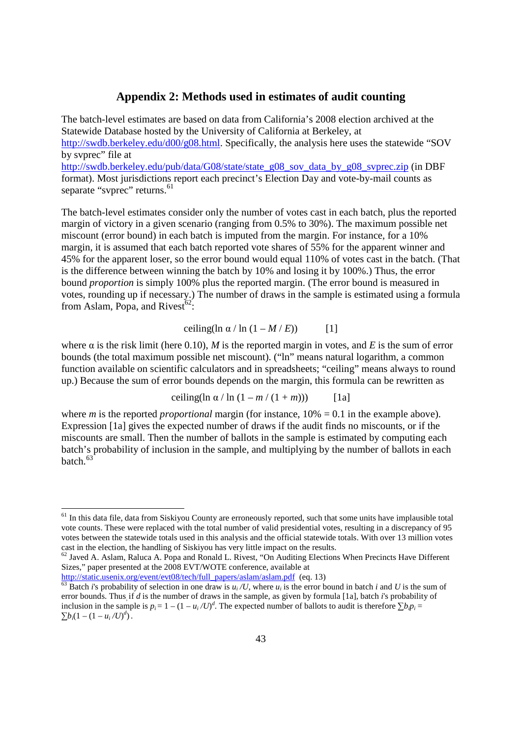## Appendix 2: Methods used in estimates of audit counting

The batch-level estimates are based on data from California's 2008 election archived at the Statewide Database hosted by the University of California at Berkeley, at http://swdb.berkeley.edu/d00/g08.html. Specifically, the analysis here uses the statewide "SOV by svprec" file at http://swdb.berkeley.edu/pub/data/G08/state/state_g08_sov_data_by_g08_svprec.zip (in DBF format). Most jurisdictions report each precinct's Election Day and vote-by-mail counts as separate "svprec" returns.[61]

The batch-level estimates consider only the number of votes cast in each batch, plus the reported margin of victory in a given scenario (ranging from 0.5% to 30%). The maximum possible net miscount (error bound) in each batch is imputed from the margin. For instance, for a 10% margin, it is assumed that each batch reported vote shares of 55% for the apparent winner and 45% for the apparent loser, so the error bound would equal 110% of votes cast in the batch. (That is the difference between winning the batch by 10% and losing it by 100%.) Thus, the error bound *proportion* is simply 100% plus the reported margin. (The error bound is measured in votes, rounding up if necessary.) The number of draws in the sample is estimated using a formula from Aslam, Popa, and Rivest[62]:

$$\text{ceiling}(\ln \alpha / \ln (1 - M / E)) \qquad [1]$$

where $\alpha$ is the risk limit (here 0.10), $M$ is the reported margin in votes, and $E$ is the sum of error bounds (the total maximum possible net miscount). ("ln" means natural logarithm, a common function available on scientific calculators and in spreadsheets; "ceiling" means always to round up.) Because the sum of error bounds depends on the margin, this formula can be rewritten as

$$\text{ceiling}(\ln \alpha / \ln (1 - m / (1 + m))) \qquad [1a]$$

where $m$ is the reported *proportional* margin (for instance, 10% = 0.1 in the example above). Expression [1a] gives the expected number of draws if the audit finds no miscounts, or if the miscounts are small. Then the number of ballots in the sample is estimated by computing each batch's probability of inclusion in the sample, and multiplying by the number of ballots in each batch.[63]

---

[61] In this data file, data from Siskiyou County are erroneously reported, such that some units have implausible total vote counts. These were replaced with the total number of valid presidential votes, resulting in a discrepancy of 95 votes between the statewide totals used in this analysis and the official statewide totals. With over 13 million votes cast in the election, the handling of Siskiyou has very little impact on the results.

[62] Javed A. Aslam, Raluca A. Popa and Ronald L. Rivest, "On Auditing Elections When Precincts Have Different Sizes," paper presented at the 2008 EVT/WOTE conference, available at http://static.usenix.org/event/evt08/tech/full_papers/aslam/aslam.pdf (eq. 13)

[63] Batch $i$'s probability of selection in one draw is $u_i / U$, where $u_i$ is the error bound in batch $i$ and $U$ is the sum of error bounds. Thus, if $d$ is the number of draws in the sample, as given by formula [1a], batch $i$'s probability of inclusion in the sample is $p_i = 1 - (1 - u_i / U)^d$. The expected number of ballots to audit is therefore $\sum b_i p_i = \sum b_i (1 - (1 - u_i / U)^d)$.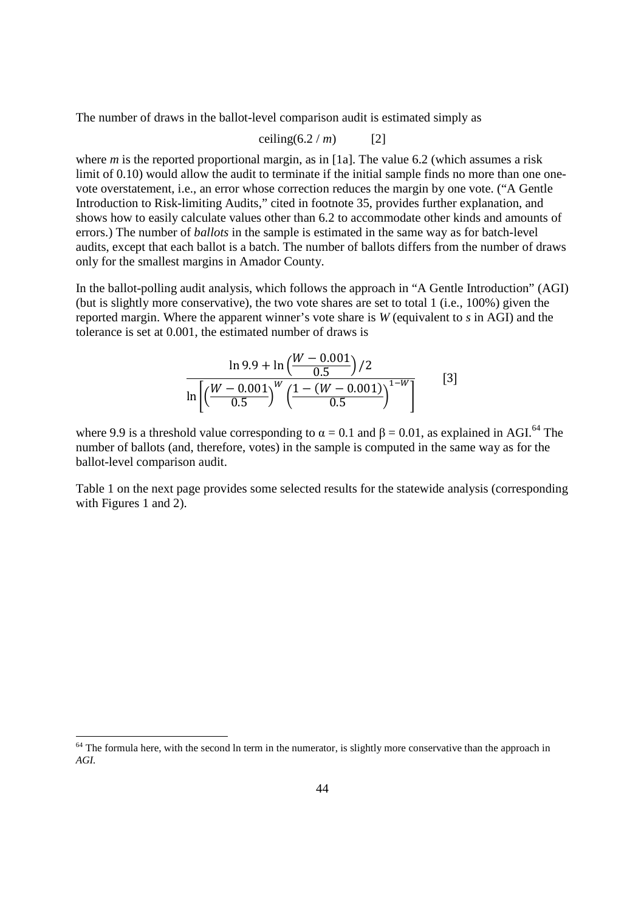The number of draws in the ballot-level comparison audit is estimated simply as

$$\text{ceiling}(6.2 / m) \qquad [2]$$

where *m* is the reported proportional margin, as in [1a]. The value 6.2 (which assumes a risk limit of 0.10) would allow the audit to terminate if the initial sample finds no more than one one-vote overstatement, i.e., an error whose correction reduces the margin by one vote. ("A Gentle Introduction to Risk-limiting Audits," cited in footnote 35, provides further explanation, and shows how to easily calculate values other than 6.2 to accommodate other kinds and amounts of errors.) The number of *ballots* in the sample is estimated in the same way as for batch-level audits, except that each ballot is a batch. The number of ballots differs from the number of draws only for the smallest margins in Amador County.

In the ballot-polling audit analysis, which follows the approach in "A Gentle Introduction" (AGI) (but is slightly more conservative), the two vote shares are set to total 1 (i.e., 100%) given the reported margin. Where the apparent winner's vote share is *W* (equivalent to *s* in AGI) and the tolerance is set at 0.001, the estimated number of draws is

$$\frac{\ln 9.9 + \ln\left(\frac{W - 0.001}{0.5}\right)/2}{\ln\left[\left(\frac{W - 0.001}{0.5}\right)^{W}\left(\frac{1 - (W - 0.001)}{0.5}\right)^{1-W}\right]} \qquad [3]$$

where 9.9 is a threshold value corresponding to $\alpha = 0.1$ and $\beta = 0.01$, as explained in AGI.[64] The number of ballots (and, therefore, votes) in the sample is computed in the same way as for the ballot-level comparison audit.

Table 1 on the next page provides some selected results for the statewide analysis (corresponding with Figures 1 and 2).

[64] The formula here, with the second ln term in the numerator, is slightly more conservative than the approach in *AGI*.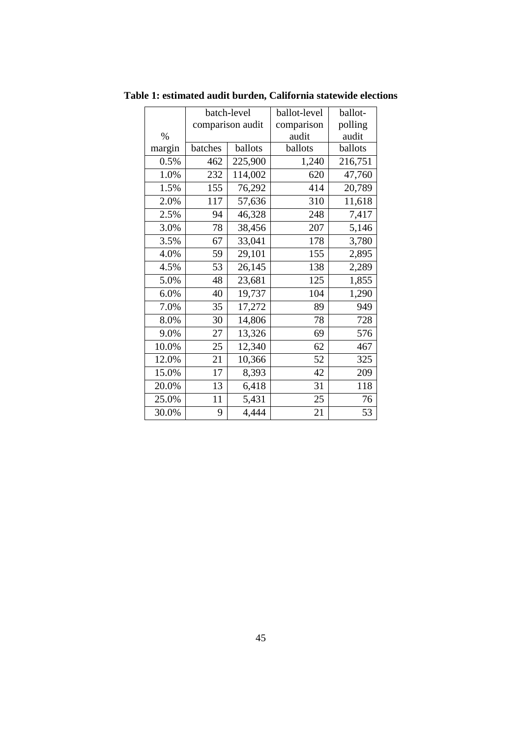**Table 1: estimated audit burden, California statewide elections**

| % margin | batch-level comparison audit | | ballot-level comparison audit | ballot-polling audit |
|---|---|---|---|---|
| | batches | ballots | ballots | ballots |
| 0.5% | 462 | 225,900 | 1,240 | 216,751 |
| 1.0% | 232 | 114,002 | 620 | 47,760 |
| 1.5% | 155 | 76,292 | 414 | 20,789 |
| 2.0% | 117 | 57,636 | 310 | 11,618 |
| 2.5% | 94 | 46,328 | 248 | 7,417 |
| 3.0% | 78 | 38,456 | 207 | 5,146 |
| 3.5% | 67 | 33,041 | 178 | 3,780 |
| 4.0% | 59 | 29,101 | 155 | 2,895 |
| 4.5% | 53 | 26,145 | 138 | 2,289 |
| 5.0% | 48 | 23,681 | 125 | 1,855 |
| 6.0% | 40 | 19,737 | 104 | 1,290 |
| 7.0% | 35 | 17,272 | 89 | 949 |
| 8.0% | 30 | 14,806 | 78 | 728 |
| 9.0% | 27 | 13,326 | 69 | 576 |
| 10.0% | 25 | 12,340 | 62 | 467 |
| 12.0% | 21 | 10,366 | 52 | 325 |
| 15.0% | 17 | 8,393 | 42 | 209 |
| 20.0% | 13 | 6,418 | 31 | 118 |
| 25.0% | 11 | 5,431 | 25 | 76 |
| 30.0% | 9 | 4,444 | 21 | 53 |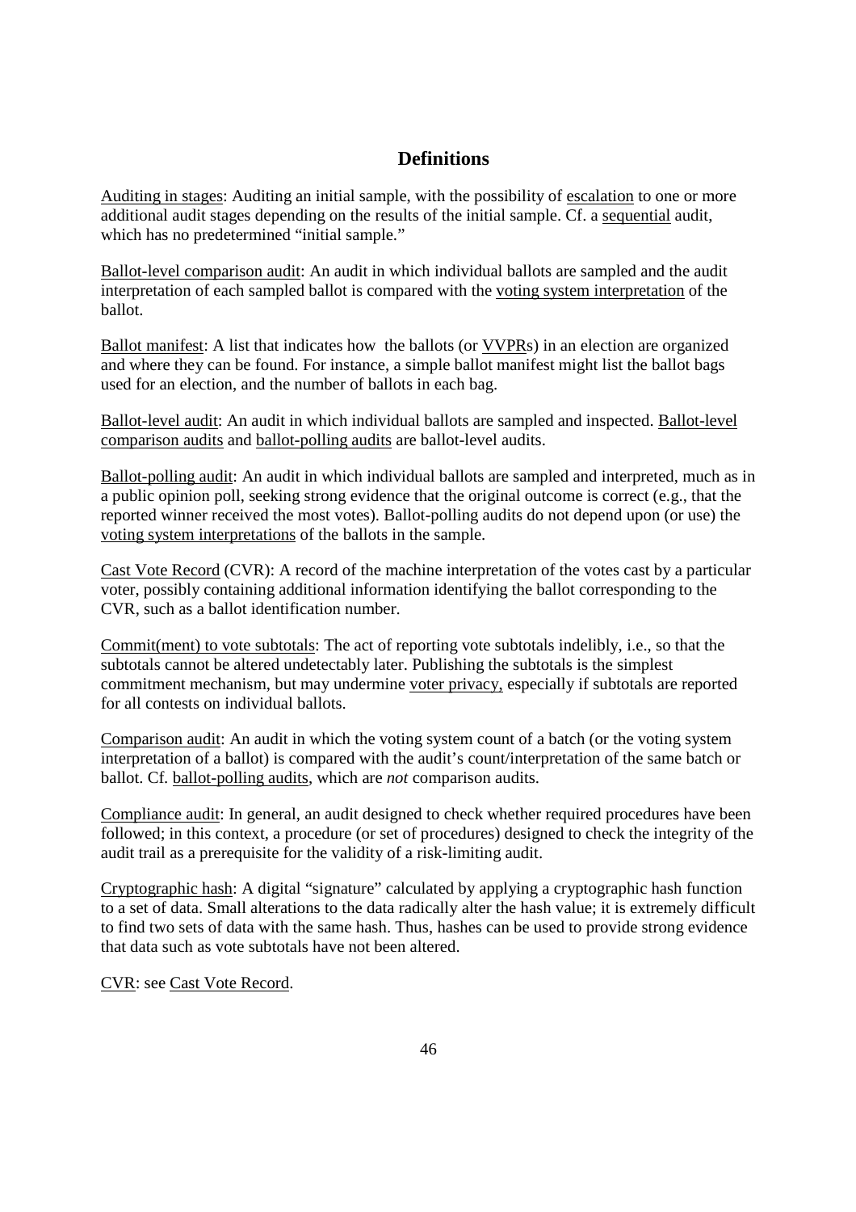## Definitions

Auditing in stages: Auditing an initial sample, with the possibility of escalation to one or more additional audit stages depending on the results of the initial sample. Cf. a sequential audit, which has no predetermined "initial sample."

Ballot-level comparison audit: An audit in which individual ballots are sampled and the audit interpretation of each sampled ballot is compared with the voting system interpretation of the ballot.

Ballot manifest: A list that indicates how the ballots (or VVPRs) in an election are organized and where they can be found. For instance, a simple ballot manifest might list the ballot bags used for an election, and the number of ballots in each bag.

Ballot-level audit: An audit in which individual ballots are sampled and inspected. Ballot-level comparison audits and ballot-polling audits are ballot-level audits.

Ballot-polling audit: An audit in which individual ballots are sampled and interpreted, much as in a public opinion poll, seeking strong evidence that the original outcome is correct (e.g., that the reported winner received the most votes). Ballot-polling audits do not depend upon (or use) the voting system interpretations of the ballots in the sample.

Cast Vote Record (CVR): A record of the machine interpretation of the votes cast by a particular voter, possibly containing additional information identifying the ballot corresponding to the CVR, such as a ballot identification number.

Commit(ment) to vote subtotals: The act of reporting vote subtotals indelibly, i.e., so that the subtotals cannot be altered undetectably later. Publishing the subtotals is the simplest commitment mechanism, but may undermine voter privacy, especially if subtotals are reported for all contests on individual ballots.

Comparison audit: An audit in which the voting system count of a batch (or the voting system interpretation of a ballot) is compared with the audit's count/interpretation of the same batch or ballot. Cf. ballot-polling audits, which are *not* comparison audits.

Compliance audit: In general, an audit designed to check whether required procedures have been followed; in this context, a procedure (or set of procedures) designed to check the integrity of the audit trail as a prerequisite for the validity of a risk-limiting audit.

Cryptographic hash: A digital "signature" calculated by applying a cryptographic hash function to a set of data. Small alterations to the data radically alter the hash value; it is extremely difficult to find two sets of data with the same hash. Thus, hashes can be used to provide strong evidence that data such as vote subtotals have not been altered.

CVR: see Cast Vote Record.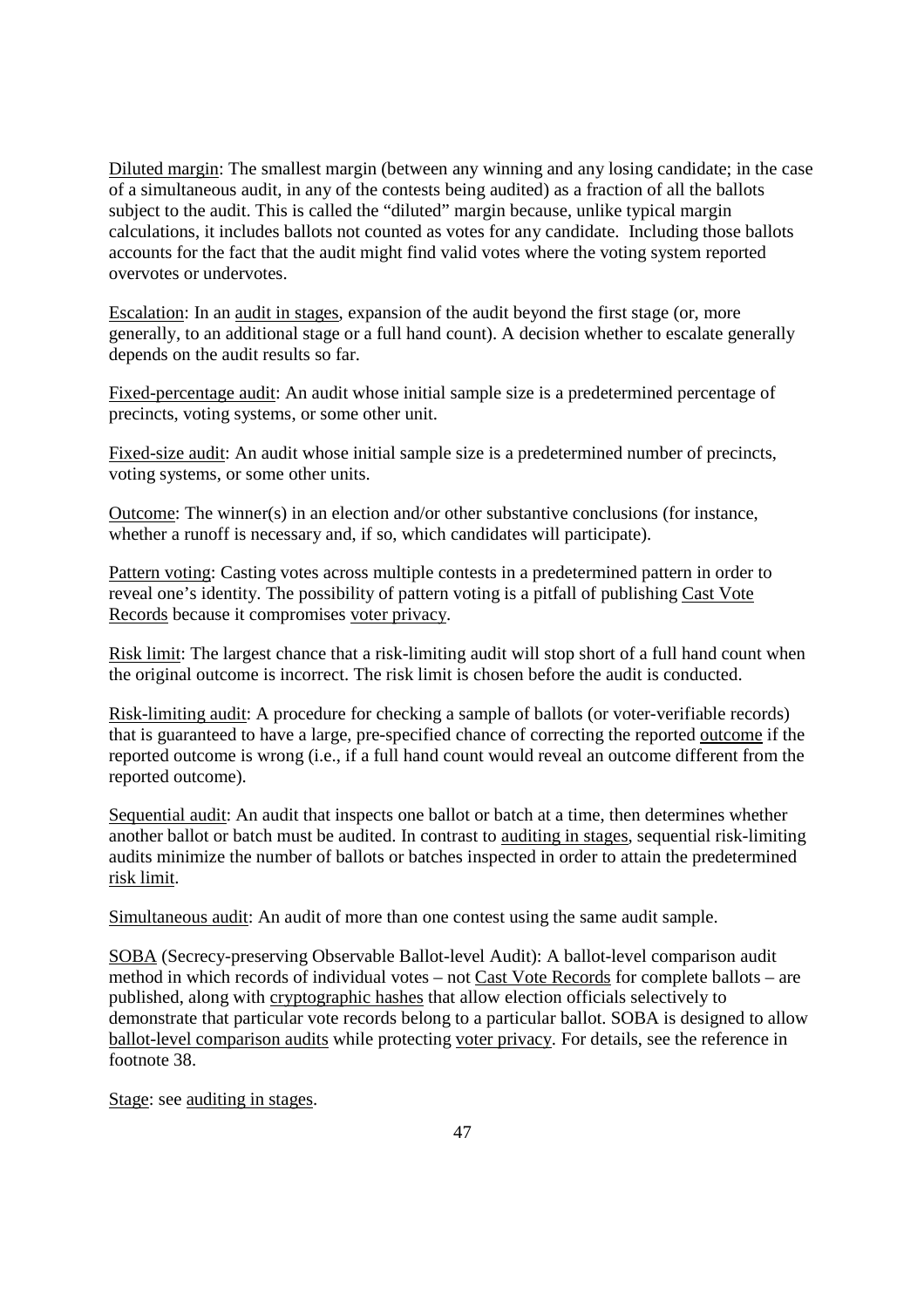Diluted margin: The smallest margin (between any winning and any losing candidate; in the case of a simultaneous audit, in any of the contests being audited) as a fraction of all the ballots subject to the audit. This is called the "diluted" margin because, unlike typical margin calculations, it includes ballots not counted as votes for any candidate. Including those ballots accounts for the fact that the audit might find valid votes where the voting system reported overvotes or undervotes.

Escalation: In an audit in stages, expansion of the audit beyond the first stage (or, more generally, to an additional stage or a full hand count). A decision whether to escalate generally depends on the audit results so far.

Fixed-percentage audit: An audit whose initial sample size is a predetermined percentage of precincts, voting systems, or some other unit.

Fixed-size audit: An audit whose initial sample size is a predetermined number of precincts, voting systems, or some other units.

Outcome: The winner(s) in an election and/or other substantive conclusions (for instance, whether a runoff is necessary and, if so, which candidates will participate).

Pattern voting: Casting votes across multiple contests in a predetermined pattern in order to reveal one's identity. The possibility of pattern voting is a pitfall of publishing Cast Vote Records because it compromises voter privacy.

Risk limit: The largest chance that a risk-limiting audit will stop short of a full hand count when the original outcome is incorrect. The risk limit is chosen before the audit is conducted.

Risk-limiting audit: A procedure for checking a sample of ballots (or voter-verifiable records) that is guaranteed to have a large, pre-specified chance of correcting the reported outcome if the reported outcome is wrong (i.e., if a full hand count would reveal an outcome different from the reported outcome).

Sequential audit: An audit that inspects one ballot or batch at a time, then determines whether another ballot or batch must be audited. In contrast to auditing in stages, sequential risk-limiting audits minimize the number of ballots or batches inspected in order to attain the predetermined risk limit.

Simultaneous audit: An audit of more than one contest using the same audit sample.

SOBA (Secrecy-preserving Observable Ballot-level Audit): A ballot-level comparison audit method in which records of individual votes – not Cast Vote Records for complete ballots – are published, along with cryptographic hashes that allow election officials selectively to demonstrate that particular vote records belong to a particular ballot. SOBA is designed to allow ballot-level comparison audits while protecting voter privacy. For details, see the reference in footnote 38.

Stage: see auditing in stages.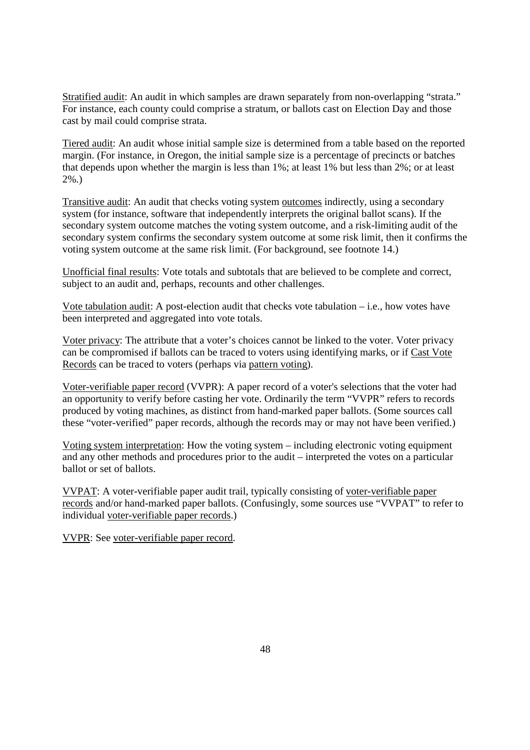Stratified audit: An audit in which samples are drawn separately from non-overlapping "strata." For instance, each county could comprise a stratum, or ballots cast on Election Day and those cast by mail could comprise strata.

Tiered audit: An audit whose initial sample size is determined from a table based on the reported margin. (For instance, in Oregon, the initial sample size is a percentage of precincts or batches that depends upon whether the margin is less than 1%; at least 1% but less than 2%; or at least 2%.)

Transitive audit: An audit that checks voting system outcomes indirectly, using a secondary system (for instance, software that independently interprets the original ballot scans). If the secondary system outcome matches the voting system outcome, and a risk-limiting audit of the secondary system confirms the secondary system outcome at some risk limit, then it confirms the voting system outcome at the same risk limit. (For background, see footnote 14.)

Unofficial final results: Vote totals and subtotals that are believed to be complete and correct, subject to an audit and, perhaps, recounts and other challenges.

Vote tabulation audit: A post-election audit that checks vote tabulation – i.e., how votes have been interpreted and aggregated into vote totals.

Voter privacy: The attribute that a voter's choices cannot be linked to the voter. Voter privacy can be compromised if ballots can be traced to voters using identifying marks, or if Cast Vote Records can be traced to voters (perhaps via pattern voting).

Voter-verifiable paper record (VVPR): A paper record of a voter's selections that the voter had an opportunity to verify before casting her vote. Ordinarily the term "VVPR" refers to records produced by voting machines, as distinct from hand-marked paper ballots. (Some sources call these "voter-verified" paper records, although the records may or may not have been verified.)

Voting system interpretation: How the voting system – including electronic voting equipment and any other methods and procedures prior to the audit – interpreted the votes on a particular ballot or set of ballots.

VVPAT: A voter-verifiable paper audit trail, typically consisting of voter-verifiable paper records and/or hand-marked paper ballots. (Confusingly, some sources use "VVPAT" to refer to individual voter-verifiable paper records.)

VVPR: See voter-verifiable paper record.